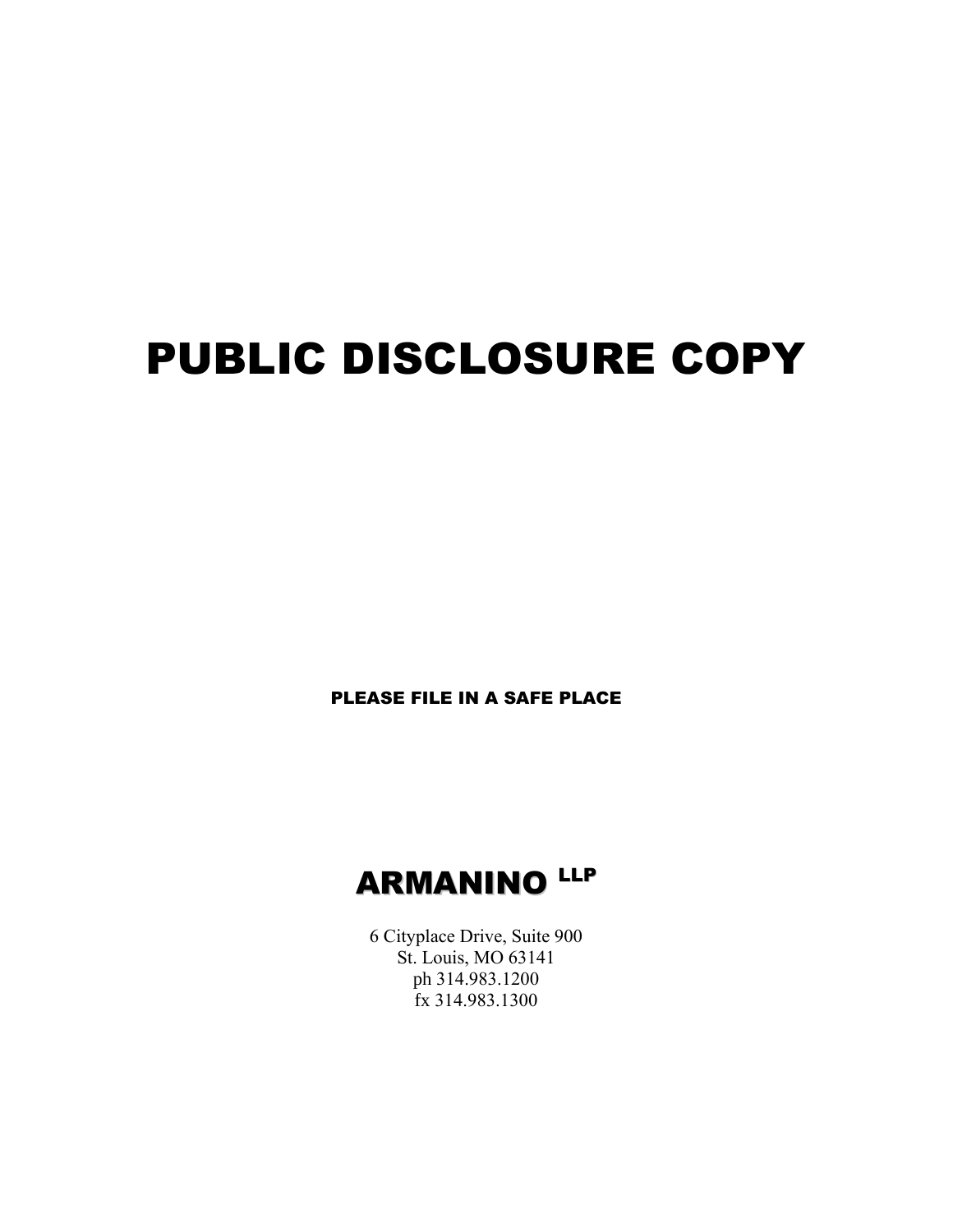# PUBLIC DISCLOSURE COPY

**PLEASE FILE IN A SAFE PLACE**

## ARMANINO LLP

6 Cityplace Drive, Suite 900
St. Louis, MO 63141
ph 314.983.1200
fx 314.983.1300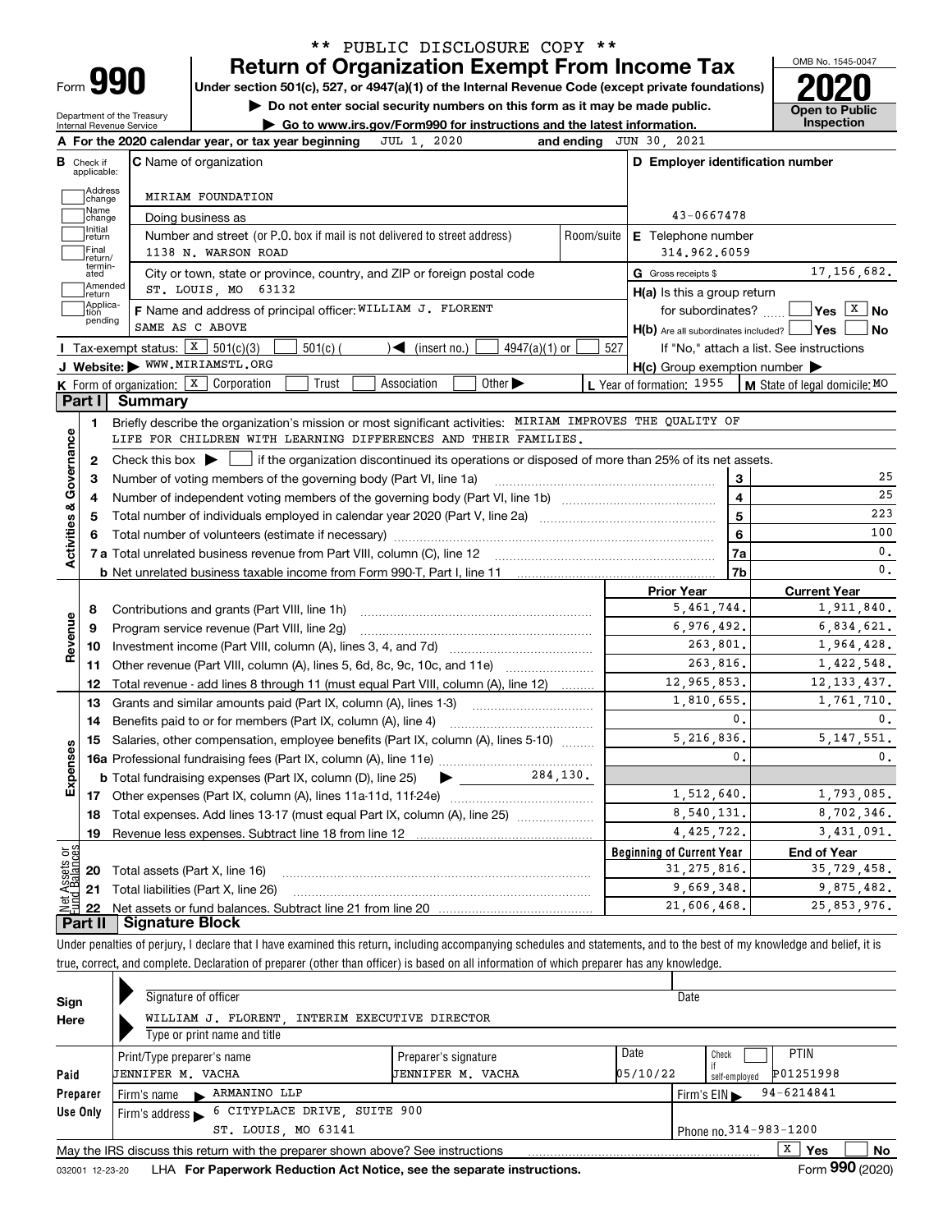\*\* PUBLIC DISCLOSURE COPY \*\*

# Form 990 — Return of Organization Exempt From Income Tax

**Under section 501(c), 527, or 4947(a)(1) of the Internal Revenue Code (except private foundations)**

▶ Do not enter social security numbers on this form as it may be made public.

▶ Go to www.irs.gov/Form990 for instructions and the latest information.

Department of the Treasury
Internal Revenue Service

OMB No. 1545-0047

**2020**

**Open to Public Inspection**

**A** For the 2020 calendar year, or tax year beginning JUL 1, 2020 and ending JUN 30, 2021

**B** Check if applicable: Address change / Name change / Initial return / Final return/terminated / Amended return / Application pending

**C** Name of organization: MIRIAM FOUNDATION

Doing business as

Number and street (or P.O. box if mail is not delivered to street address): 1138 N. WARSON ROAD — Room/suite

City or town, state or province, country, and ZIP or foreign postal code: ST. LOUIS, MO 63132

**D** Employer identification number: 43-0667478

**E** Telephone number: 314.962.6059

**G** Gross receipts $ 17,156,682.

**F** Name and address of principal officer: WILLIAM J. FLORENT, SAME AS C ABOVE

**H(a)** Is this a group return for subordinates? ☐ Yes ☒ No

**H(b)** Are all subordinates included? ☐ Yes ☐ No — If "No," attach a list. See instructions

**H(c)** Group exemption number ▶

**I** Tax-exempt status: ☒ 501(c)(3) ☐ 501(c) ( ) ◀ (insert no.) ☐ 4947(a)(1) or ☐ 527

**J** Website: ▶ WWW.MIRIAMSTL.ORG

**K** Form of organization: ☒ Corporation ☐ Trust ☐ Association ☐ Other ▶

**L** Year of formation: 1955 **M** State of legal domicile: MO

## Part I Summary

**Activities & Governance**

1. Briefly describe the organization's mission or most significant activities: MIRIAM IMPROVES THE QUALITY OF LIFE FOR CHILDREN WITH LEARNING DIFFERENCES AND THEIR FAMILIES.
2. Check this box ▶ ☐ if the organization discontinued its operations or disposed of more than 25% of its net assets.

| | | | |
|---|---|---|---|
| 3 | Number of voting members of the governing body (Part VI, line 1a) | 3 | 25 |
| 4 | Number of independent voting members of the governing body (Part VI, line 1b) | 4 | 25 |
| 5 | Total number of individuals employed in calendar year 2020 (Part V, line 2a) | 5 | 223 |
| 6 | Total number of volunteers (estimate if necessary) | 6 | 100 |
| 7a | Total unrelated business revenue from Part VIII, column (C), line 12 | 7a | 0. |
| b | Net unrelated business taxable income from Form 990-T, Part I, line 11 | 7b | 0. |

| | | Prior Year | Current Year |
|---|---|---|---|
| **Revenue** | | | |
| 8 | Contributions and grants (Part VIII, line 1h) | 5,461,744. | 1,911,840. |
| 9 | Program service revenue (Part VIII, line 2g) | 6,976,492. | 6,834,621. |
| 10 | Investment income (Part VIII, column (A), lines 3, 4, and 7d) | 263,801. | 1,964,428. |
| 11 | Other revenue (Part VIII, column (A), lines 5, 6d, 8c, 9c, 10c, and 11e) | 263,816. | 1,422,548. |
| 12 | Total revenue - add lines 8 through 11 (must equal Part VIII, column (A), line 12) | 12,965,853. | 12,133,437. |
| **Expenses** | | | |
| 13 | Grants and similar amounts paid (Part IX, column (A), lines 1-3) | 1,810,655. | 1,761,710. |
| 14 | Benefits paid to or for members (Part IX, column (A), line 4) | 0. | 0. |
| 15 | Salaries, other compensation, employee benefits (Part IX, column (A), lines 5-10) | 5,216,836. | 5,147,551. |
| 16a | Professional fundraising fees (Part IX, column (A), line 11e) | 0. | 0. |
| b | Total fundraising expenses (Part IX, column (D), line 25) ▶ 284,130. | | |
| 17 | Other expenses (Part IX, column (A), lines 11a-11d, 11f-24e) | 1,512,640. | 1,793,085. |
| 18 | Total expenses. Add lines 13-17 (must equal Part IX, column (A), line 25) | 8,540,131. | 8,702,346. |
| 19 | Revenue less expenses. Subtract line 18 from line 12 | 4,425,722. | 3,431,091. |

| **Net Assets or Fund Balances** | | Beginning of Current Year | End of Year |
|---|---|---|---|
| 20 | Total assets (Part X, line 16) | 31,275,816. | 35,729,458. |
| 21 | Total liabilities (Part X, line 26) | 9,669,348. | 9,875,482. |
| 22 | Net assets or fund balances. Subtract line 21 from line 20 | 21,606,468. | 25,853,976. |

## Part II Signature Block

Under penalties of perjury, I declare that I have examined this return, including accompanying schedules and statements, and to the best of my knowledge and belief, it is true, correct, and complete. Declaration of preparer (other than officer) is based on all information of which preparer has any knowledge.

**Sign Here**

Signature of officer — Date

WILLIAM J. FLORENT, INTERIM EXECUTIVE DIRECTOR

Type or print name and title

**Paid Preparer Use Only**

| Print/Type preparer's name | Preparer's signature | Date | Check if self-employed | PTIN |
|---|---|---|---|---|
| JENNIFER M. VACHA | JENNIFER M. VACHA | 05/10/22 | ☐ | P01251998 |

Firm's name ▶ ARMANINO LLP — Firm's EIN ▶ 94-6214841

Firm's address ▶ 6 CITYPLACE DRIVE, SUITE 900, ST. LOUIS, MO 63141 — Phone no. 314-983-1200

May the IRS discuss this return with the preparer shown above? See instructions ☒ Yes ☐ No

032001 12-23-20 LHA For Paperwork Reduction Act Notice, see the separate instructions. Form **990** (2020)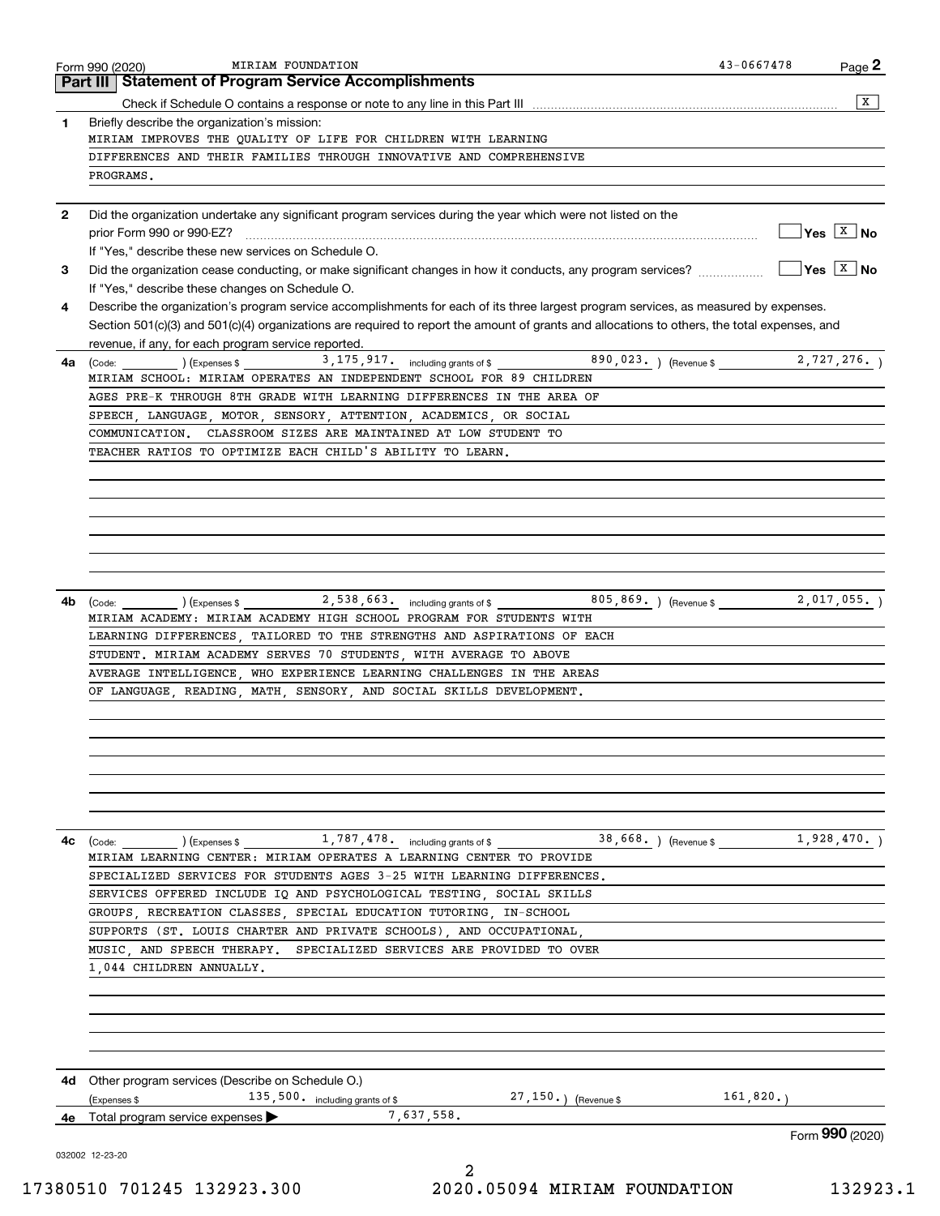Form 990 (2020) MIRIAM FOUNDATION 43-0667478

## Part III Statement of Program Service Accomplishments

Check if Schedule O contains a response or note to any line in this Part III ..... [X]

**1** Briefly describe the organization's mission:

MIRIAM IMPROVES THE QUALITY OF LIFE FOR CHILDREN WITH LEARNING DIFFERENCES AND THEIR FAMILIES THROUGH INNOVATIVE AND COMPREHENSIVE PROGRAMS.

**2** Did the organization undertake any significant program services during the year which were not listed on the prior Form 990 or 990-EZ? ..... [ ] Yes [X] No

If "Yes," describe these new services on Schedule O.

**3** Did the organization cease conducting, or make significant changes in how it conducts, any program services? ..... [ ] Yes [X] No

If "Yes," describe these changes on Schedule O.

**4** Describe the organization's program service accomplishments for each of its three largest program services, as measured by expenses. Section 501(c)(3) and 501(c)(4) organizations are required to report the amount of grants and allocations to others, the total expenses, and revenue, if any, for each program service reported.

**4a** (Code: ______ ) (Expenses $ 3,175,917. including grants of $ 890,023. ) (Revenue $ 2,727,276. )

MIRIAM SCHOOL: MIRIAM OPERATES AN INDEPENDENT SCHOOL FOR 89 CHILDREN AGES PRE-K THROUGH 8TH GRADE WITH LEARNING DIFFERENCES IN THE AREA OF SPEECH, LANGUAGE, MOTOR, SENSORY, ATTENTION, ACADEMICS, OR SOCIAL COMMUNICATION. CLASSROOM SIZES ARE MAINTAINED AT LOW STUDENT TO TEACHER RATIOS TO OPTIMIZE EACH CHILD'S ABILITY TO LEARN.

**4b** (Code: ______ ) (Expenses $ 2,538,663. including grants of $ 805,869. ) (Revenue $ 2,017,055. )

MIRIAM ACADEMY: MIRIAM ACADEMY HIGH SCHOOL PROGRAM FOR STUDENTS WITH LEARNING DIFFERENCES, TAILORED TO THE STRENGTHS AND ASPIRATIONS OF EACH STUDENT. MIRIAM ACADEMY SERVES 70 STUDENTS, WITH AVERAGE TO ABOVE AVERAGE INTELLIGENCE, WHO EXPERIENCE LEARNING CHALLENGES IN THE AREAS OF LANGUAGE, READING, MATH, SENSORY, AND SOCIAL SKILLS DEVELOPMENT.

**4c** (Code: ______ ) (Expenses $ 1,787,478. including grants of $ 38,668. ) (Revenue $ 1,928,470. )

MIRIAM LEARNING CENTER: MIRIAM OPERATES A LEARNING CENTER TO PROVIDE SPECIALIZED SERVICES FOR STUDENTS AGES 3-25 WITH LEARNING DIFFERENCES. SERVICES OFFERED INCLUDE IQ AND PSYCHOLOGICAL TESTING, SOCIAL SKILLS GROUPS, RECREATION CLASSES, SPECIAL EDUCATION TUTORING, IN-SCHOOL SUPPORTS (ST. LOUIS CHARTER AND PRIVATE SCHOOLS), AND OCCUPATIONAL, MUSIC, AND SPEECH THERAPY. SPECIALIZED SERVICES ARE PROVIDED TO OVER 1,044 CHILDREN ANNUALLY.

**4d** Other program services (Describe on Schedule O.)

(Expenses $ 135,500. including grants of $ 27,150. ) (Revenue $ 161,820. )

**4e** Total program service expenses ▶ 7,637,558.

Form **990** (2020)

032002 12-23-20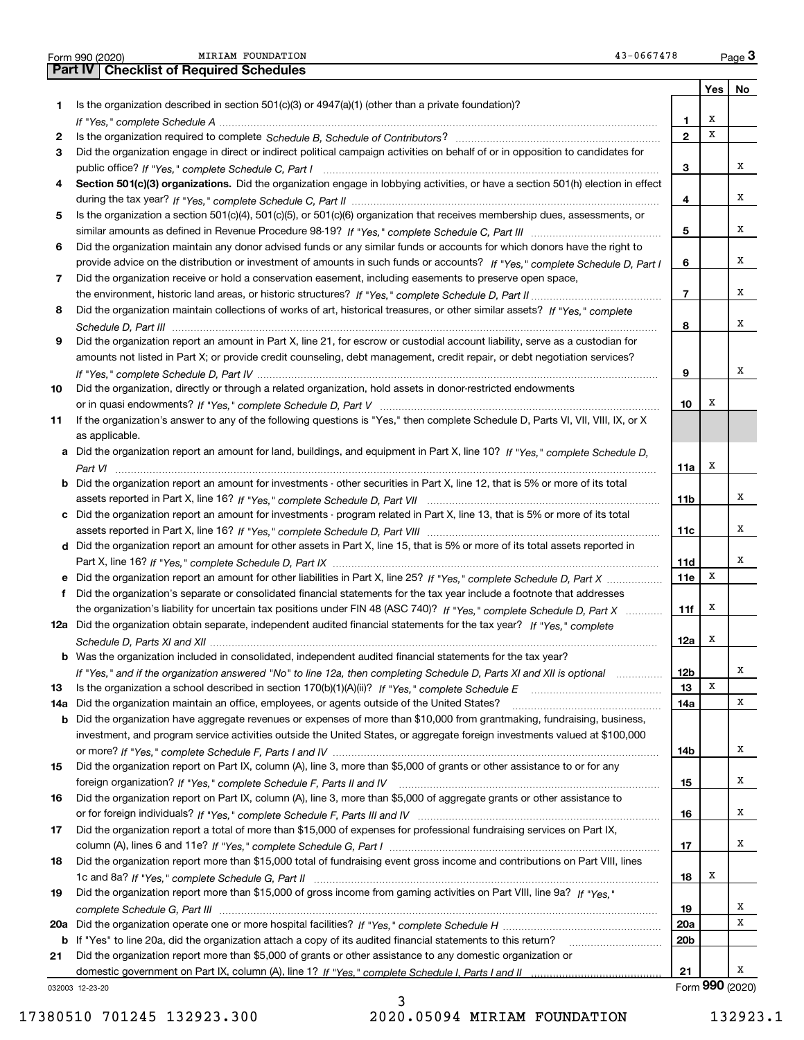Form 990 (2020) MIRIAM FOUNDATION 43-0667478

## Part IV Checklist of Required Schedules

| | | Line | Yes | No |
|---|---|---|---|---|
| 1 | Is the organization described in section 501(c)(3) or 4947(a)(1) (other than a private foundation)? *If "Yes," complete Schedule A* | 1 | X | |
| 2 | Is the organization required to complete *Schedule B, Schedule of Contributors*? | 2 | X | |
| 3 | Did the organization engage in direct or indirect political campaign activities on behalf of or in opposition to candidates for public office? *If "Yes," complete Schedule C, Part I* | 3 | | X |
| 4 | **Section 501(c)(3) organizations.** Did the organization engage in lobbying activities, or have a section 501(h) election in effect during the tax year? *If "Yes," complete Schedule C, Part II* | 4 | | X |
| 5 | Is the organization a section 501(c)(4), 501(c)(5), or 501(c)(6) organization that receives membership dues, assessments, or similar amounts as defined in Revenue Procedure 98-19? *If "Yes," complete Schedule C, Part III* | 5 | | X |
| 6 | Did the organization maintain any donor advised funds or any similar funds or accounts for which donors have the right to provide advice on the distribution or investment of amounts in such funds or accounts? *If "Yes," complete Schedule D, Part I* | 6 | | X |
| 7 | Did the organization receive or hold a conservation easement, including easements to preserve open space, the environment, historic land areas, or historic structures? *If "Yes," complete Schedule D, Part II* | 7 | | X |
| 8 | Did the organization maintain collections of works of art, historical treasures, or other similar assets? *If "Yes," complete Schedule D, Part III* | 8 | | X |
| 9 | Did the organization report an amount in Part X, line 21, for escrow or custodial account liability, serve as a custodian for amounts not listed in Part X; or provide credit counseling, debt management, credit repair, or debt negotiation services? *If "Yes," complete Schedule D, Part IV* | 9 | | X |
| 10 | Did the organization, directly or through a related organization, hold assets in donor-restricted endowments or in quasi endowments? *If "Yes," complete Schedule D, Part V* | 10 | X | |
| 11 | If the organization's answer to any of the following questions is "Yes," then complete Schedule D, Parts VI, VII, VIII, IX, or X as applicable. | | | |
| a | Did the organization report an amount for land, buildings, and equipment in Part X, line 10? *If "Yes," complete Schedule D, Part VI* | 11a | X | |
| b | Did the organization report an amount for investments - other securities in Part X, line 12, that is 5% or more of its total assets reported in Part X, line 16? *If "Yes," complete Schedule D, Part VII* | 11b | | X |
| c | Did the organization report an amount for investments - program related in Part X, line 13, that is 5% or more of its total assets reported in Part X, line 16? *If "Yes," complete Schedule D, Part VIII* | 11c | | X |
| d | Did the organization report an amount for other assets in Part X, line 15, that is 5% or more of its total assets reported in Part X, line 16? *If "Yes," complete Schedule D, Part IX* | 11d | | X |
| e | Did the organization report an amount for other liabilities in Part X, line 25? *If "Yes," complete Schedule D, Part X* | 11e | X | |
| f | Did the organization's separate or consolidated financial statements for the tax year include a footnote that addresses the organization's liability for uncertain tax positions under FIN 48 (ASC 740)? *If "Yes," complete Schedule D, Part X* | 11f | X | |
| 12a | Did the organization obtain separate, independent audited financial statements for the tax year? *If "Yes," complete Schedule D, Parts XI and XII* | 12a | X | |
| b | Was the organization included in consolidated, independent audited financial statements for the tax year? *If "Yes," and if the organization answered "No" to line 12a, then completing Schedule D, Parts XI and XII is optional* | 12b | | X |
| 13 | Is the organization a school described in section 170(b)(1)(A)(ii)? *If "Yes," complete Schedule E* | 13 | X | |
| 14a | Did the organization maintain an office, employees, or agents outside of the United States? | 14a | | X |
| b | Did the organization have aggregate revenues or expenses of more than $10,000 from grantmaking, fundraising, business, investment, and program service activities outside the United States, or aggregate foreign investments valued at $100,000 or more? *If "Yes," complete Schedule F, Parts I and IV* | 14b | | X |
| 15 | Did the organization report on Part IX, column (A), line 3, more than $5,000 of grants or other assistance to or for any foreign organization? *If "Yes," complete Schedule F, Parts II and IV* | 15 | | X |
| 16 | Did the organization report on Part IX, column (A), line 3, more than $5,000 of aggregate grants or other assistance to or for foreign individuals? *If "Yes," complete Schedule F, Parts III and IV* | 16 | | X |
| 17 | Did the organization report a total of more than $15,000 of expenses for professional fundraising services on Part IX, column (A), lines 6 and 11e? *If "Yes," complete Schedule G, Part I* | 17 | | X |
| 18 | Did the organization report more than $15,000 total of fundraising event gross income and contributions on Part VIII, lines 1c and 8a? *If "Yes," complete Schedule G, Part II* | 18 | X | |
| 19 | Did the organization report more than $15,000 of gross income from gaming activities on Part VIII, line 9a? *If "Yes," complete Schedule G, Part III* | 19 | | X |
| 20a | Did the organization operate one or more hospital facilities? *If "Yes," complete Schedule H* | 20a | | X |
| b | If "Yes" to line 20a, did the organization attach a copy of its audited financial statements to this return? | 20b | | |
| 21 | Did the organization report more than $5,000 of grants or other assistance to any domestic organization or domestic government on Part IX, column (A), line 1? *If "Yes," complete Schedule I, Parts I and II* | 21 | | X |

032003 12-23-20

Form **990** (2020)

17380510 701245 132923.300 2020.05094 MIRIAM FOUNDATION 132923.1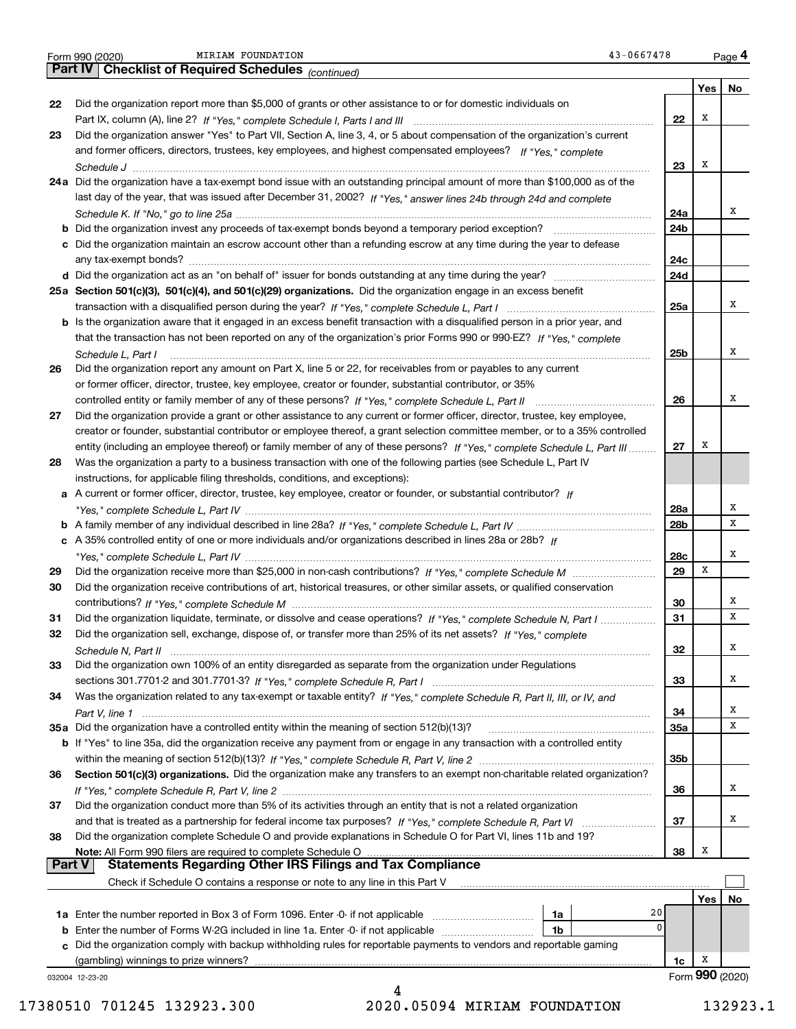Form 990 (2020) MIRIAM FOUNDATION 43-0667478 Page 4

## Part IV Checklist of Required Schedules *(continued)*

| | | | Yes | No |
|---|---|---|---|---|
| 22 | Did the organization report more than $5,000 of grants or other assistance to or for domestic individuals on Part IX, column (A), line 2? *If "Yes," complete Schedule I, Parts I and III* | 22 | X | |
| 23 | Did the organization answer "Yes" to Part VII, Section A, line 3, 4, or 5 about compensation of the organization's current and former officers, directors, trustees, key employees, and highest compensated employees? *If "Yes," complete Schedule J* | 23 | X | |
| 24a | Did the organization have a tax-exempt bond issue with an outstanding principal amount of more than $100,000 as of the last day of the year, that was issued after December 31, 2002? *If "Yes," answer lines 24b through 24d and complete Schedule K. If "No," go to line 25a* | 24a | | X |
| b | Did the organization invest any proceeds of tax-exempt bonds beyond a temporary period exception? | 24b | | |
| c | Did the organization maintain an escrow account other than a refunding escrow at any time during the year to defease any tax-exempt bonds? | 24c | | |
| d | Did the organization act as an "on behalf of" issuer for bonds outstanding at any time during the year? | 24d | | |
| 25a | **Section 501(c)(3), 501(c)(4), and 501(c)(29) organizations.** Did the organization engage in an excess benefit transaction with a disqualified person during the year? *If "Yes," complete Schedule L, Part I* | 25a | | X |
| b | Is the organization aware that it engaged in an excess benefit transaction with a disqualified person in a prior year, and that the transaction has not been reported on any of the organization's prior Forms 990 or 990-EZ? *If "Yes," complete Schedule L, Part I* | 25b | | X |
| 26 | Did the organization report any amount on Part X, line 5 or 22, for receivables from or payables to any current or former officer, director, trustee, key employee, creator or founder, substantial contributor, or 35% controlled entity or family member of any of these persons? *If "Yes," complete Schedule L, Part II* | 26 | | X |
| 27 | Did the organization provide a grant or other assistance to any current or former officer, director, trustee, key employee, creator or founder, substantial contributor or employee thereof, a grant selection committee member, or to a 35% controlled entity (including an employee thereof) or family member of any of these persons? *If "Yes," complete Schedule L, Part III* | 27 | X | |
| 28 | Was the organization a party to a business transaction with one of the following parties (see Schedule L, Part IV instructions, for applicable filing thresholds, conditions, and exceptions): | | | |
| a | A current or former officer, director, trustee, key employee, creator or founder, or substantial contributor? *If "Yes," complete Schedule L, Part IV* | 28a | | X |
| b | A family member of any individual described in line 28a? *If "Yes," complete Schedule L, Part IV* | 28b | | X |
| c | A 35% controlled entity of one or more individuals and/or organizations described in lines 28a or 28b? *If "Yes," complete Schedule L, Part IV* | 28c | | X |
| 29 | Did the organization receive more than $25,000 in non-cash contributions? *If "Yes," complete Schedule M* | 29 | X | |
| 30 | Did the organization receive contributions of art, historical treasures, or other similar assets, or qualified conservation contributions? *If "Yes," complete Schedule M* | 30 | | X |
| 31 | Did the organization liquidate, terminate, or dissolve and cease operations? *If "Yes," complete Schedule N, Part I* | 31 | | X |
| 32 | Did the organization sell, exchange, dispose of, or transfer more than 25% of its net assets? *If "Yes," complete Schedule N, Part II* | 32 | | X |
| 33 | Did the organization own 100% of an entity disregarded as separate from the organization under Regulations sections 301.7701-2 and 301.7701-3? *If "Yes," complete Schedule R, Part I* | 33 | | X |
| 34 | Was the organization related to any tax-exempt or taxable entity? *If "Yes," complete Schedule R, Part II, III, or IV, and Part V, line 1* | 34 | | X |
| 35a | Did the organization have a controlled entity within the meaning of section 512(b)(13)? | 35a | | X |
| b | If "Yes" to line 35a, did the organization receive any payment from or engage in any transaction with a controlled entity within the meaning of section 512(b)(13)? *If "Yes," complete Schedule R, Part V, line 2* | 35b | | |
| 36 | **Section 501(c)(3) organizations.** Did the organization make any transfers to an exempt non-charitable related organization? *If "Yes," complete Schedule R, Part V, line 2* | 36 | | X |
| 37 | Did the organization conduct more than 5% of its activities through an entity that is not a related organization and that is treated as a partnership for federal income tax purposes? *If "Yes," complete Schedule R, Part VI* | 37 | | X |
| 38 | Did the organization complete Schedule O and provide explanations in Schedule O for Part VI, lines 11b and 19? **Note:** All Form 990 filers are required to complete Schedule O | 38 | X | |

## Part V Statements Regarding Other IRS Filings and Tax Compliance

Check if Schedule O contains a response or note to any line in this Part V ☐

| | | | | | Yes | No |
|---|---|---|---|---|---|---|
| 1a | Enter the number reported in Box 3 of Form 1096. Enter -0- if not applicable | 1a | 20 | | | |
| b | Enter the number of Forms W-2G included in line 1a. Enter -0- if not applicable | 1b | 0 | | | |
| c | Did the organization comply with backup withholding rules for reportable payments to vendors and reportable gaming (gambling) winnings to prize winners? | | | 1c | X | |

032004 12-23-20 Form **990** (2020)

17380510 701245 132923.300 2020.05094 MIRIAM FOUNDATION 132923.1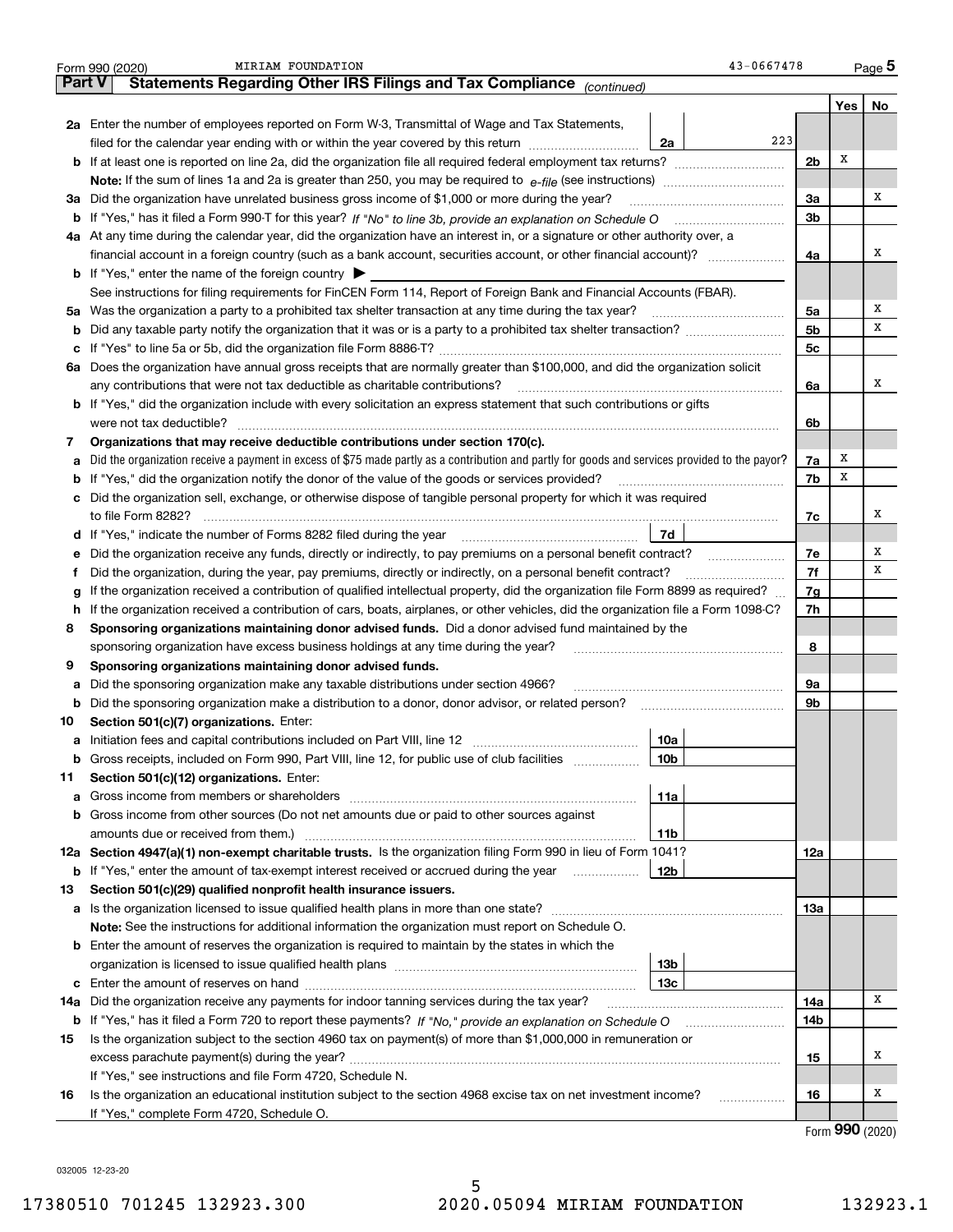Form 990 (2020) MIRIAM FOUNDATION 43-0667478 Page 5

**Part V Statements Regarding Other IRS Filings and Tax Compliance** *(continued)*

| | | | | | Yes | No |
|---|---|---|---|---|---|---|
| **2a** | Enter the number of employees reported on Form W-3, Transmittal of Wage and Tax Statements, filed for the calendar year ending with or within the year covered by this return | 2a | 223 | | | |
| **b** | If at least one is reported on line 2a, did the organization file all required federal employment tax returns? | | | 2b | X | |
| | **Note:** If the sum of lines 1a and 2a is greater than 250, you may be required to *e-file* (see instructions) | | | | | |
| **3a** | Did the organization have unrelated business gross income of $1,000 or more during the year? | | | 3a | | X |
| **b** | If "Yes," has it filed a Form 990-T for this year? *If "No" to line 3b, provide an explanation on Schedule O* | | | 3b | | |
| **4a** | At any time during the calendar year, did the organization have an interest in, or a signature or other authority over, a financial account in a foreign country (such as a bank account, securities account, or other financial account)? | | | 4a | | X |
| **b** | If "Yes," enter the name of the foreign country ▶ | | | | | |
| | See instructions for filing requirements for FinCEN Form 114, Report of Foreign Bank and Financial Accounts (FBAR). | | | | | |
| **5a** | Was the organization a party to a prohibited tax shelter transaction at any time during the tax year? | | | 5a | | X |
| **b** | Did any taxable party notify the organization that it was or is a party to a prohibited tax shelter transaction? | | | 5b | | X |
| **c** | If "Yes" to line 5a or 5b, did the organization file Form 8886-T? | | | 5c | | |
| **6a** | Does the organization have annual gross receipts that are normally greater than $100,000, and did the organization solicit any contributions that were not tax deductible as charitable contributions? | | | 6a | | X |
| **b** | If "Yes," did the organization include with every solicitation an express statement that such contributions or gifts were not tax deductible? | | | 6b | | |
| **7** | **Organizations that may receive deductible contributions under section 170(c).** | | | | | |
| **a** | Did the organization receive a payment in excess of $75 made partly as a contribution and partly for goods and services provided to the payor? | | | 7a | X | |
| **b** | If "Yes," did the organization notify the donor of the value of the goods or services provided? | | | 7b | X | |
| **c** | Did the organization sell, exchange, or otherwise dispose of tangible personal property for which it was required to file Form 8282? | | | 7c | | X |
| **d** | If "Yes," indicate the number of Forms 8282 filed during the year | 7d | | | | |
| **e** | Did the organization receive any funds, directly or indirectly, to pay premiums on a personal benefit contract? | | | 7e | | X |
| **f** | Did the organization, during the year, pay premiums, directly or indirectly, on a personal benefit contract? | | | 7f | | X |
| **g** | If the organization received a contribution of qualified intellectual property, did the organization file Form 8899 as required? | | | 7g | | |
| **h** | If the organization received a contribution of cars, boats, airplanes, or other vehicles, did the organization file a Form 1098-C? | | | 7h | | |
| **8** | **Sponsoring organizations maintaining donor advised funds.** Did a donor advised fund maintained by the sponsoring organization have excess business holdings at any time during the year? | | | 8 | | |
| **9** | **Sponsoring organizations maintaining donor advised funds.** | | | | | |
| **a** | Did the sponsoring organization make any taxable distributions under section 4966? | | | 9a | | |
| **b** | Did the sponsoring organization make a distribution to a donor, donor advisor, or related person? | | | 9b | | |
| **10** | **Section 501(c)(7) organizations.** Enter: | | | | | |
| **a** | Initiation fees and capital contributions included on Part VIII, line 12 | 10a | | | | |
| **b** | Gross receipts, included on Form 990, Part VIII, line 12, for public use of club facilities | 10b | | | | |
| **11** | **Section 501(c)(12) organizations.** Enter: | | | | | |
| **a** | Gross income from members or shareholders | 11a | | | | |
| **b** | Gross income from other sources (Do not net amounts due or paid to other sources against amounts due or received from them.) | 11b | | | | |
| **12a** | **Section 4947(a)(1) non-exempt charitable trusts.** Is the organization filing Form 990 in lieu of Form 1041? | | | 12a | | |
| **b** | If "Yes," enter the amount of tax-exempt interest received or accrued during the year | 12b | | | | |
| **13** | **Section 501(c)(29) qualified nonprofit health insurance issuers.** | | | | | |
| **a** | Is the organization licensed to issue qualified health plans in more than one state? | | | 13a | | |
| | **Note:** See the instructions for additional information the organization must report on Schedule O. | | | | | |
| **b** | Enter the amount of reserves the organization is required to maintain by the states in which the organization is licensed to issue qualified health plans | 13b | | | | |
| **c** | Enter the amount of reserves on hand | 13c | | | | |
| **14a** | Did the organization receive any payments for indoor tanning services during the tax year? | | | 14a | | X |
| **b** | If "Yes," has it filed a Form 720 to report these payments? *If "No," provide an explanation on Schedule O* | | | 14b | | |
| **15** | Is the organization subject to the section 4960 tax on payment(s) of more than $1,000,000 in remuneration or excess parachute payment(s) during the year? | | | 15 | | X |
| | If "Yes," see instructions and file Form 4720, Schedule N. | | | | | |
| **16** | Is the organization an educational institution subject to the section 4968 excise tax on net investment income? | | | 16 | | X |
| | If "Yes," complete Form 4720, Schedule O. | | | | | |

Form **990** (2020)

032005 12-23-20

17380510 701245 132923.300 2020.05094 MIRIAM FOUNDATION 132923.1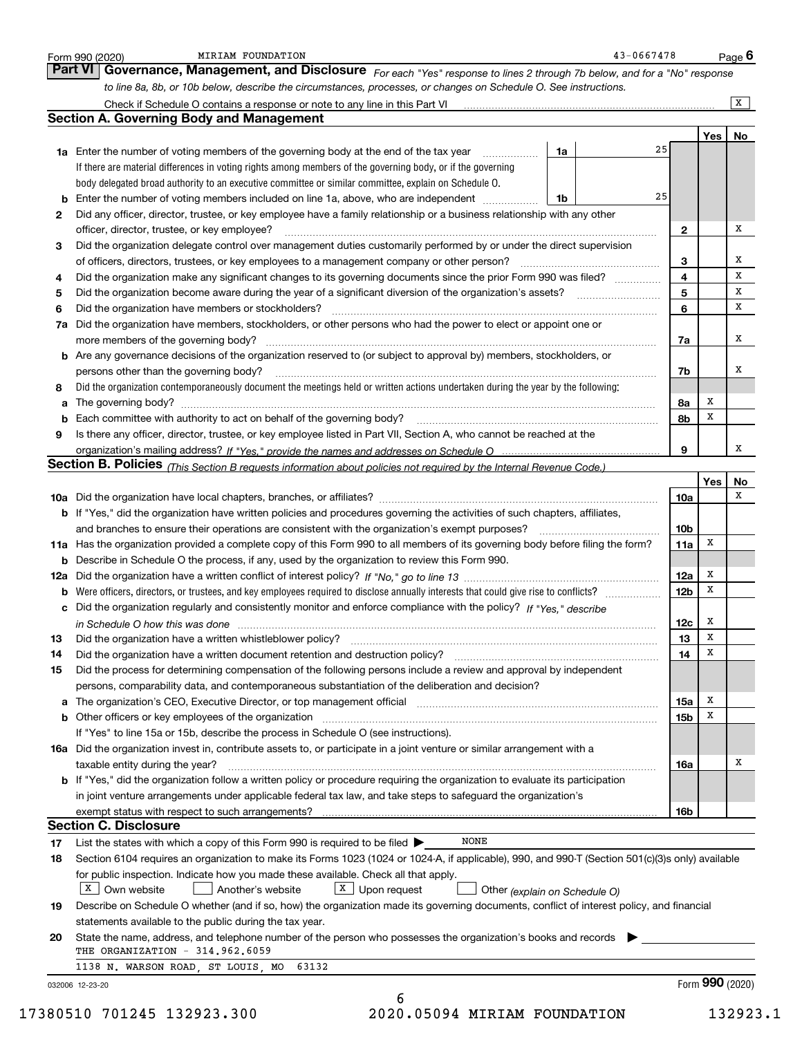Form 990 (2020) MIRIAM FOUNDATION 43-0667478 Page 6

## Part VI Governance, Management, and Disclosure

*For each "Yes" response to lines 2 through 7b below, and for a "No" response to line 8a, 8b, or 10b below, describe the circumstances, processes, or changes on Schedule O. See instructions.*

Check if Schedule O contains a response or note to any line in this Part VI ..... [X]

### Section A. Governing Body and Management

| | | | | | Yes | No |
|---|---|---|---|---|---|---|
| 1a | Enter the number of voting members of the governing body at the end of the tax year. If there are material differences in voting rights among members of the governing body, or if the governing body delegated broad authority to an executive committee or similar committee, explain on Schedule O. | 1a | 25 | | | |
| b | Enter the number of voting members included on line 1a, above, who are independent | 1b | 25 | | | |
| 2 | Did any officer, director, trustee, or key employee have a family relationship or a business relationship with any other officer, director, trustee, or key employee? | | | 2 | | X |
| 3 | Did the organization delegate control over management duties customarily performed by or under the direct supervision of officers, directors, trustees, or key employees to a management company or other person? | | | 3 | | X |
| 4 | Did the organization make any significant changes to its governing documents since the prior Form 990 was filed? | | | 4 | | X |
| 5 | Did the organization become aware during the year of a significant diversion of the organization's assets? | | | 5 | | X |
| 6 | Did the organization have members or stockholders? | | | 6 | | X |
| 7a | Did the organization have members, stockholders, or other persons who had the power to elect or appoint one or more members of the governing body? | | | 7a | | X |
| b | Are any governance decisions of the organization reserved to (or subject to approval by) members, stockholders, or persons other than the governing body? | | | 7b | | X |
| 8 | Did the organization contemporaneously document the meetings held or written actions undertaken during the year by the following: | | | | | |
| a | The governing body? | | | 8a | X | |
| b | Each committee with authority to act on behalf of the governing body? | | | 8b | X | |
| 9 | Is there any officer, director, trustee, or key employee listed in Part VII, Section A, who cannot be reached at the organization's mailing address? *If "Yes," provide the names and addresses on Schedule O* | | | 9 | | X |

### Section B. Policies *(This Section B requests information about policies not required by the Internal Revenue Code.)*

| | | | Yes | No |
|---|---|---|---|---|
| 10a | Did the organization have local chapters, branches, or affiliates? | 10a | | X |
| b | If "Yes," did the organization have written policies and procedures governing the activities of such chapters, affiliates, and branches to ensure their operations are consistent with the organization's exempt purposes? | 10b | | |
| 11a | Has the organization provided a complete copy of this Form 990 to all members of its governing body before filing the form? | 11a | X | |
| b | Describe in Schedule O the process, if any, used by the organization to review this Form 990. | | | |
| 12a | Did the organization have a written conflict of interest policy? *If "No," go to line 13* | 12a | X | |
| b | Were officers, directors, or trustees, and key employees required to disclose annually interests that could give rise to conflicts? | 12b | X | |
| c | Did the organization regularly and consistently monitor and enforce compliance with the policy? *If "Yes," describe in Schedule O how this was done* | 12c | X | |
| 13 | Did the organization have a written whistleblower policy? | 13 | X | |
| 14 | Did the organization have a written document retention and destruction policy? | 14 | X | |
| 15 | Did the process for determining compensation of the following persons include a review and approval by independent persons, comparability data, and contemporaneous substantiation of the deliberation and decision? | | | |
| a | The organization's CEO, Executive Director, or top management official | 15a | X | |
| b | Other officers or key employees of the organization | 15b | X | |
| | If "Yes" to line 15a or 15b, describe the process in Schedule O (see instructions). | | | |
| 16a | Did the organization invest in, contribute assets to, or participate in a joint venture or similar arrangement with a taxable entity during the year? | 16a | | X |
| b | If "Yes," did the organization follow a written policy or procedure requiring the organization to evaluate its participation in joint venture arrangements under applicable federal tax law, and take steps to safeguard the organization's exempt status with respect to such arrangements? | 16b | | |

### Section C. Disclosure

17 List the states with which a copy of this Form 990 is required to be filed ▶ NONE

18 Section 6104 requires an organization to make its Forms 1023 (1024 or 1024-A, if applicable), 990, and 990-T (Section 501(c)(3)s only) available for public inspection. Indicate how you made these available. Check all that apply.

[X] Own website [ ] Another's website [X] Upon request [ ] Other *(explain on Schedule O)*

19 Describe on Schedule O whether (and if so, how) the organization made its governing documents, conflict of interest policy, and financial statements available to the public during the tax year.

20 State the name, address, and telephone number of the person who possesses the organization's books and records ▶

THE ORGANIZATION - 314.962.6059

1138 N. WARSON ROAD, ST LOUIS, MO 63132

032006 12-23-20 Form **990** (2020)

17380510 701245 132923.300 2020.05094 MIRIAM FOUNDATION 132923.1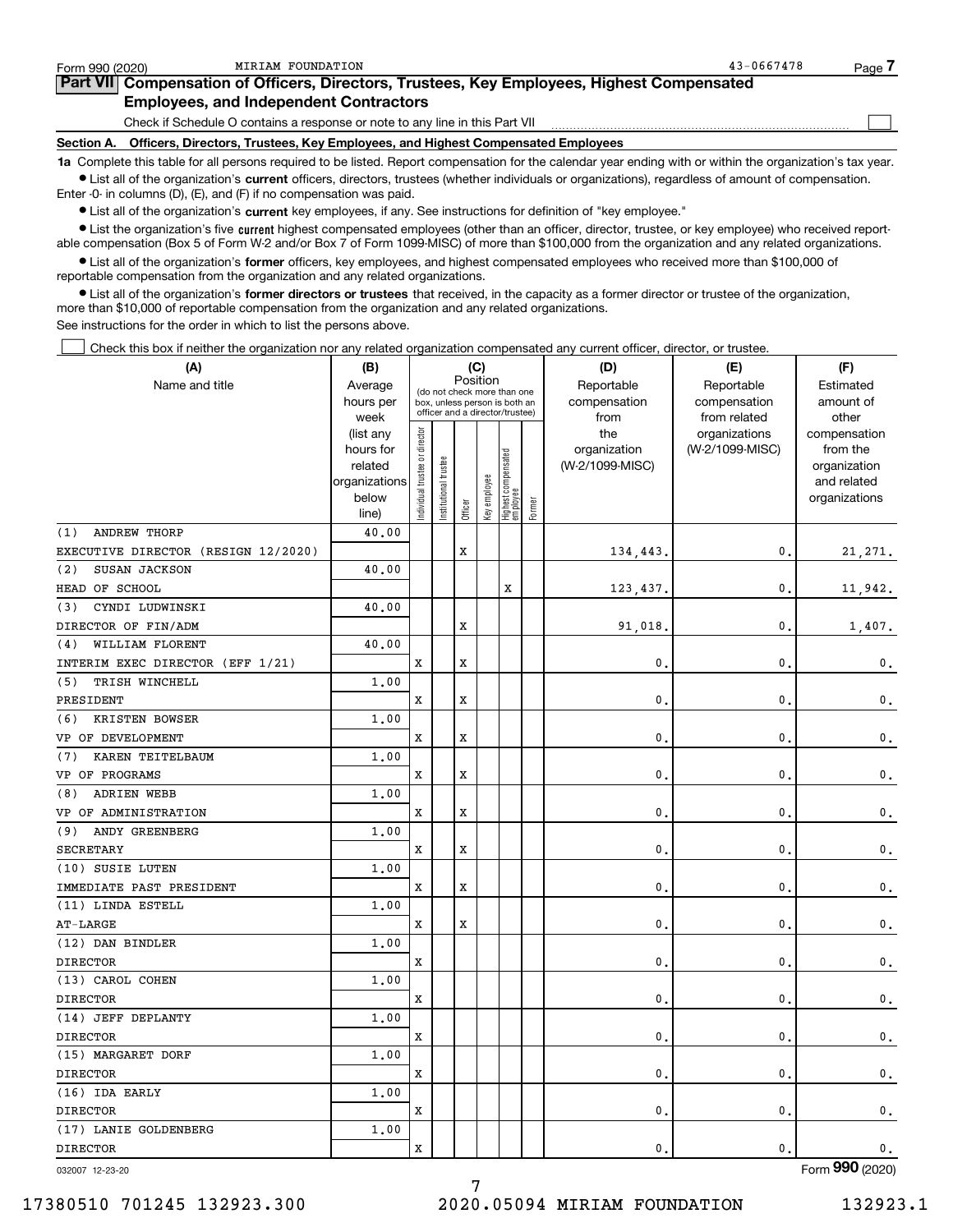Form 990 (2020) MIRIAM FOUNDATION 43-0667478

## Part VII Compensation of Officers, Directors, Trustees, Key Employees, Highest Compensated Employees, and Independent Contractors

Check if Schedule O contains a response or note to any line in this Part VII

### Section A. Officers, Directors, Trustees, Key Employees, and Highest Compensated Employees

**1a** Complete this table for all persons required to be listed. Report compensation for the calendar year ending with or within the organization's tax year.

- List all of the organization's **current** officers, directors, trustees (whether individuals or organizations), regardless of amount of compensation. Enter -0- in columns (D), (E), and (F) if no compensation was paid.
- List all of the organization's **current** key employees, if any. See instructions for definition of "key employee."
- List the organization's five **current** highest compensated employees (other than an officer, director, trustee, or key employee) who received reportable compensation (Box 5 of Form W-2 and/or Box 7 of Form 1099-MISC) of more than $100,000 from the organization and any related organizations.
- List all of the organization's **former** officers, key employees, and highest compensated employees who received more than $100,000 of reportable compensation from the organization and any related organizations.
- List all of the organization's **former directors or trustees** that received, in the capacity as a former director or trustee of the organization, more than $10,000 of reportable compensation from the organization and any related organizations.

See instructions for the order in which to list the persons above.

☐ Check this box if neither the organization nor any related organization compensated any current officer, director, or trustee.

| (A) Name and title | (B) Average hours per week (list any hours for related organizations below line) | (C) Position: Individual trustee or director | Institutional trustee | Officer | Key employee | Highest compensated employee | Former | (D) Reportable compensation from the organization (W-2/1099-MISC) | (E) Reportable compensation from related organizations (W-2/1099-MISC) | (F) Estimated amount of other compensation from the organization and related organizations |
|---|---|---|---|---|---|---|---|---|---|---|
| (1) ANDREW THORP<br>EXECUTIVE DIRECTOR (RESIGN 12/2020) | 40.00 | | | X | | | | 134,443. | 0. | 21,271. |
| (2) SUSAN JACKSON<br>HEAD OF SCHOOL | 40.00 | | | | | X | | 123,437. | 0. | 11,942. |
| (3) CYNDI LUDWINSKI<br>DIRECTOR OF FIN/ADM | 40.00 | | | X | | | | 91,018. | 0. | 1,407. |
| (4) WILLIAM FLORENT<br>INTERIM EXEC DIRECTOR (EFF 1/21) | 40.00 | X | | X | | | | 0. | 0. | 0. |
| (5) TRISH WINCHELL<br>PRESIDENT | 1.00 | X | | X | | | | 0. | 0. | 0. |
| (6) KRISTEN BOWSER<br>VP OF DEVELOPMENT | 1.00 | X | | X | | | | 0. | 0. | 0. |
| (7) KAREN TEITELBAUM<br>VP OF PROGRAMS | 1.00 | X | | X | | | | 0. | 0. | 0. |
| (8) ADRIEN WEBB<br>VP OF ADMINISTRATION | 1.00 | X | | X | | | | 0. | 0. | 0. |
| (9) ANDY GREENBERG<br>SECRETARY | 1.00 | X | | X | | | | 0. | 0. | 0. |
| (10) SUSIE LUTEN<br>IMMEDIATE PAST PRESIDENT | 1.00 | X | | X | | | | 0. | 0. | 0. |
| (11) LINDA ESTELL<br>AT-LARGE | 1.00 | X | | X | | | | 0. | 0. | 0. |
| (12) DAN BINDLER<br>DIRECTOR | 1.00 | X | | | | | | 0. | 0. | 0. |
| (13) CAROL COHEN<br>DIRECTOR | 1.00 | X | | | | | | 0. | 0. | 0. |
| (14) JEFF DEPLANTY<br>DIRECTOR | 1.00 | X | | | | | | 0. | 0. | 0. |
| (15) MARGARET DORF<br>DIRECTOR | 1.00 | X | | | | | | 0. | 0. | 0. |
| (16) IDA EARLY<br>DIRECTOR | 1.00 | X | | | | | | 0. | 0. | 0. |
| (17) LANIE GOLDENBERG<br>DIRECTOR | 1.00 | X | | | | | | 0. | 0. | 0. |

032007 12-23-20

Form 990 (2020)

17380510 701245 132923.300 2020.05094 MIRIAM FOUNDATION 132923.1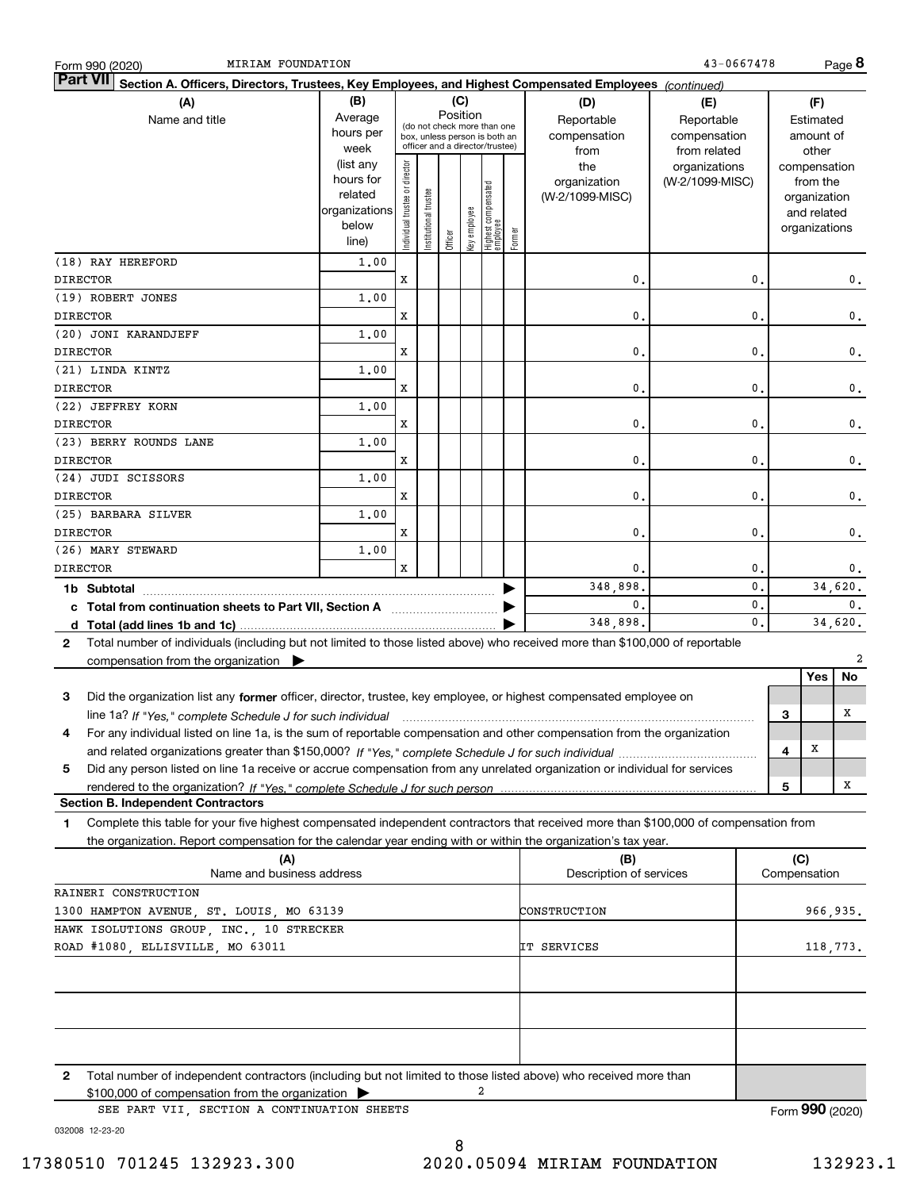Form 990 (2020) MIRIAM FOUNDATION 43-0667478

## Part VII Section A. Officers, Directors, Trustees, Key Employees, and Highest Compensated Employees *(continued)*

| (A) Name and title | (B) Average hours per week (list any hours for related organizations below line) | (C) Position: Individual trustee or director | Institutional trustee | Officer | Key employee | Highest compensated employee | Former | (D) Reportable compensation from the organization (W-2/1099-MISC) | (E) Reportable compensation from related organizations (W-2/1099-MISC) | (F) Estimated amount of other compensation from the organization and related organizations |
|---|---|---|---|---|---|---|---|---|---|---|
| (18) RAY HEREFORD<br>DIRECTOR | 1.00 | X | | | | | | 0. | 0. | 0. |
| (19) ROBERT JONES<br>DIRECTOR | 1.00 | X | | | | | | 0. | 0. | 0. |
| (20) JONI KARANDJEFF<br>DIRECTOR | 1.00 | X | | | | | | 0. | 0. | 0. |
| (21) LINDA KINTZ<br>DIRECTOR | 1.00 | X | | | | | | 0. | 0. | 0. |
| (22) JEFFREY KORN<br>DIRECTOR | 1.00 | X | | | | | | 0. | 0. | 0. |
| (23) BERRY ROUNDS LANE<br>DIRECTOR | 1.00 | X | | | | | | 0. | 0. | 0. |
| (24) JUDI SCISSORS<br>DIRECTOR | 1.00 | X | | | | | | 0. | 0. | 0. |
| (25) BARBARA SILVER<br>DIRECTOR | 1.00 | X | | | | | | 0. | 0. | 0. |
| (26) MARY STEWARD<br>DIRECTOR | 1.00 | X | | | | | | 0. | 0. | 0. |
| **1b Subtotal** | | | | | | | | 348,898. | 0. | 34,620. |
| **c Total from continuation sheets to Part VII, Section A** | | | | | | | | 0. | 0. | 0. |
| **d Total (add lines 1b and 1c)** | | | | | | | | 348,898. | 0. | 34,620. |

**2** Total number of individuals (including but not limited to those listed above) who received more than $100,000 of reportable compensation from the organization ▶ 2

| | | Yes | No |
|---|---|---|---|
| **3** Did the organization list any **former** officer, director, trustee, key employee, or highest compensated employee on line 1a? *If "Yes," complete Schedule J for such individual* | 3 | | X |
| **4** For any individual listed on line 1a, is the sum of reportable compensation and other compensation from the organization and related organizations greater than $150,000? *If "Yes," complete Schedule J for such individual* | 4 | X | |
| **5** Did any person listed on line 1a receive or accrue compensation from any unrelated organization or individual for services rendered to the organization? *If "Yes," complete Schedule J for such person* | 5 | | X |

### Section B. Independent Contractors

**1** Complete this table for your five highest compensated independent contractors that received more than $100,000 of compensation from the organization. Report compensation for the calendar year ending with or within the organization's tax year.

| (A) Name and business address | (B) Description of services | (C) Compensation |
|---|---|---|
| RAINERI CONSTRUCTION<br>1300 HAMPTON AVENUE, ST. LOUIS, MO 63139 | CONSTRUCTION | 966,935. |
| HAWK ISOLUTIONS GROUP, INC., 10 STRECKER<br>ROAD #1080, ELLISVILLE, MO 63011 | IT SERVICES | 118,773. |
| | | |
| | | |
| | | |

**2** Total number of independent contractors (including but not limited to those listed above) who received more than $100,000 of compensation from the organization ▶ 2

SEE PART VII, SECTION A CONTINUATION SHEETS

Form **990** (2020)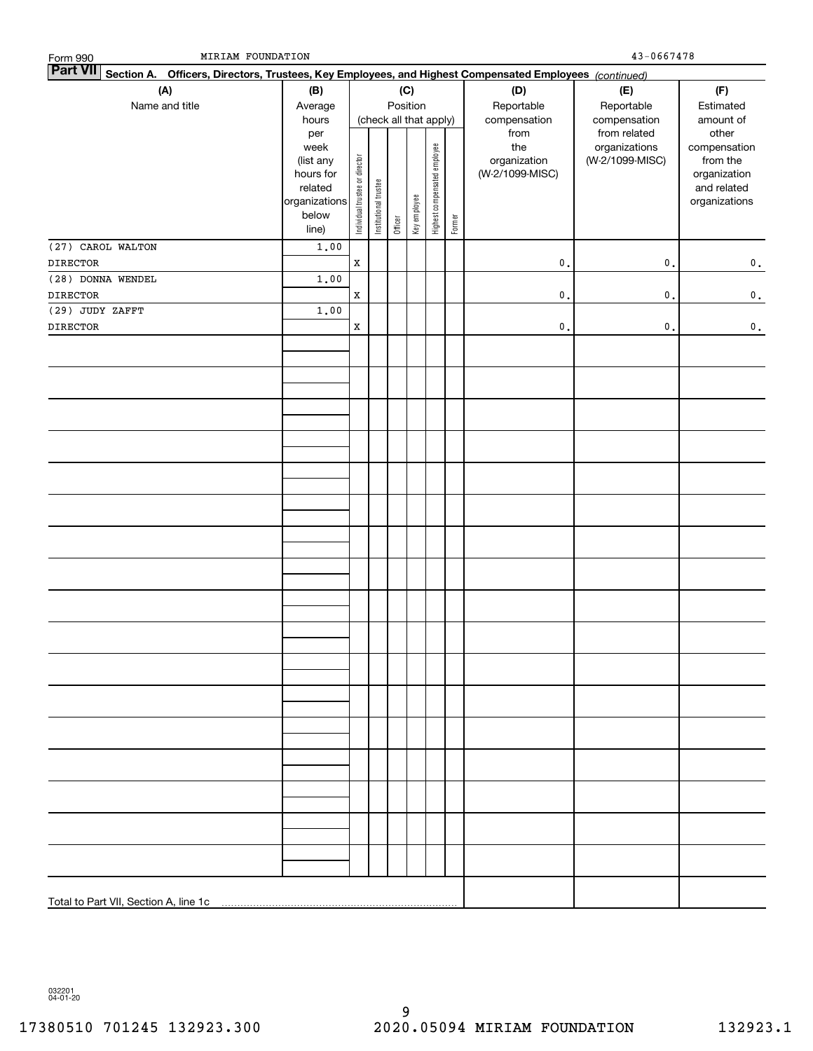Form 990 MIRIAM FOUNDATION 43-0667478

**Part VII** **Section A. Officers, Directors, Trustees, Key Employees, and Highest Compensated Employees** *(continued)*

| (A) Name and title | (B) Average hours per week (list any hours for related organizations below line) | (C) Position (check all that apply): Individual trustee or director | Institutional trustee | Officer | Key employee | Highest compensated employee | Former | (D) Reportable compensation from the organization (W-2/1099-MISC) | (E) Reportable compensation from related organizations (W-2/1099-MISC) | (F) Estimated amount of other compensation from the organization and related organizations |
|---|---|---|---|---|---|---|---|---|---|---|
| (27) CAROL WALTON<br>DIRECTOR | 1.00 | X | | | | | | 0. | 0. | 0. |
| (28) DONNA WENDEL<br>DIRECTOR | 1.00 | X | | | | | | 0. | 0. | 0. |
| (29) JUDY ZAFFT<br>DIRECTOR | 1.00 | X | | | | | | 0. | 0. | 0. |
| Total to Part VII, Section A, line 1c | | | | | | | | | | |

032201 04-01-20

17380510 701245 132923.300 2020.05094 MIRIAM FOUNDATION 132923.1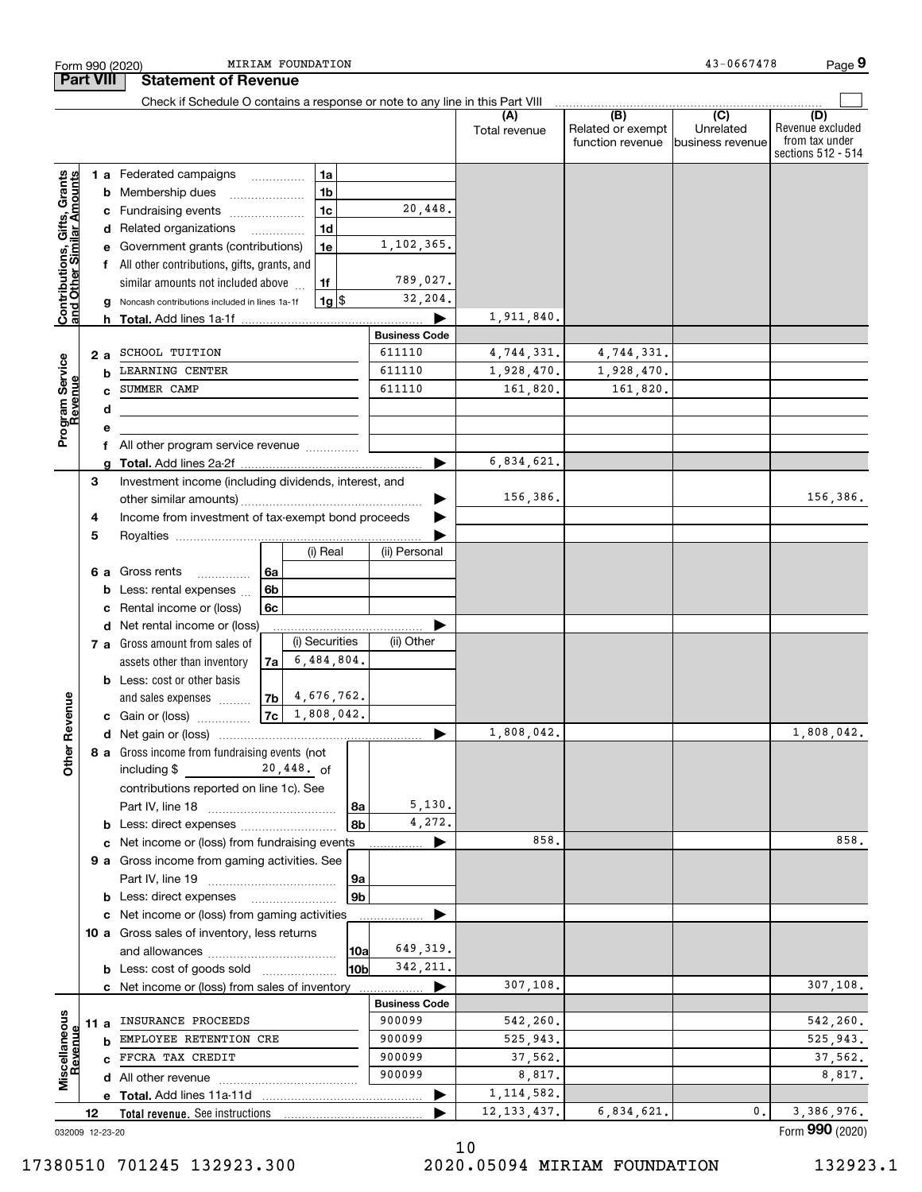Form 990 (2020) MIRIAM FOUNDATION 43-0667478 Page 9

## Part VIII Statement of Revenue

Check if Schedule O contains a response or note to any line in this Part VIII

| | | | (A) Total revenue | (B) Related or exempt function revenue | (C) Unrelated business revenue | (D) Revenue excluded from tax under sections 512 - 514 |
|---|---|---|---|---|---|---|
| **Contributions, Gifts, Grants and Other Similar Amounts** | | | | | | |
| 1 a Federated campaigns | 1a | | | | | |
| b Membership dues | 1b | | | | | |
| c Fundraising events | 1c | 20,448. | | | | |
| d Related organizations | 1d | | | | | |
| e Government grants (contributions) | 1e | 1,102,365. | | | | |
| f All other contributions, gifts, grants, and similar amounts not included above | 1f | 789,027. | | | | |
| g Noncash contributions included in lines 1a-1f | 1g $ | 32,204. | | | | |
| h **Total.** Add lines 1a-1f | | | 1,911,840. | | | |
| **Program Service Revenue** | | **Business Code** | | | | |
| 2 a SCHOOL TUITION | | 611110 | 4,744,331. | 4,744,331. | | |
| b LEARNING CENTER | | 611110 | 1,928,470. | 1,928,470. | | |
| c SUMMER CAMP | | 611110 | 161,820. | 161,820. | | |
| d | | | | | | |
| e | | | | | | |
| f All other program service revenue | | | | | | |
| g **Total.** Add lines 2a-2f | | | 6,834,621. | | | |
| **Other Revenue** | | | | | | |
| 3 Investment income (including dividends, interest, and other similar amounts) | | | 156,386. | | | 156,386. |
| 4 Income from investment of tax-exempt bond proceeds | | | | | | |
| 5 Royalties | | | | | | |
| | | (i) Real / (ii) Personal | | | | |
| 6 a Gross rents | 6a | | | | | |
| b Less: rental expenses | 6b | | | | | |
| c Rental income or (loss) | 6c | | | | | |
| d Net rental income or (loss) | | | | | | |
| | | (i) Securities / (ii) Other | | | | |
| 7 a Gross amount from sales of assets other than inventory | 7a | 6,484,804. | | | | |
| b Less: cost or other basis and sales expenses | 7b | 4,676,762. | | | | |
| c Gain or (loss) | 7c | 1,808,042. | | | | |
| d Net gain or (loss) | | | 1,808,042. | | | 1,808,042. |
| 8 a Gross income from fundraising events (not including $ 20,448. of contributions reported on line 1c). See Part IV, line 18 | 8a | 5,130. | | | | |
| b Less: direct expenses | 8b | 4,272. | | | | |
| c Net income or (loss) from fundraising events | | | 858. | | | 858. |
| 9 a Gross income from gaming activities. See Part IV, line 19 | 9a | | | | | |
| b Less: direct expenses | 9b | | | | | |
| c Net income or (loss) from gaming activities | | | | | | |
| 10 a Gross sales of inventory, less returns and allowances | 10a | 649,319. | | | | |
| b Less: cost of goods sold | 10b | 342,211. | | | | |
| c Net income or (loss) from sales of inventory | | | 307,108. | | | 307,108. |
| **Miscellaneous Revenue** | | **Business Code** | | | | |
| 11 a INSURANCE PROCEEDS | | 900099 | 542,260. | | | 542,260. |
| b EMPLOYEE RETENTION CRE | | 900099 | 525,943. | | | 525,943. |
| c FFCRA TAX CREDIT | | 900099 | 37,562. | | | 37,562. |
| d All other revenue | | 900099 | 8,817. | | | 8,817. |
| e **Total.** Add lines 11a-11d | | | 1,114,582. | | | |
| 12 **Total revenue.** See instructions | | | 12,133,437. | 6,834,621. | 0. | 3,386,976. |

032009 12-23-20 Form **990** (2020)

17380510 701245 132923.300 2020.05094 MIRIAM FOUNDATION 132923.1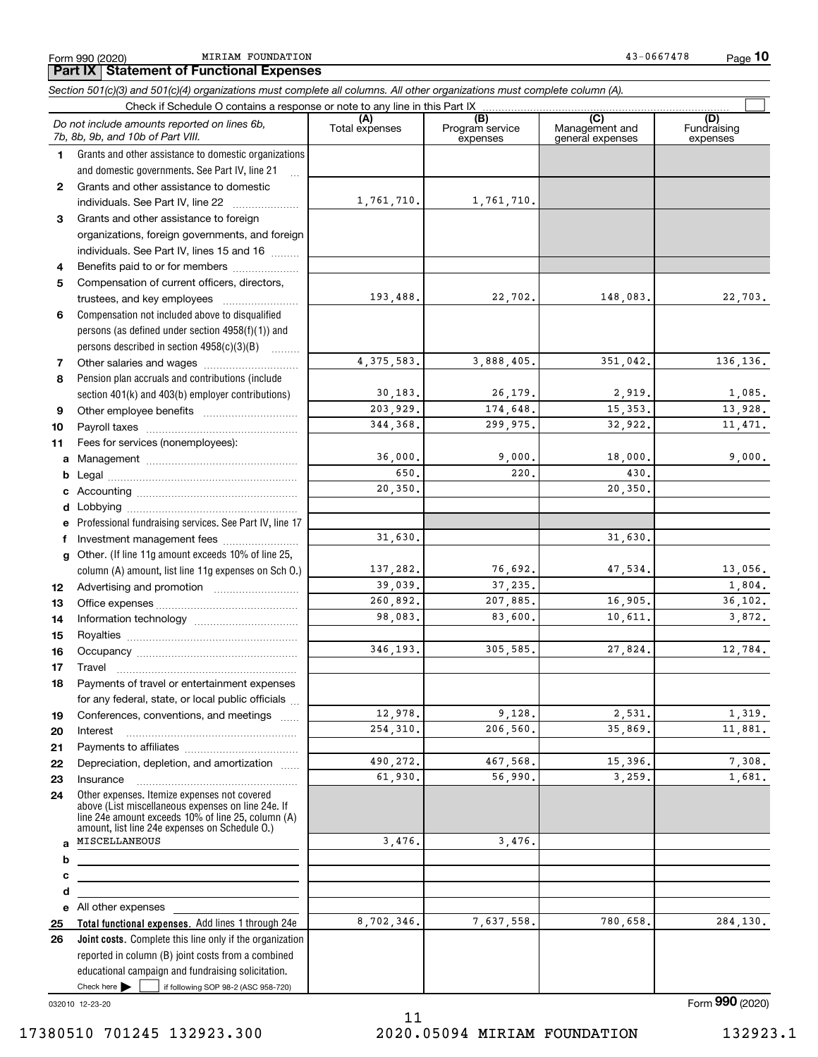Form 990 (2020) MIRIAM FOUNDATION 43-0667478

## Part IX Statement of Functional Expenses

*Section 501(c)(3) and 501(c)(4) organizations must complete all columns. All other organizations must complete column (A).*

Check if Schedule O contains a response or note to any line in this Part IX

| | Do not include amounts reported on lines 6b, 7b, 8b, 9b, and 10b of Part VIII. | (A) Total expenses | (B) Program service expenses | (C) Management and general expenses | (D) Fundraising expenses |
|---|---|---|---|---|---|
| 1 | Grants and other assistance to domestic organizations and domestic governments. See Part IV, line 21 | | | | |
| 2 | Grants and other assistance to domestic individuals. See Part IV, line 22 | 1,761,710. | 1,761,710. | | |
| 3 | Grants and other assistance to foreign organizations, foreign governments, and foreign individuals. See Part IV, lines 15 and 16 | | | | |
| 4 | Benefits paid to or for members | | | | |
| 5 | Compensation of current officers, directors, trustees, and key employees | 193,488. | 22,702. | 148,083. | 22,703. |
| 6 | Compensation not included above to disqualified persons (as defined under section 4958(f)(1)) and persons described in section 4958(c)(3)(B) | | | | |
| 7 | Other salaries and wages | 4,375,583. | 3,888,405. | 351,042. | 136,136. |
| 8 | Pension plan accruals and contributions (include section 401(k) and 403(b) employer contributions) | 30,183. | 26,179. | 2,919. | 1,085. |
| 9 | Other employee benefits | 203,929. | 174,648. | 15,353. | 13,928. |
| 10 | Payroll taxes | 344,368. | 299,975. | 32,922. | 11,471. |
| 11 | Fees for services (nonemployees): | | | | |
| a | Management | 36,000. | 9,000. | 18,000. | 9,000. |
| b | Legal | 650. | 220. | 430. | |
| c | Accounting | 20,350. | | 20,350. | |
| d | Lobbying | | | | |
| e | Professional fundraising services. See Part IV, line 17 | | | | |
| f | Investment management fees | 31,630. | | 31,630. | |
| g | Other. (If line 11g amount exceeds 10% of line 25, column (A) amount, list line 11g expenses on Sch O.) | 137,282. | 76,692. | 47,534. | 13,056. |
| 12 | Advertising and promotion | 39,039. | 37,235. | | 1,804. |
| 13 | Office expenses | 260,892. | 207,885. | 16,905. | 36,102. |
| 14 | Information technology | 98,083. | 83,600. | 10,611. | 3,872. |
| 15 | Royalties | | | | |
| 16 | Occupancy | 346,193. | 305,585. | 27,824. | 12,784. |
| 17 | Travel | | | | |
| 18 | Payments of travel or entertainment expenses for any federal, state, or local public officials | | | | |
| 19 | Conferences, conventions, and meetings | 12,978. | 9,128. | 2,531. | 1,319. |
| 20 | Interest | 254,310. | 206,560. | 35,869. | 11,881. |
| 21 | Payments to affiliates | | | | |
| 22 | Depreciation, depletion, and amortization | 490,272. | 467,568. | 15,396. | 7,308. |
| 23 | Insurance | 61,930. | 56,990. | 3,259. | 1,681. |
| 24 | Other expenses. Itemize expenses not covered above (List miscellaneous expenses on line 24e. If line 24e amount exceeds 10% of line 25, column (A) amount, list line 24e expenses on Schedule O.) | | | | |
| a | MISCELLANEOUS | 3,476. | 3,476. | | |
| b | | | | | |
| c | | | | | |
| d | | | | | |
| e | All other expenses | | | | |
| 25 | **Total functional expenses.** Add lines 1 through 24e | 8,702,346. | 7,637,558. | 780,658. | 284,130. |
| 26 | **Joint costs.** Complete this line only if the organization reported in column (B) joint costs from a combined educational campaign and fundraising solicitation. Check here ☐ if following SOP 98-2 (ASC 958-720) | | | | |

032010 12-23-20

Form **990** (2020)

17380510 701245 132923.300 2020.05094 MIRIAM FOUNDATION 132923.1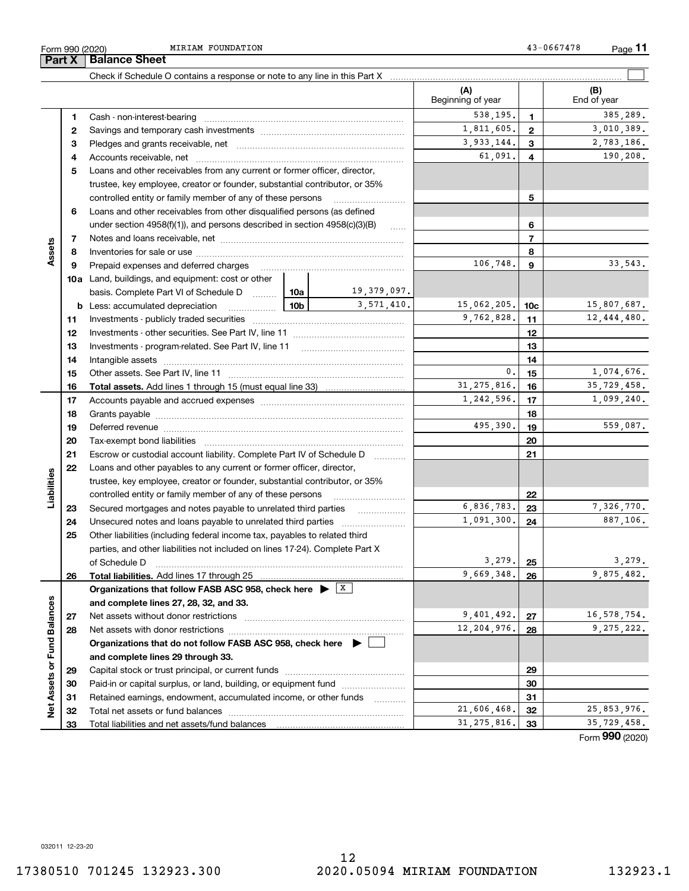Form 990 (2020) MIRIAM FOUNDATION 43-0667478

## Part X Balance Sheet

Check if Schedule O contains a response or note to any line in this Part X

| | | | | (A) Beginning of year | | (B) End of year |
|---|---|---|---|---|---|---|
| **Assets** | 1 | Cash - non-interest-bearing | | 538,195. | 1 | 385,289. |
| | 2 | Savings and temporary cash investments | | 1,811,605. | 2 | 3,010,389. |
| | 3 | Pledges and grants receivable, net | | 3,933,144. | 3 | 2,783,186. |
| | 4 | Accounts receivable, net | | 61,091. | 4 | 190,208. |
| | 5 | Loans and other receivables from any current or former officer, director, trustee, key employee, creator or founder, substantial contributor, or 35% controlled entity or family member of any of these persons | | | 5 | |
| | 6 | Loans and other receivables from other disqualified persons (as defined under section 4958(f)(1)), and persons described in section 4958(c)(3)(B) | | | 6 | |
| | 7 | Notes and loans receivable, net | | | 7 | |
| | 8 | Inventories for sale or use | | | 8 | |
| | 9 | Prepaid expenses and deferred charges | | 106,748. | 9 | 33,543. |
| | 10a | Land, buildings, and equipment: cost or other basis. Complete Part VI of Schedule D | 10a 19,379,097. | | | |
| | b | Less: accumulated depreciation | 10b 3,571,410. | 15,062,205. | 10c | 15,807,687. |
| | 11 | Investments - publicly traded securities | | 9,762,828. | 11 | 12,444,480. |
| | 12 | Investments - other securities. See Part IV, line 11 | | | 12 | |
| | 13 | Investments - program-related. See Part IV, line 11 | | | 13 | |
| | 14 | Intangible assets | | | 14 | |
| | 15 | Other assets. See Part IV, line 11 | | 0. | 15 | 1,074,676. |
| | 16 | **Total assets.** Add lines 1 through 15 (must equal line 33) | | 31,275,816. | 16 | 35,729,458. |
| **Liabilities** | 17 | Accounts payable and accrued expenses | | 1,242,596. | 17 | 1,099,240. |
| | 18 | Grants payable | | | 18 | |
| | 19 | Deferred revenue | | 495,390. | 19 | 559,087. |
| | 20 | Tax-exempt bond liabilities | | | 20 | |
| | 21 | Escrow or custodial account liability. Complete Part IV of Schedule D | | | 21 | |
| | 22 | Loans and other payables to any current or former officer, director, trustee, key employee, creator or founder, substantial contributor, or 35% controlled entity or family member of any of these persons | | | 22 | |
| | 23 | Secured mortgages and notes payable to unrelated third parties | | 6,836,783. | 23 | 7,326,770. |
| | 24 | Unsecured notes and loans payable to unrelated third parties | | 1,091,300. | 24 | 887,106. |
| | 25 | Other liabilities (including federal income tax, payables to related third parties, and other liabilities not included on lines 17-24). Complete Part X of Schedule D | | 3,279. | 25 | 3,279. |
| | 26 | **Total liabilities.** Add lines 17 through 25 | | 9,669,348. | 26 | 9,875,482. |
| **Net Assets or Fund Balances** | | **Organizations that follow FASB ASC 958, check here** ▶ [X] **and complete lines 27, 28, 32, and 33.** | | | | |
| | 27 | Net assets without donor restrictions | | 9,401,492. | 27 | 16,578,754. |
| | 28 | Net assets with donor restrictions | | 12,204,976. | 28 | 9,275,222. |
| | | **Organizations that do not follow FASB ASC 958, check here** ▶ [ ] **and complete lines 29 through 33.** | | | | |
| | 29 | Capital stock or trust principal, or current funds | | | 29 | |
| | 30 | Paid-in or capital surplus, or land, building, or equipment fund | | | 30 | |
| | 31 | Retained earnings, endowment, accumulated income, or other funds | | | 31 | |
| | 32 | Total net assets or fund balances | | 21,606,468. | 32 | 25,853,976. |
| | 33 | Total liabilities and net assets/fund balances | | 31,275,816. | 33 | 35,729,458. |

Form **990** (2020)

032011 12-23-20

17380510 701245 132923.300 2020.05094 MIRIAM FOUNDATION 132923.1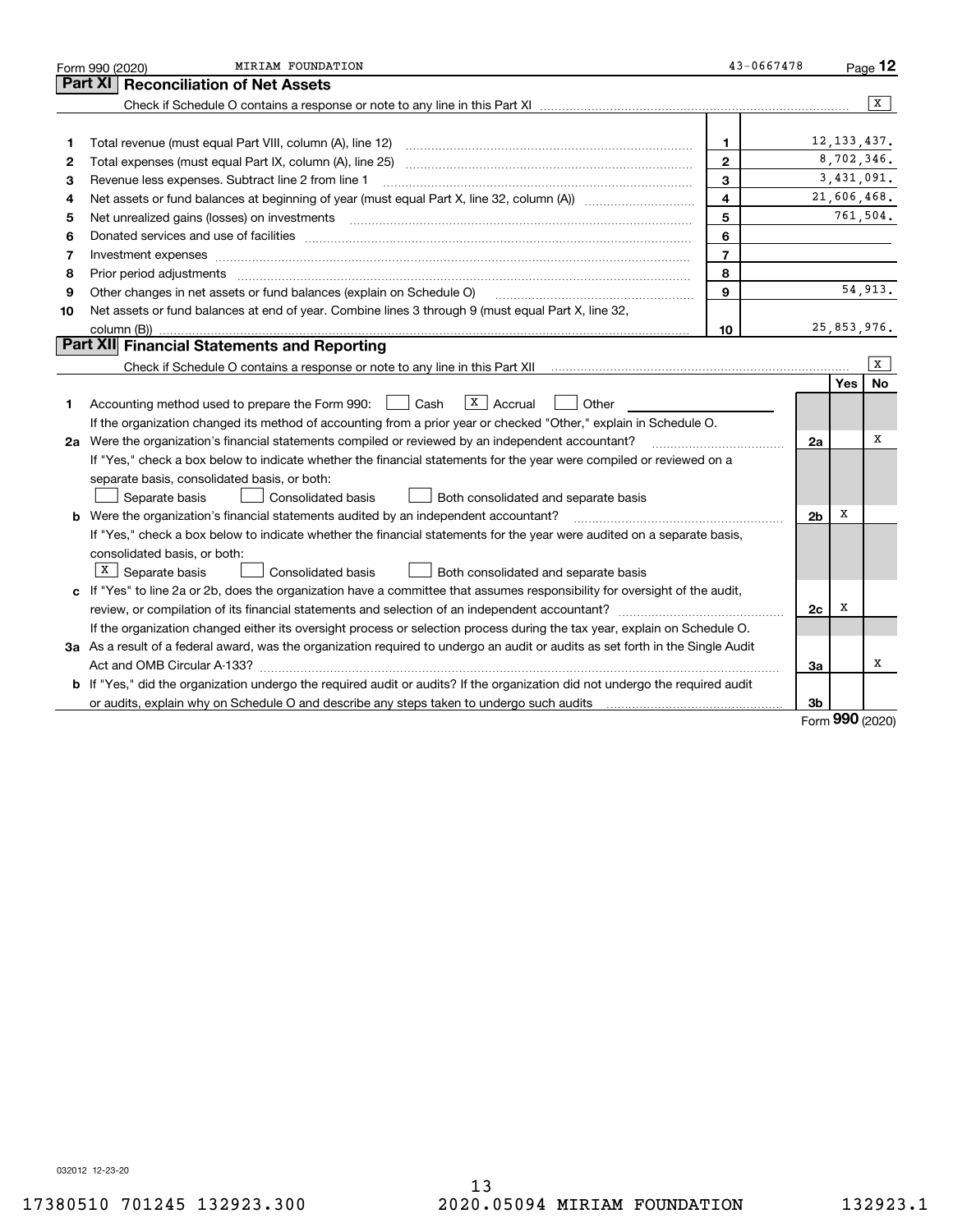Form 990 (2020) MIRIAM FOUNDATION 43-0667478

## Part XI Reconciliation of Net Assets

Check if Schedule O contains a response or note to any line in this Part XI .......... [X]

| | | | |
|---|---|---|---|
| 1 | Total revenue (must equal Part VIII, column (A), line 12) | 1 | 12,133,437. |
| 2 | Total expenses (must equal Part IX, column (A), line 25) | 2 | 8,702,346. |
| 3 | Revenue less expenses. Subtract line 2 from line 1 | 3 | 3,431,091. |
| 4 | Net assets or fund balances at beginning of year (must equal Part X, line 32, column (A)) | 4 | 21,606,468. |
| 5 | Net unrealized gains (losses) on investments | 5 | 761,504. |
| 6 | Donated services and use of facilities | 6 | |
| 7 | Investment expenses | 7 | |
| 8 | Prior period adjustments | 8 | |
| 9 | Other changes in net assets or fund balances (explain on Schedule O) | 9 | 54,913. |
| 10 | Net assets or fund balances at end of year. Combine lines 3 through 9 (must equal Part X, line 32, column (B)) | 10 | 25,853,976. |

## Part XII Financial Statements and Reporting

Check if Schedule O contains a response or note to any line in this Part XII .......... [X]

| | | | Yes | No |
|---|---|---|---|---|
| 1 | Accounting method used to prepare the Form 990: [ ] Cash [X] Accrual [ ] Other<br>If the organization changed its method of accounting from a prior year or checked "Other," explain in Schedule O. | | | |
| 2a | Were the organization's financial statements compiled or reviewed by an independent accountant?<br>If "Yes," check a box below to indicate whether the financial statements for the year were compiled or reviewed on a separate basis, consolidated basis, or both:<br>[ ] Separate basis [ ] Consolidated basis [ ] Both consolidated and separate basis | 2a | | X |
| b | Were the organization's financial statements audited by an independent accountant?<br>If "Yes," check a box below to indicate whether the financial statements for the year were audited on a separate basis, consolidated basis, or both:<br>[X] Separate basis [ ] Consolidated basis [ ] Both consolidated and separate basis | 2b | X | |
| c | If "Yes" to line 2a or 2b, does the organization have a committee that assumes responsibility for oversight of the audit, review, or compilation of its financial statements and selection of an independent accountant?<br>If the organization changed either its oversight process or selection process during the tax year, explain on Schedule O. | 2c | X | |
| 3a | As a result of a federal award, was the organization required to undergo an audit or audits as set forth in the Single Audit Act and OMB Circular A-133? | 3a | | X |
| b | If "Yes," did the organization undergo the required audit or audits? If the organization did not undergo the required audit or audits, explain why on Schedule O and describe any steps taken to undergo such audits | 3b | | |

Form **990** (2020)

032012 12-23-20

17380510 701245 132923.300 2020.05094 MIRIAM FOUNDATION 132923.1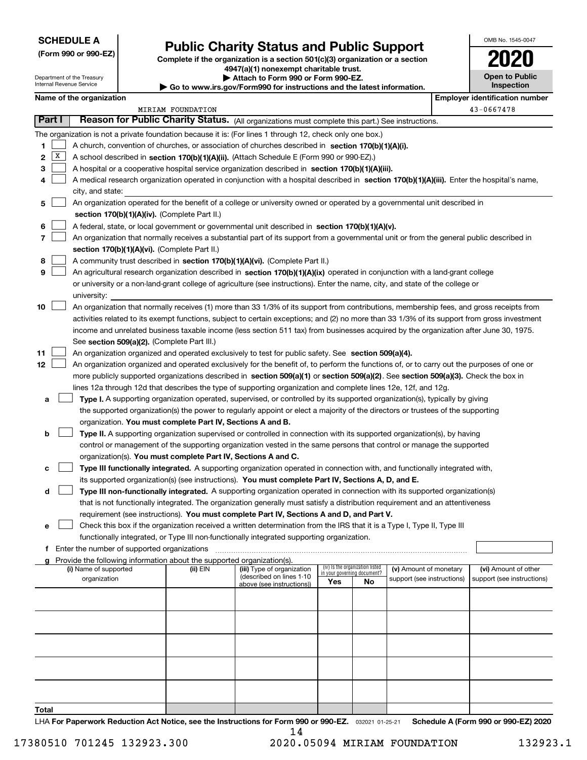**SCHEDULE A**
**(Form 990 or 990-EZ)**

Department of the Treasury
Internal Revenue Service

# Public Charity Status and Public Support

**Complete if the organization is a section 501(c)(3) organization or a section 4947(a)(1) nonexempt charitable trust.**
**▶ Attach to Form 990 or Form 990-EZ.**
**▶ Go to www.irs.gov/Form990 for instructions and the latest information.**

OMB No. 1545-0047
**2020**
**Open to Public Inspection**

**Name of the organization:** MIRIAM FOUNDATION
**Employer identification number:** 43-0667478

## Part I — Reason for Public Charity Status. (All organizations must complete this part.) See instructions.

The organization is not a private foundation because it is: (For lines 1 through 12, check only one box.)

1. [ ] A church, convention of churches, or association of churches described in **section 170(b)(1)(A)(i).**
2. [X] A school described in **section 170(b)(1)(A)(ii).** (Attach Schedule E (Form 990 or 990-EZ).)
3. [ ] A hospital or a cooperative hospital service organization described in **section 170(b)(1)(A)(iii).**
4. [ ] A medical research organization operated in conjunction with a hospital described in **section 170(b)(1)(A)(iii).** Enter the hospital's name, city, and state:
5. [ ] An organization operated for the benefit of a college or university owned or operated by a governmental unit described in **section 170(b)(1)(A)(iv).** (Complete Part II.)
6. [ ] A federal, state, or local government or governmental unit described in **section 170(b)(1)(A)(v).**
7. [ ] An organization that normally receives a substantial part of its support from a governmental unit or from the general public described in **section 170(b)(1)(A)(vi).** (Complete Part II.)
8. [ ] A community trust described in **section 170(b)(1)(A)(vi).** (Complete Part II.)
9. [ ] An agricultural research organization described in **section 170(b)(1)(A)(ix)** operated in conjunction with a land-grant college or university or a non-land-grant college of agriculture (see instructions). Enter the name, city, and state of the college or university:
10. [ ] An organization that normally receives (1) more than 33 1/3% of its support from contributions, membership fees, and gross receipts from activities related to its exempt functions, subject to certain exceptions; and (2) no more than 33 1/3% of its support from gross investment income and unrelated business taxable income (less section 511 tax) from businesses acquired by the organization after June 30, 1975. See **section 509(a)(2).** (Complete Part III.)
11. [ ] An organization organized and operated exclusively to test for public safety. See **section 509(a)(4).**
12. [ ] An organization organized and operated exclusively for the benefit of, to perform the functions of, or to carry out the purposes of one or more publicly supported organizations described in **section 509(a)(1)** or **section 509(a)(2)**. See **section 509(a)(3).** Check the box in lines 12a through 12d that describes the type of supporting organization and complete lines 12e, 12f, and 12g.
   - a [ ] **Type I.** A supporting organization operated, supervised, or controlled by its supported organization(s), typically by giving the supported organization(s) the power to regularly appoint or elect a majority of the directors or trustees of the supporting organization. **You must complete Part IV, Sections A and B.**
   - b [ ] **Type II.** A supporting organization supervised or controlled in connection with its supported organization(s), by having control or management of the supporting organization vested in the same persons that control or manage the supported organization(s). **You must complete Part IV, Sections A and C.**
   - c [ ] **Type III functionally integrated.** A supporting organization operated in connection with, and functionally integrated with, its supported organization(s) (see instructions). **You must complete Part IV, Sections A, D, and E.**
   - d [ ] **Type III non-functionally integrated.** A supporting organization operated in connection with its supported organization(s) that is not functionally integrated. The organization generally must satisfy a distribution requirement and an attentiveness requirement (see instructions). **You must complete Part IV, Sections A and D, and Part V.**
   - e [ ] Check this box if the organization received a written determination from the IRS that it is a Type I, Type II, Type III functionally integrated, or Type III non-functionally integrated supporting organization.
   - f Enter the number of supported organizations
   - g Provide the following information about the supported organization(s).

| (i) Name of supported organization | (ii) EIN | (iii) Type of organization (described on lines 1-10 above (see instructions)) | (iv) Is the organization listed in your governing document? Yes | No | (v) Amount of monetary support (see instructions) | (vi) Amount of other support (see instructions) |
|---|---|---|---|---|---|---|
| | | | | | | |
| | | | | | | |
| | | | | | | |
| | | | | | | |
| | | | | | | |
| **Total** | | | | | | |

LHA **For Paperwork Reduction Act Notice, see the Instructions for Form 990 or 990-EZ.** 032021 01-25-21 **Schedule A (Form 990 or 990-EZ) 2020**

17380510 701245 132923.300 2020.05094 MIRIAM FOUNDATION 132923.1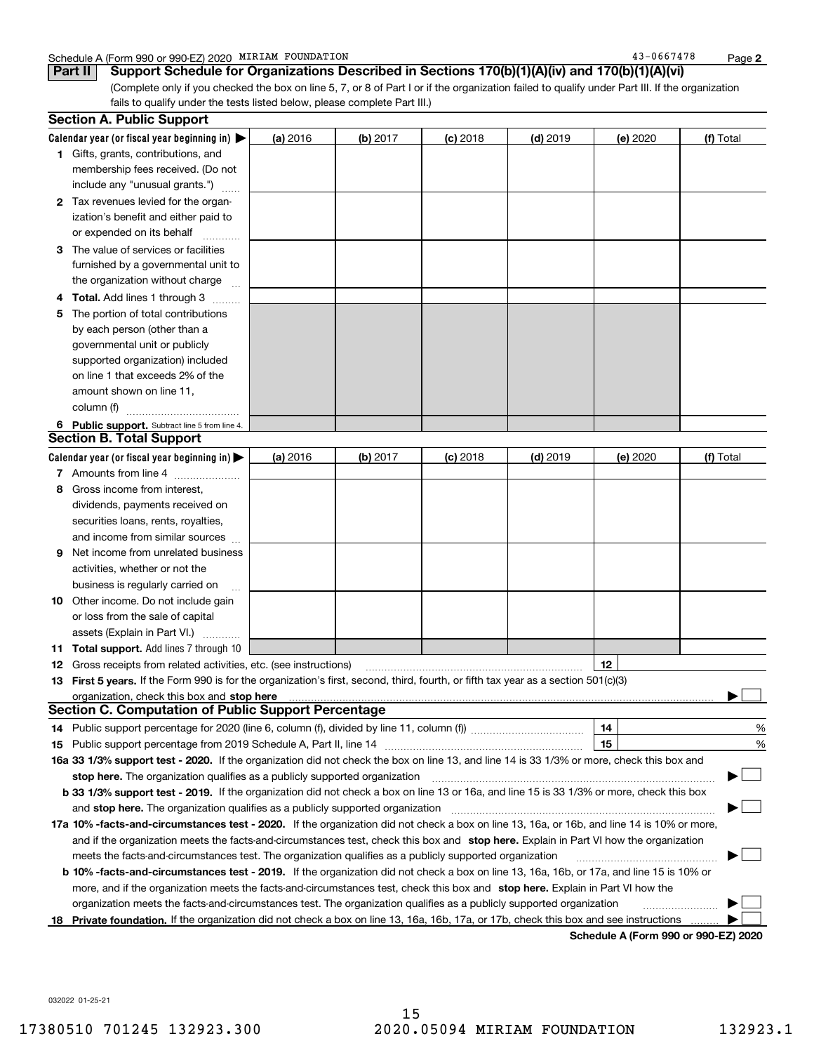Schedule A (Form 990 or 990-EZ) 2020 MIRIAM FOUNDATION 43-0667478

**Part II** **Support Schedule for Organizations Described in Sections 170(b)(1)(A)(iv) and 170(b)(1)(A)(vi)**

(Complete only if you checked the box on line 5, 7, or 8 of Part I or if the organization failed to qualify under Part III. If the organization fails to qualify under the tests listed below, please complete Part III.)

## Section A. Public Support

| Calendar year (or fiscal year beginning in) ▶ | (a) 2016 | (b) 2017 | (c) 2018 | (d) 2019 | (e) 2020 | (f) Total |
|---|---|---|---|---|---|---|
| **1** Gifts, grants, contributions, and membership fees received. (Do not include any "unusual grants.") | | | | | | |
| **2** Tax revenues levied for the organization's benefit and either paid to or expended on its behalf | | | | | | |
| **3** The value of services or facilities furnished by a governmental unit to the organization without charge | | | | | | |
| **4** **Total.** Add lines 1 through 3 | | | | | | |
| **5** The portion of total contributions by each person (other than a governmental unit or publicly supported organization) included on line 1 that exceeds 2% of the amount shown on line 11, column (f) | | | | | | |
| **6** **Public support.** Subtract line 5 from line 4. | | | | | | |

## Section B. Total Support

| Calendar year (or fiscal year beginning in) ▶ | (a) 2016 | (b) 2017 | (c) 2018 | (d) 2019 | (e) 2020 | (f) Total |
|---|---|---|---|---|---|---|
| **7** Amounts from line 4 | | | | | | |
| **8** Gross income from interest, dividends, payments received on securities loans, rents, royalties, and income from similar sources | | | | | | |
| **9** Net income from unrelated business activities, whether or not the business is regularly carried on | | | | | | |
| **10** Other income. Do not include gain or loss from the sale of capital assets (Explain in Part VI.) | | | | | | |
| **11** **Total support.** Add lines 7 through 10 | | | | | | |

**12** Gross receipts from related activities, etc. (see instructions) **12**

**13** **First 5 years.** If the Form 990 is for the organization's first, second, third, fourth, or fifth tax year as a section 501(c)(3) organization, check this box and **stop here** ▶ ☐

## Section C. Computation of Public Support Percentage

**14** Public support percentage for 2020 (line 6, column (f), divided by line 11, column (f)) **14** %

**15** Public support percentage from 2019 Schedule A, Part II, line 14 **15** %

**16a** **33 1/3% support test - 2020.** If the organization did not check the box on line 13, and line 14 is 33 1/3% or more, check this box and **stop here.** The organization qualifies as a publicly supported organization ▶ ☐

**b** **33 1/3% support test - 2019.** If the organization did not check a box on line 13 or 16a, and line 15 is 33 1/3% or more, check this box and **stop here.** The organization qualifies as a publicly supported organization ▶ ☐

**17a** **10% -facts-and-circumstances test - 2020.** If the organization did not check a box on line 13, 16a, or 16b, and line 14 is 10% or more, and if the organization meets the facts-and-circumstances test, check this box and **stop here.** Explain in Part VI how the organization meets the facts-and-circumstances test. The organization qualifies as a publicly supported organization ▶ ☐

**b** **10% -facts-and-circumstances test - 2019.** If the organization did not check a box on line 13, 16a, 16b, or 17a, and line 15 is 10% or more, and if the organization meets the facts-and-circumstances test, check this box and **stop here.** Explain in Part VI how the organization meets the facts-and-circumstances test. The organization qualifies as a publicly supported organization ▶ ☐

**18** **Private foundation.** If the organization did not check a box on line 13, 16a, 16b, 17a, or 17b, check this box and see instructions ▶ ☐

**Schedule A (Form 990 or 990-EZ) 2020**

032022 01-25-21

17380510 701245 132923.300 2020.05094 MIRIAM FOUNDATION 132923.1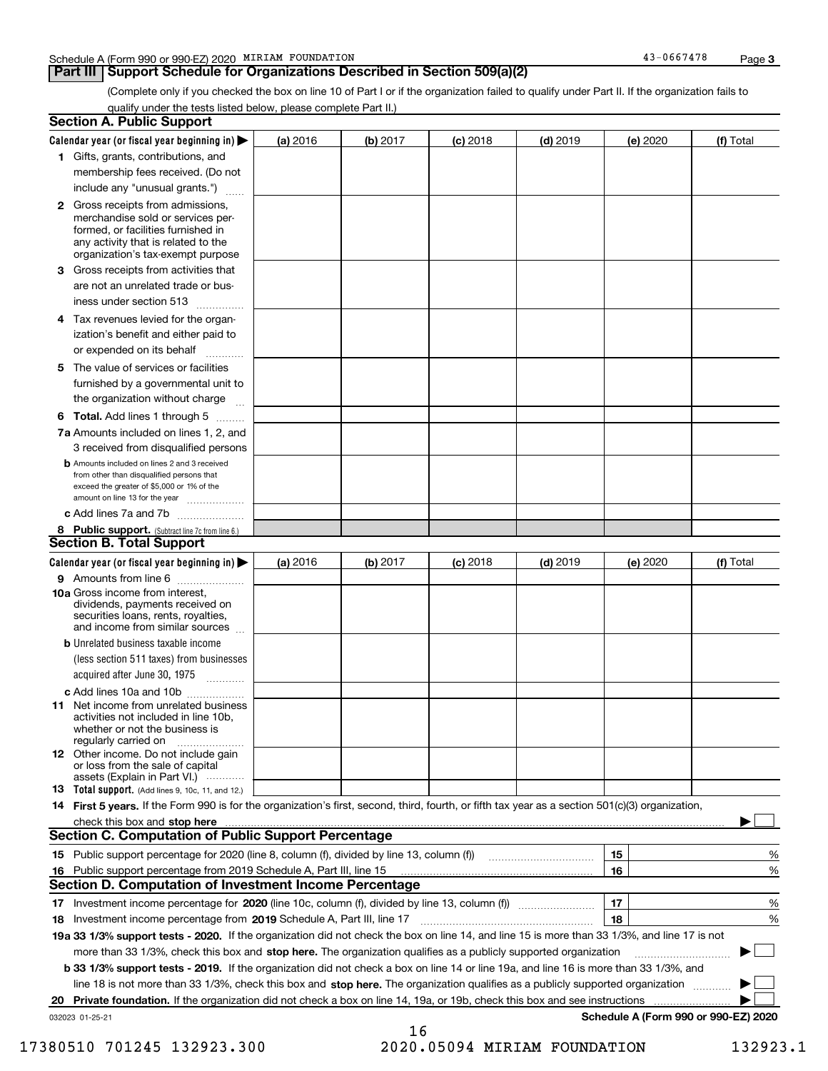Schedule A (Form 990 or 990-EZ) 2020 MIRIAM FOUNDATION 43-0667478 Page 3

## Part III Support Schedule for Organizations Described in Section 509(a)(2)

(Complete only if you checked the box on line 10 of Part I or if the organization failed to qualify under Part II. If the organization fails to qualify under the tests listed below, please complete Part II.)

### Section A. Public Support

| Calendar year (or fiscal year beginning in) ▶ | (a) 2016 | (b) 2017 | (c) 2018 | (d) 2019 | (e) 2020 | (f) Total |
|---|---|---|---|---|---|---|
| 1 Gifts, grants, contributions, and membership fees received. (Do not include any "unusual grants.") | | | | | | |
| 2 Gross receipts from admissions, merchandise sold or services performed, or facilities furnished in any activity that is related to the organization's tax-exempt purpose | | | | | | |
| 3 Gross receipts from activities that are not an unrelated trade or business under section 513 | | | | | | |
| 4 Tax revenues levied for the organization's benefit and either paid to or expended on its behalf | | | | | | |
| 5 The value of services or facilities furnished by a governmental unit to the organization without charge | | | | | | |
| 6 Total. Add lines 1 through 5 | | | | | | |
| 7a Amounts included on lines 1, 2, and 3 received from disqualified persons | | | | | | |
| b Amounts included on lines 2 and 3 received from other than disqualified persons that exceed the greater of $5,000 or 1% of the amount on line 13 for the year | | | | | | |
| c Add lines 7a and 7b | | | | | | |
| 8 Public support. (Subtract line 7c from line 6.) | | | | | | |

### Section B. Total Support

| Calendar year (or fiscal year beginning in) ▶ | (a) 2016 | (b) 2017 | (c) 2018 | (d) 2019 | (e) 2020 | (f) Total |
|---|---|---|---|---|---|---|
| 9 Amounts from line 6 | | | | | | |
| 10a Gross income from interest, dividends, payments received on securities loans, rents, royalties, and income from similar sources | | | | | | |
| b Unrelated business taxable income (less section 511 taxes) from businesses acquired after June 30, 1975 | | | | | | |
| c Add lines 10a and 10b | | | | | | |
| 11 Net income from unrelated business activities not included in line 10b, whether or not the business is regularly carried on | | | | | | |
| 12 Other income. Do not include gain or loss from the sale of capital assets (Explain in Part VI.) | | | | | | |
| 13 Total support. (Add lines 9, 10c, 11, and 12.) | | | | | | |

14 **First 5 years.** If the Form 990 is for the organization's first, second, third, fourth, or fifth tax year as a section 501(c)(3) organization, check this box and **stop here** ▶ ☐

### Section C. Computation of Public Support Percentage

| | | | |
|---|---|---|---|
| 15 | Public support percentage for 2020 (line 8, column (f), divided by line 13, column (f)) | 15 | % |
| 16 | Public support percentage from 2019 Schedule A, Part III, line 15 | 16 | % |

### Section D. Computation of Investment Income Percentage

| | | | |
|---|---|---|---|
| 17 | Investment income percentage for **2020** (line 10c, column (f), divided by line 13, column (f)) | 17 | % |
| 18 | Investment income percentage from **2019** Schedule A, Part III, line 17 | 18 | % |

**19a 33 1/3% support tests - 2020.** If the organization did not check the box on line 14, and line 15 is more than 33 1/3%, and line 17 is not more than 33 1/3%, check this box and **stop here.** The organization qualifies as a publicly supported organization ▶ ☐

**b 33 1/3% support tests - 2019.** If the organization did not check a box on line 14 or line 19a, and line 16 is more than 33 1/3%, and line 18 is not more than 33 1/3%, check this box and **stop here.** The organization qualifies as a publicly supported organization ▶ ☐

**20 Private foundation.** If the organization did not check a box on line 14, 19a, or 19b, check this box and see instructions ▶ ☐

032023 01-25-21 **Schedule A (Form 990 or 990-EZ) 2020**

17380510 701245 132923.300 2020.05094 MIRIAM FOUNDATION 132923.1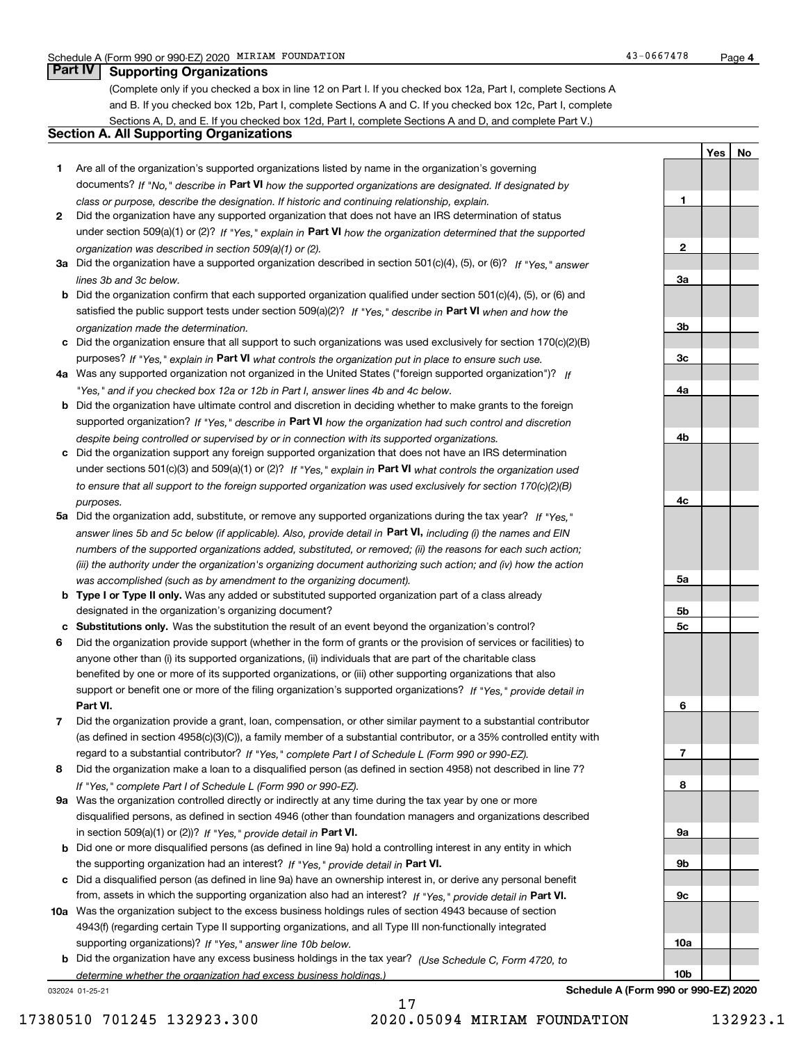Schedule A (Form 990 or 990-EZ) 2020 MIRIAM FOUNDATION 43-0667478

## Part IV Supporting Organizations

(Complete only if you checked a box in line 12 on Part I. If you checked box 12a, Part I, complete Sections A and B. If you checked box 12b, Part I, complete Sections A and C. If you checked box 12c, Part I, complete Sections A, D, and E. If you checked box 12d, Part I, complete Sections A and D, and complete Part V.)

### Section A. All Supporting Organizations

| | | | Yes | No |
|---|---|---|---|---|
| **1** | Are all of the organization's supported organizations listed by name in the organization's governing documents? *If "No," describe in* **Part VI** *how the supported organizations are designated. If designated by class or purpose, describe the designation. If historic and continuing relationship, explain.* | **1** | | |
| **2** | Did the organization have any supported organization that does not have an IRS determination of status under section 509(a)(1) or (2)? *If "Yes," explain in* **Part VI** *how the organization determined that the supported organization was described in section 509(a)(1) or (2).* | **2** | | |
| **3a** | Did the organization have a supported organization described in section 501(c)(4), (5), or (6)? *If "Yes," answer lines 3b and 3c below.* | **3a** | | |
| **b** | Did the organization confirm that each supported organization qualified under section 501(c)(4), (5), or (6) and satisfied the public support tests under section 509(a)(2)? *If "Yes," describe in* **Part VI** *when and how the organization made the determination.* | **3b** | | |
| **c** | Did the organization ensure that all support to such organizations was used exclusively for section 170(c)(2)(B) purposes? *If "Yes," explain in* **Part VI** *what controls the organization put in place to ensure such use.* | **3c** | | |
| **4a** | Was any supported organization not organized in the United States ("foreign supported organization")? *If "Yes," and if you checked box 12a or 12b in Part I, answer lines 4b and 4c below.* | **4a** | | |
| **b** | Did the organization have ultimate control and discretion in deciding whether to make grants to the foreign supported organization? *If "Yes," describe in* **Part VI** *how the organization had such control and discretion despite being controlled or supervised by or in connection with its supported organizations.* | **4b** | | |
| **c** | Did the organization support any foreign supported organization that does not have an IRS determination under sections 501(c)(3) and 509(a)(1) or (2)? *If "Yes," explain in* **Part VI** *what controls the organization used to ensure that all support to the foreign supported organization was used exclusively for section 170(c)(2)(B) purposes.* | **4c** | | |
| **5a** | Did the organization add, substitute, or remove any supported organizations during the tax year? *If "Yes," answer lines 5b and 5c below (if applicable). Also, provide detail in* **Part VI,** *including (i) the names and EIN numbers of the supported organizations added, substituted, or removed; (ii) the reasons for each such action; (iii) the authority under the organization's organizing document authorizing such action; and (iv) how the action was accomplished (such as by amendment to the organizing document).* | **5a** | | |
| **b** | **Type I or Type II only.** Was any added or substituted supported organization part of a class already designated in the organization's organizing document? | **5b** | | |
| **c** | **Substitutions only.** Was the substitution the result of an event beyond the organization's control? | **5c** | | |
| **6** | Did the organization provide support (whether in the form of grants or the provision of services or facilities) to anyone other than (i) its supported organizations, (ii) individuals that are part of the charitable class benefited by one or more of its supported organizations, or (iii) other supporting organizations that also support or benefit one or more of the filing organization's supported organizations? *If "Yes," provide detail in* **Part VI.** | **6** | | |
| **7** | Did the organization provide a grant, loan, compensation, or other similar payment to a substantial contributor (as defined in section 4958(c)(3)(C)), a family member of a substantial contributor, or a 35% controlled entity with regard to a substantial contributor? *If "Yes," complete Part I of Schedule L (Form 990 or 990-EZ).* | **7** | | |
| **8** | Did the organization make a loan to a disqualified person (as defined in section 4958) not described in line 7? *If "Yes," complete Part I of Schedule L (Form 990 or 990-EZ).* | **8** | | |
| **9a** | Was the organization controlled directly or indirectly at any time during the tax year by one or more disqualified persons, as defined in section 4946 (other than foundation managers and organizations described in section 509(a)(1) or (2))? *If "Yes," provide detail in* **Part VI.** | **9a** | | |
| **b** | Did one or more disqualified persons (as defined in line 9a) hold a controlling interest in any entity in which the supporting organization had an interest? *If "Yes," provide detail in* **Part VI.** | **9b** | | |
| **c** | Did a disqualified person (as defined in line 9a) have an ownership interest in, or derive any personal benefit from, assets in which the supporting organization also had an interest? *If "Yes," provide detail in* **Part VI.** | **9c** | | |
| **10a** | Was the organization subject to the excess business holdings rules of section 4943 because of section 4943(f) (regarding certain Type II supporting organizations, and all Type III non-functionally integrated supporting organizations)? *If "Yes," answer line 10b below.* | **10a** | | |
| **b** | Did the organization have any excess business holdings in the tax year? *(Use Schedule C, Form 4720, to determine whether the organization had excess business holdings.)* | **10b** | | |

032024 01-25-21 **Schedule A (Form 990 or 990-EZ) 2020**

17380510 701245 132923.300 2020.05094 MIRIAM FOUNDATION 132923.1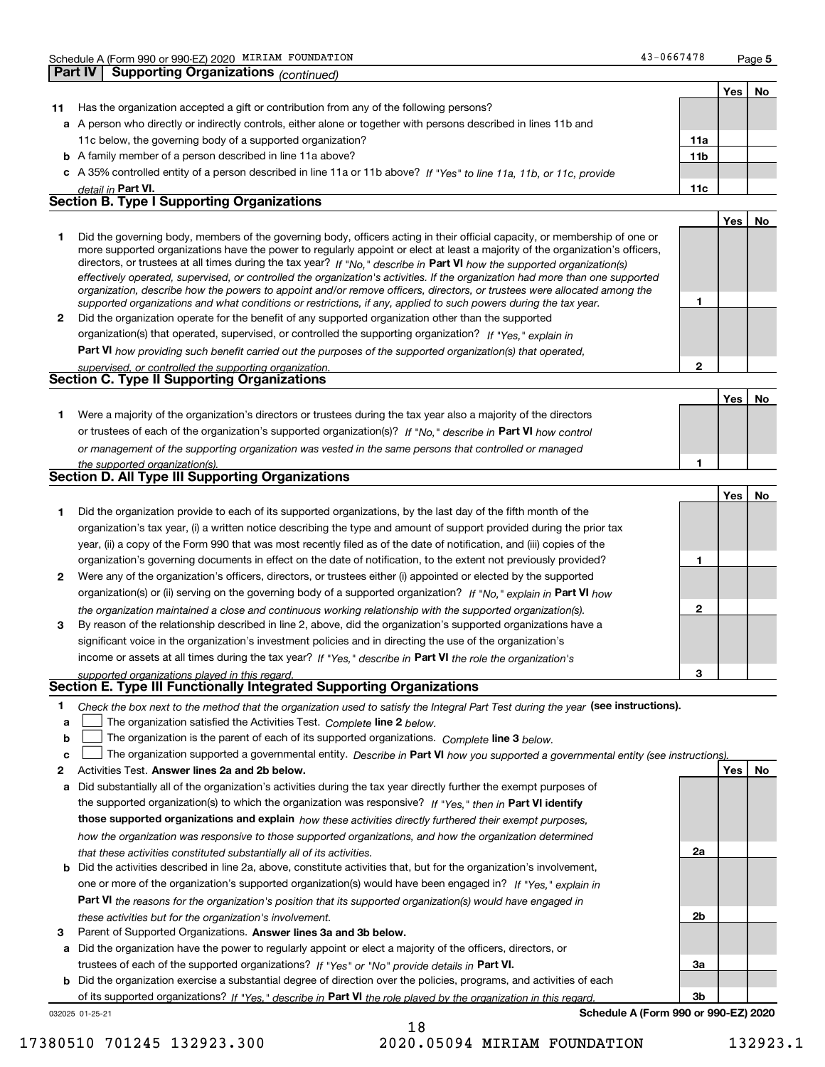Schedule A (Form 990 or 990-EZ) 2020 MIRIAM FOUNDATION 43-0667478

## Part IV Supporting Organizations *(continued)*

| | | | Yes | No |
|---|---|---|---|---|
| **11** | Has the organization accepted a gift or contribution from any of the following persons? | | | |
| **a** | A person who directly or indirectly controls, either alone or together with persons described in lines 11b and 11c below, the governing body of a supported organization? | **11a** | | |
| **b** | A family member of a person described in line 11a above? | **11b** | | |
| **c** | A 35% controlled entity of a person described in line 11a or 11b above? *If "Yes" to line 11a, 11b, or 11c, provide detail in* **Part VI.** | **11c** | | |

### Section B. Type I Supporting Organizations

| | | | Yes | No |
|---|---|---|---|---|
| **1** | Did the governing body, members of the governing body, officers acting in their official capacity, or membership of one or more supported organizations have the power to regularly appoint or elect at least a majority of the organization's officers, directors, or trustees at all times during the tax year? *If "No," describe in* **Part VI** *how the supported organization(s) effectively operated, supervised, or controlled the organization's activities. If the organization had more than one supported organization, describe how the powers to appoint and/or remove officers, directors, or trustees were allocated among the supported organizations and what conditions or restrictions, if any, applied to such powers during the tax year.* | **1** | | |
| **2** | Did the organization operate for the benefit of any supported organization other than the supported organization(s) that operated, supervised, or controlled the supporting organization? *If "Yes," explain in* **Part VI** *how providing such benefit carried out the purposes of the supported organization(s) that operated, supervised, or controlled the supporting organization.* | **2** | | |

### Section C. Type II Supporting Organizations

| | | | Yes | No |
|---|---|---|---|---|
| **1** | Were a majority of the organization's directors or trustees during the tax year also a majority of the directors or trustees of each of the organization's supported organization(s)? *If "No," describe in* **Part VI** *how control or management of the supporting organization was vested in the same persons that controlled or managed the supported organization(s).* | **1** | | |

### Section D. All Type III Supporting Organizations

| | | | Yes | No |
|---|---|---|---|---|
| **1** | Did the organization provide to each of its supported organizations, by the last day of the fifth month of the organization's tax year, (i) a written notice describing the type and amount of support provided during the prior tax year, (ii) a copy of the Form 990 that was most recently filed as of the date of notification, and (iii) copies of the organization's governing documents in effect on the date of notification, to the extent not previously provided? | **1** | | |
| **2** | Were any of the organization's officers, directors, or trustees either (i) appointed or elected by the supported organization(s) or (ii) serving on the governing body of a supported organization? *If "No," explain in* **Part VI** *how the organization maintained a close and continuous working relationship with the supported organization(s).* | **2** | | |
| **3** | By reason of the relationship described in line 2, above, did the organization's supported organizations have a significant voice in the organization's investment policies and in directing the use of the organization's income or assets at all times during the tax year? *If "Yes," describe in* **Part VI** *the role the organization's supported organizations played in this regard.* | **3** | | |

### Section E. Type III Functionally Integrated Supporting Organizations

**1** *Check the box next to the method that the organization used to satisfy the Integral Part Test during the year* **(see instructions).**

**a** ☐ The organization satisfied the Activities Test. *Complete* **line 2** *below.*

**b** ☐ The organization is the parent of each of its supported organizations. *Complete* **line 3** *below.*

**c** ☐ The organization supported a governmental entity. *Describe in* **Part VI** *how you supported a governmental entity (see instructions).*

| | | | Yes | No |
|---|---|---|---|---|
| **2** | Activities Test. **Answer lines 2a and 2b below.** | | | |
| **a** | Did substantially all of the organization's activities during the tax year directly further the exempt purposes of the supported organization(s) to which the organization was responsive? *If "Yes," then in* **Part VI identify those supported organizations and explain** *how these activities directly furthered their exempt purposes, how the organization was responsive to those supported organizations, and how the organization determined that these activities constituted substantially all of its activities.* | **2a** | | |
| **b** | Did the activities described in line 2a, above, constitute activities that, but for the organization's involvement, one or more of the organization's supported organization(s) would have been engaged in? *If "Yes," explain in* **Part VI** *the reasons for the organization's position that its supported organization(s) would have engaged in these activities but for the organization's involvement.* | **2b** | | |
| **3** | Parent of Supported Organizations. **Answer lines 3a and 3b below.** | | | |
| **a** | Did the organization have the power to regularly appoint or elect a majority of the officers, directors, or trustees of each of the supported organizations? *If "Yes" or "No" provide details in* **Part VI.** | **3a** | | |
| **b** | Did the organization exercise a substantial degree of direction over the policies, programs, and activities of each of its supported organizations? *If "Yes," describe in* **Part VI** *the role played by the organization in this regard.* | **3b** | | |

032025 01-25-21 **Schedule A (Form 990 or 990-EZ) 2020**

17380510 701245 132923.300 2020.05094 MIRIAM FOUNDATION 132923.1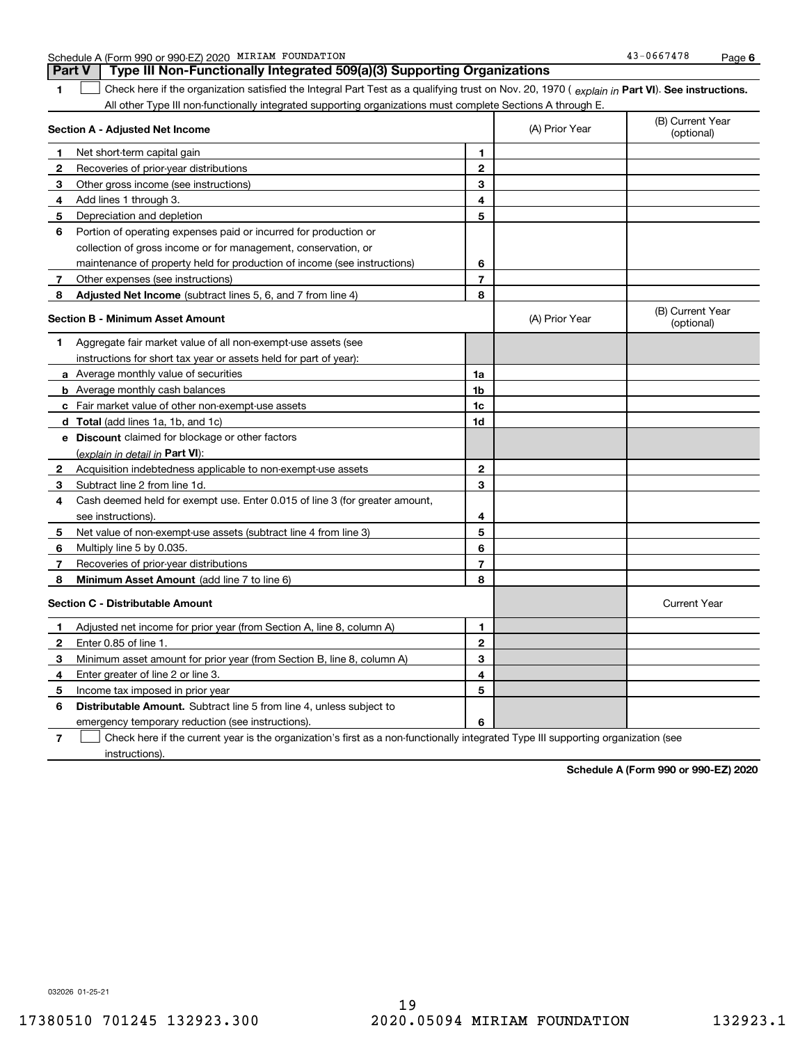Schedule A (Form 990 or 990-EZ) 2020 MIRIAM FOUNDATION 43-0667478 Page 6

## Part V Type III Non-Functionally Integrated 509(a)(3) Supporting Organizations

**1** ☐ Check here if the organization satisfied the Integral Part Test as a qualifying trust on Nov. 20, 1970 ( *explain in* **Part VI**). **See instructions.** All other Type III non-functionally integrated supporting organizations must complete Sections A through E.

| **Section A - Adjusted Net Income** | | | (A) Prior Year | (B) Current Year (optional) |
|---|---|---|---|---|
| **1** | Net short-term capital gain | **1** | | |
| **2** | Recoveries of prior-year distributions | **2** | | |
| **3** | Other gross income (see instructions) | **3** | | |
| **4** | Add lines 1 through 3. | **4** | | |
| **5** | Depreciation and depletion | **5** | | |
| **6** | Portion of operating expenses paid or incurred for production or collection of gross income or for management, conservation, or maintenance of property held for production of income (see instructions) | **6** | | |
| **7** | Other expenses (see instructions) | **7** | | |
| **8** | **Adjusted Net Income** (subtract lines 5, 6, and 7 from line 4) | **8** | | |

| **Section B - Minimum Asset Amount** | | | (A) Prior Year | (B) Current Year (optional) |
|---|---|---|---|---|
| **1** | Aggregate fair market value of all non-exempt-use assets (see instructions for short tax year or assets held for part of year): | | | |
| **a** | Average monthly value of securities | **1a** | | |
| **b** | Average monthly cash balances | **1b** | | |
| **c** | Fair market value of other non-exempt-use assets | **1c** | | |
| **d** | **Total** (add lines 1a, 1b, and 1c) | **1d** | | |
| **e** | **Discount** claimed for blockage or other factors (*explain in detail in* **Part VI**): | | | |
| **2** | Acquisition indebtedness applicable to non-exempt-use assets | **2** | | |
| **3** | Subtract line 2 from line 1d. | **3** | | |
| **4** | Cash deemed held for exempt use. Enter 0.015 of line 3 (for greater amount, see instructions). | **4** | | |
| **5** | Net value of non-exempt-use assets (subtract line 4 from line 3) | **5** | | |
| **6** | Multiply line 5 by 0.035. | **6** | | |
| **7** | Recoveries of prior-year distributions | **7** | | |
| **8** | **Minimum Asset Amount** (add line 7 to line 6) | **8** | | |

| **Section C - Distributable Amount** | | | | Current Year |
|---|---|---|---|---|
| **1** | Adjusted net income for prior year (from Section A, line 8, column A) | **1** | | |
| **2** | Enter 0.85 of line 1. | **2** | | |
| **3** | Minimum asset amount for prior year (from Section B, line 8, column A) | **3** | | |
| **4** | Enter greater of line 2 or line 3. | **4** | | |
| **5** | Income tax imposed in prior year | **5** | | |
| **6** | **Distributable Amount.** Subtract line 5 from line 4, unless subject to emergency temporary reduction (see instructions). | **6** | | |

**7** ☐ Check here if the current year is the organization's first as a non-functionally integrated Type III supporting organization (see instructions).

**Schedule A (Form 990 or 990-EZ) 2020**

032026 01-25-21

17380510 701245 132923.300 2020.05094 MIRIAM FOUNDATION 132923.1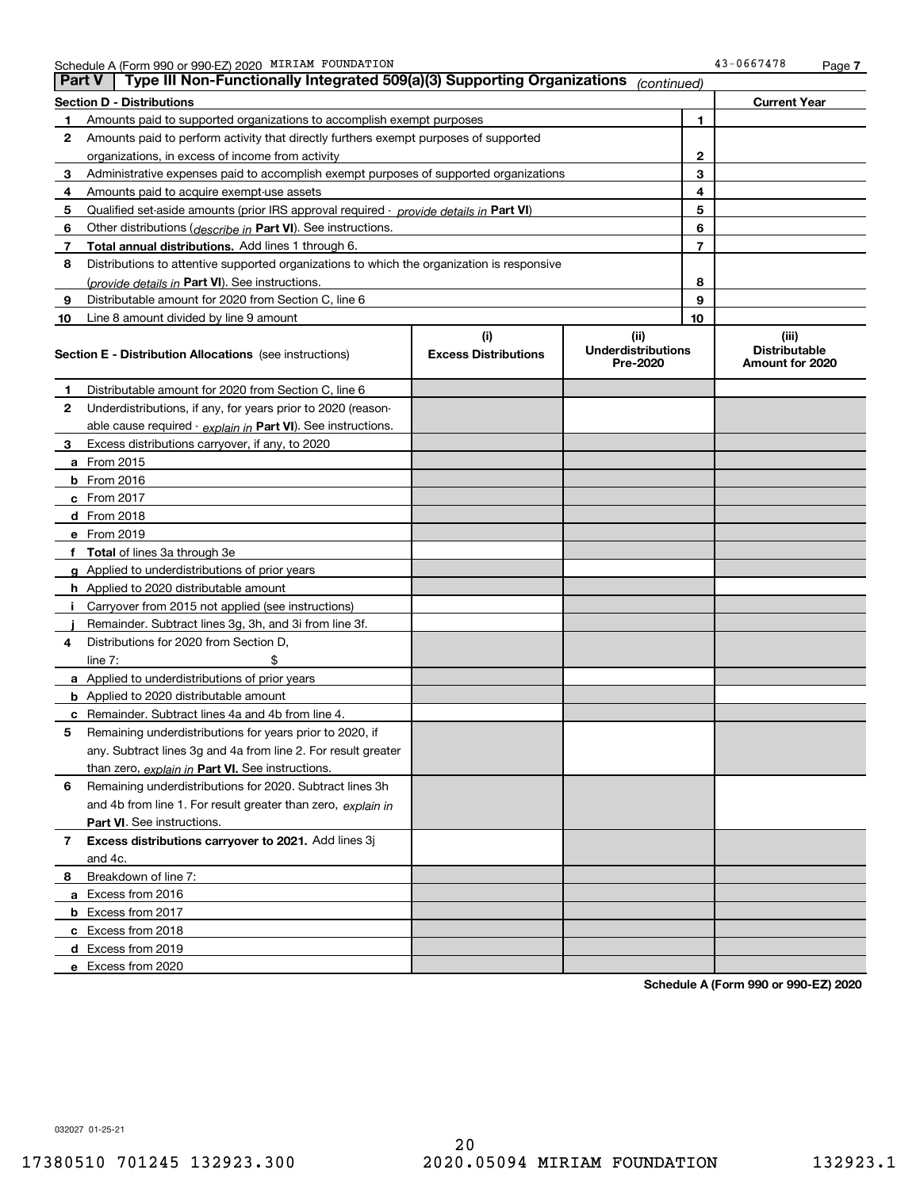Schedule A (Form 990 or 990-EZ) 2020 MIRIAM FOUNDATION 43-0667478

## Part V | Type III Non-Functionally Integrated 509(a)(3) Supporting Organizations *(continued)*

| Section D - Distributions | | | Current Year |
|---|---|---|---|
| 1 | Amounts paid to supported organizations to accomplish exempt purposes | 1 | |
| 2 | Amounts paid to perform activity that directly furthers exempt purposes of supported organizations, in excess of income from activity | 2 | |
| 3 | Administrative expenses paid to accomplish exempt purposes of supported organizations | 3 | |
| 4 | Amounts paid to acquire exempt-use assets | 4 | |
| 5 | Qualified set-aside amounts (prior IRS approval required - *provide details in* **Part VI**) | 5 | |
| 6 | Other distributions (*describe in* **Part VI**). See instructions. | 6 | |
| 7 | **Total annual distributions.** Add lines 1 through 6. | 7 | |
| 8 | Distributions to attentive supported organizations to which the organization is responsive (*provide details in* **Part VI**). See instructions. | 8 | |
| 9 | Distributable amount for 2020 from Section C, line 6 | 9 | |
| 10 | Line 8 amount divided by line 9 amount | 10 | |

| Section E - Distribution Allocations (see instructions) | (i) Excess Distributions | (ii) Underdistributions Pre-2020 | (iii) Distributable Amount for 2020 |
|---|---|---|---|
| **1** Distributable amount for 2020 from Section C, line 6 | | | |
| **2** Underdistributions, if any, for years prior to 2020 (reasonable cause required - *explain in* **Part VI**). See instructions. | | | |
| **3** Excess distributions carryover, if any, to 2020 | | | |
| **a** From 2015 | | | |
| **b** From 2016 | | | |
| **c** From 2017 | | | |
| **d** From 2018 | | | |
| **e** From 2019 | | | |
| **f Total** of lines 3a through 3e | | | |
| **g** Applied to underdistributions of prior years | | | |
| **h** Applied to 2020 distributable amount | | | |
| **i** Carryover from 2015 not applied (see instructions) | | | |
| **j** Remainder. Subtract lines 3g, 3h, and 3i from line 3f. | | | |
| **4** Distributions for 2020 from Section D, line 7: $ | | | |
| **a** Applied to underdistributions of prior years | | | |
| **b** Applied to 2020 distributable amount | | | |
| **c** Remainder. Subtract lines 4a and 4b from line 4. | | | |
| **5** Remaining underdistributions for years prior to 2020, if any. Subtract lines 3g and 4a from line 2. For result greater than zero, *explain in* **Part VI.** See instructions. | | | |
| **6** Remaining underdistributions for 2020. Subtract lines 3h and 4b from line 1. For result greater than zero, *explain in* **Part VI**. See instructions. | | | |
| **7 Excess distributions carryover to 2021.** Add lines 3j and 4c. | | | |
| **8** Breakdown of line 7: | | | |
| **a** Excess from 2016 | | | |
| **b** Excess from 2017 | | | |
| **c** Excess from 2018 | | | |
| **d** Excess from 2019 | | | |
| **e** Excess from 2020 | | | |

**Schedule A (Form 990 or 990-EZ) 2020**

032027 01-25-21

17380510 701245 132923.300 2020.05094 MIRIAM FOUNDATION 132923.1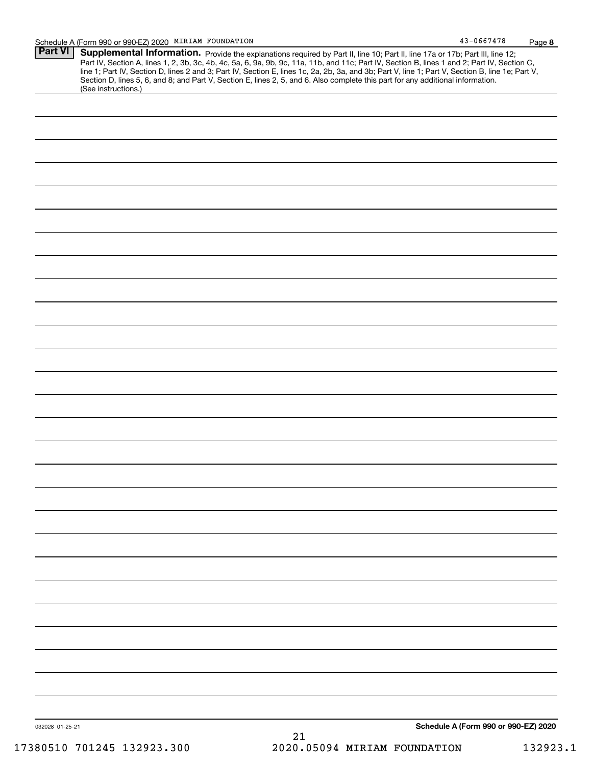Schedule A (Form 990 or 990-EZ) 2020 MIRIAM FOUNDATION 43-0667478 Page 8

**Part VI** **Supplemental Information.** Provide the explanations required by Part II, line 10; Part II, line 17a or 17b; Part III, line 12; Part IV, Section A, lines 1, 2, 3b, 3c, 4b, 4c, 5a, 6, 9a, 9b, 9c, 11a, 11b, and 11c; Part IV, Section B, lines 1 and 2; Part IV, Section C, line 1; Part IV, Section D, lines 2 and 3; Part IV, Section E, lines 1c, 2a, 2b, 3a, and 3b; Part V, line 1; Part V, Section B, line 1e; Part V, Section D, lines 5, 6, and 8; and Part V, Section E, lines 2, 5, and 6. Also complete this part for any additional information. (See instructions.)

032028 01-25-21

**Schedule A (Form 990 or 990-EZ) 2020**

17380510 701245 132923.300 2020.05094 MIRIAM FOUNDATION 132923.1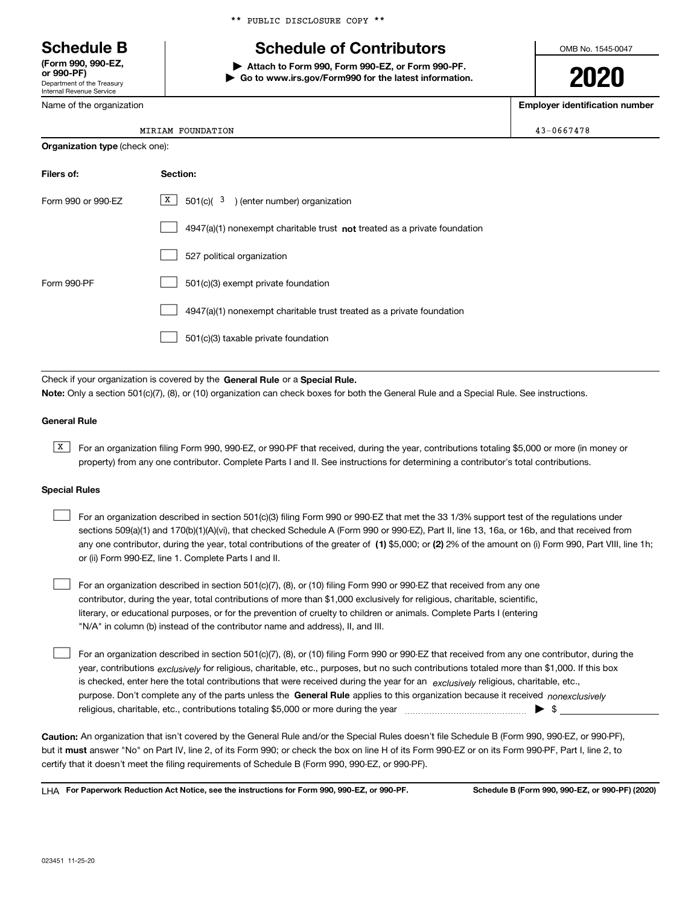** PUBLIC DISCLOSURE COPY **

# Schedule B

**(Form 990, 990-EZ, or 990-PF)**
Department of the Treasury
Internal Revenue Service

## Schedule of Contributors

▶ **Attach to Form 990, Form 990-EZ, or Form 990-PF.**
▶ **Go to www.irs.gov/Form990 for the latest information.**

OMB No. 1545-0047

**2020**

| Name of the organization | Employer identification number |
|---|---|
| MIRIAM FOUNDATION | 43-0667478 |

**Organization type** (check one):

| Filers of: | Section: |
|---|---|
| Form 990 or 990-EZ | [X] 501(c)( 3 ) (enter number) organization |
| | [ ] 4947(a)(1) nonexempt charitable trust **not** treated as a private foundation |
| | [ ] 527 political organization |
| Form 990-PF | [ ] 501(c)(3) exempt private foundation |
| | [ ] 4947(a)(1) nonexempt charitable trust treated as a private foundation |
| | [ ] 501(c)(3) taxable private foundation |

Check if your organization is covered by the **General Rule** or a **Special Rule.**

**Note:** Only a section 501(c)(7), (8), or (10) organization can check boxes for both the General Rule and a Special Rule. See instructions.

**General Rule**

[X] For an organization filing Form 990, 990-EZ, or 990-PF that received, during the year, contributions totaling $5,000 or more (in money or property) from any one contributor. Complete Parts I and II. See instructions for determining a contributor's total contributions.

**Special Rules**

[ ] For an organization described in section 501(c)(3) filing Form 990 or 990-EZ that met the 33 1/3% support test of the regulations under sections 509(a)(1) and 170(b)(1)(A)(vi), that checked Schedule A (Form 990 or 990-EZ), Part II, line 13, 16a, or 16b, and that received from any one contributor, during the year, total contributions of the greater of **(1)** $5,000; or **(2)** 2% of the amount on (i) Form 990, Part VIII, line 1h; or (ii) Form 990-EZ, line 1. Complete Parts I and II.

[ ] For an organization described in section 501(c)(7), (8), or (10) filing Form 990 or 990-EZ that received from any one contributor, during the year, total contributions of more than $1,000 exclusively for religious, charitable, scientific, literary, or educational purposes, or for the prevention of cruelty to children or animals. Complete Parts I (entering "N/A" in column (b) instead of the contributor name and address), II, and III.

[ ] For an organization described in section 501(c)(7), (8), or (10) filing Form 990 or 990-EZ that received from any one contributor, during the year, contributions *exclusively* for religious, charitable, etc., purposes, but no such contributions totaled more than $1,000. If this box is checked, enter here the total contributions that were received during the year for an *exclusively* religious, charitable, etc., purpose. Don't complete any of the parts unless the **General Rule** applies to this organization because it received *nonexclusively* religious, charitable, etc., contributions totaling $5,000 or more during the year ▶ $ ____________

**Caution:** An organization that isn't covered by the General Rule and/or the Special Rules doesn't file Schedule B (Form 990, 990-EZ, or 990-PF), but it **must** answer "No" on Part IV, line 2, of its Form 990; or check the box on line H of its Form 990-EZ or on its Form 990-PF, Part I, line 2, to certify that it doesn't meet the filing requirements of Schedule B (Form 990, 990-EZ, or 990-PF).

LHA **For Paperwork Reduction Act Notice, see the instructions for Form 990, 990-EZ, or 990-PF.** **Schedule B (Form 990, 990-EZ, or 990-PF) (2020)**

023451 11-25-20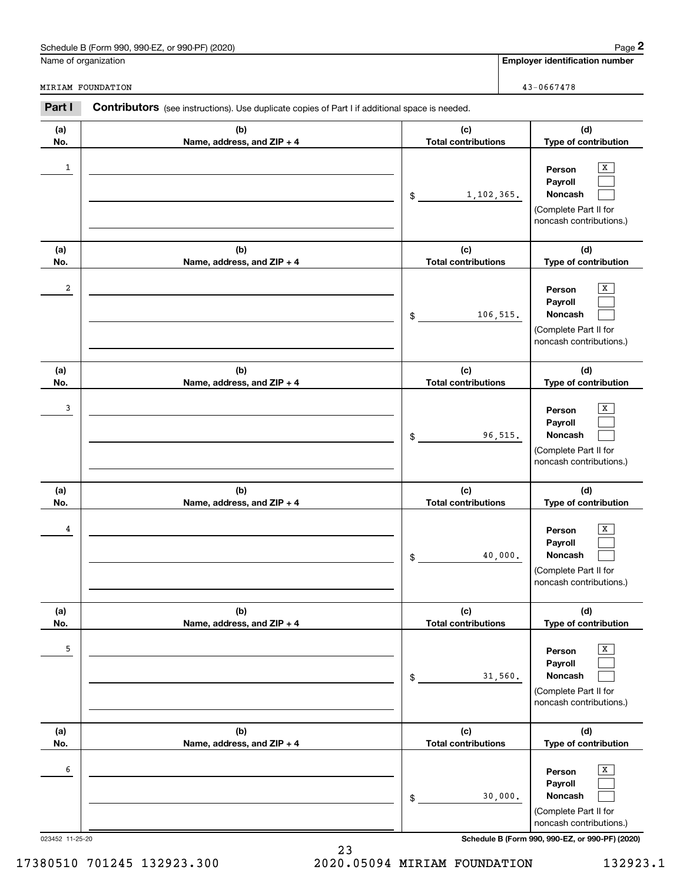Schedule B (Form 990, 990-EZ, or 990-PF) (2020)

Name of organization: MIRIAM FOUNDATION

Employer identification number: 43-0667478

**Part I** **Contributors** (see instructions). Use duplicate copies of Part I if additional space is needed.

| (a) No. | (b) Name, address, and ZIP + 4 | (c) Total contributions | (d) Type of contribution |
|---|---|---|---|
| 1 | | $ 1,102,365. | Person [X] Payroll [ ] Noncash [ ] (Complete Part II for noncash contributions.) |
| 2 | | $ 106,515. | Person [X] Payroll [ ] Noncash [ ] (Complete Part II for noncash contributions.) |
| 3 | | $ 96,515. | Person [X] Payroll [ ] Noncash [ ] (Complete Part II for noncash contributions.) |
| 4 | | $ 40,000. | Person [X] Payroll [ ] Noncash [ ] (Complete Part II for noncash contributions.) |
| 5 | | $ 31,560. | Person [X] Payroll [ ] Noncash [ ] (Complete Part II for noncash contributions.) |
| 6 | | $ 30,000. | Person [X] Payroll [ ] Noncash [ ] (Complete Part II for noncash contributions.) |

023452 11-25-20

17380510 701245 132923.300 2020.05094 MIRIAM FOUNDATION 132923.1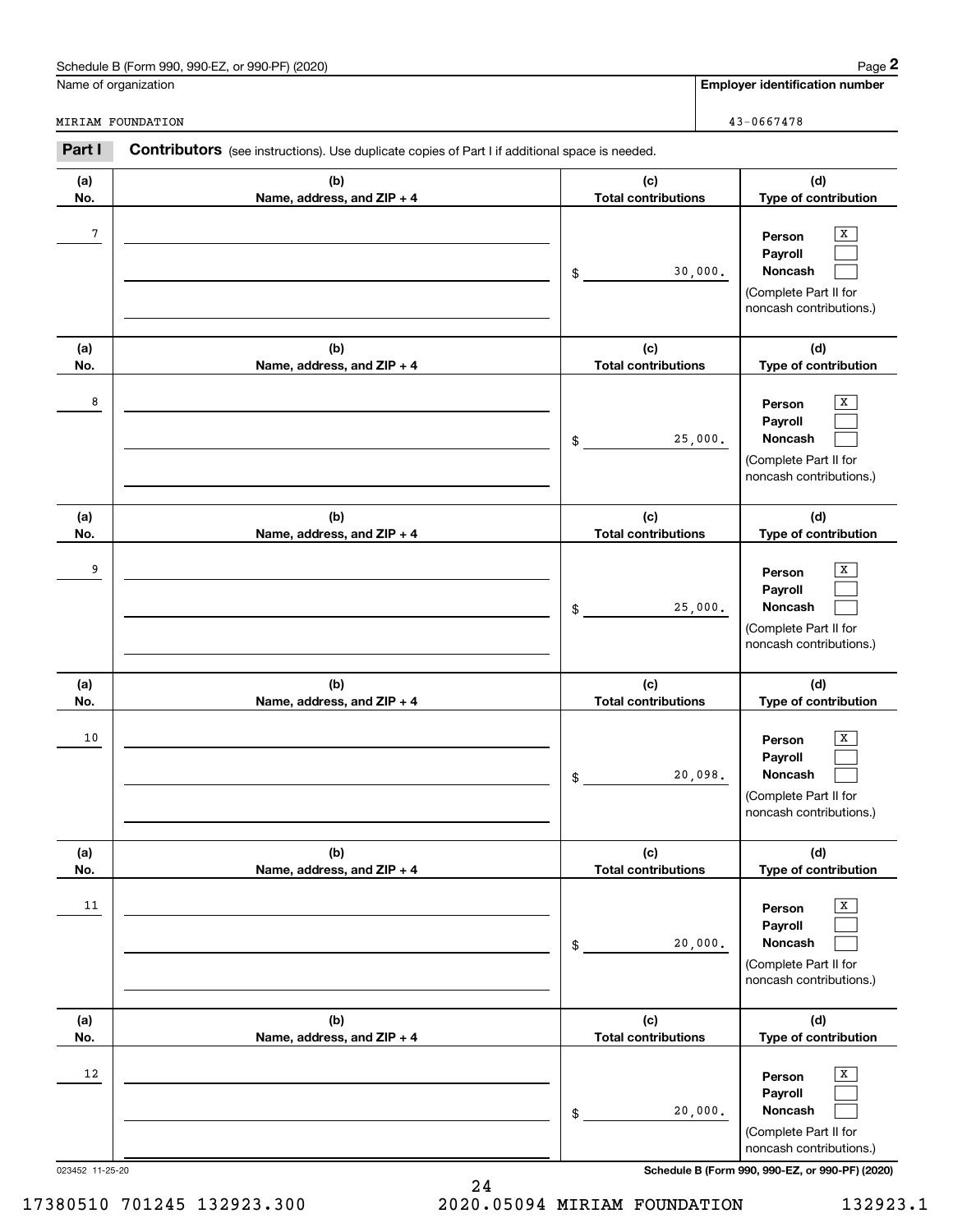Name of organization: MIRIAM FOUNDATION

Employer identification number: 43-0667478

**Part I** **Contributors** (see instructions). Use duplicate copies of Part I if additional space is needed.

| (a) No. | (b) Name, address, and ZIP + 4 | (c) Total contributions | (d) Type of contribution |
|---|---|---|---|
| 7 | | $ 30,000. | Person [X] Payroll [ ] Noncash [ ] (Complete Part II for noncash contributions.) |
| 8 | | $ 25,000. | Person [X] Payroll [ ] Noncash [ ] (Complete Part II for noncash contributions.) |
| 9 | | $ 25,000. | Person [X] Payroll [ ] Noncash [ ] (Complete Part II for noncash contributions.) |
| 10 | | $ 20,098. | Person [X] Payroll [ ] Noncash [ ] (Complete Part II for noncash contributions.) |
| 11 | | $ 20,000. | Person [X] Payroll [ ] Noncash [ ] (Complete Part II for noncash contributions.) |
| 12 | | $ 20,000. | Person [X] Payroll [ ] Noncash [ ] (Complete Part II for noncash contributions.) |

023452 11-25-20

17380510 701245 132923.300 2020.05094 MIRIAM FOUNDATION 132923.1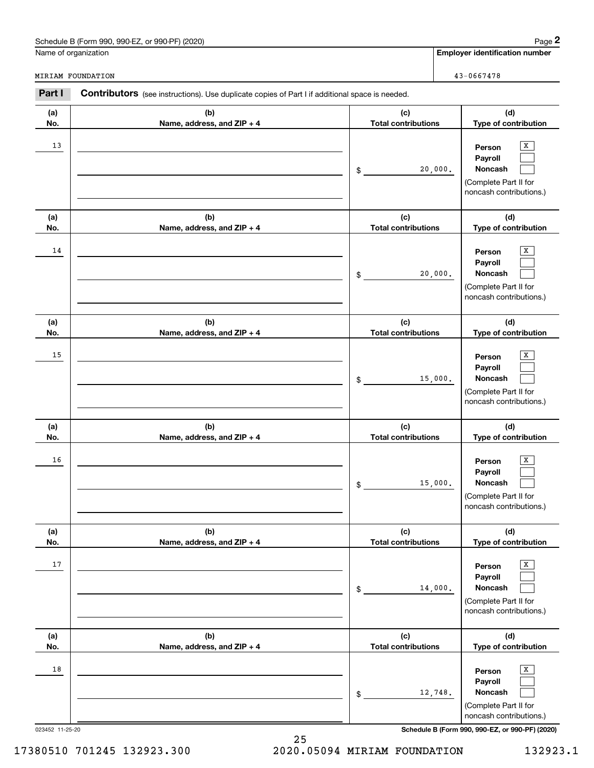Schedule B (Form 990, 990-EZ, or 990-PF) (2020)

Name of organization: MIRIAM FOUNDATION

Employer identification number: 43-0667478

## Part I Contributors (see instructions). Use duplicate copies of Part I if additional space is needed.

| (a) No. | (b) Name, address, and ZIP + 4 | (c) Total contributions | (d) Type of contribution |
|---|---|---|---|
| 13 | | $ 20,000. | Person [X] Payroll [ ] Noncash [ ] (Complete Part II for noncash contributions.) |
| 14 | | $ 20,000. | Person [X] Payroll [ ] Noncash [ ] (Complete Part II for noncash contributions.) |
| 15 | | $ 15,000. | Person [X] Payroll [ ] Noncash [ ] (Complete Part II for noncash contributions.) |
| 16 | | $ 15,000. | Person [X] Payroll [ ] Noncash [ ] (Complete Part II for noncash contributions.) |
| 17 | | $ 14,000. | Person [X] Payroll [ ] Noncash [ ] (Complete Part II for noncash contributions.) |
| 18 | | $ 12,748. | Person [X] Payroll [ ] Noncash [ ] (Complete Part II for noncash contributions.) |

023452 11-25-20

Schedule B (Form 990, 990-EZ, or 990-PF) (2020)

17380510 701245 132923.300 2020.05094 MIRIAM FOUNDATION 132923.1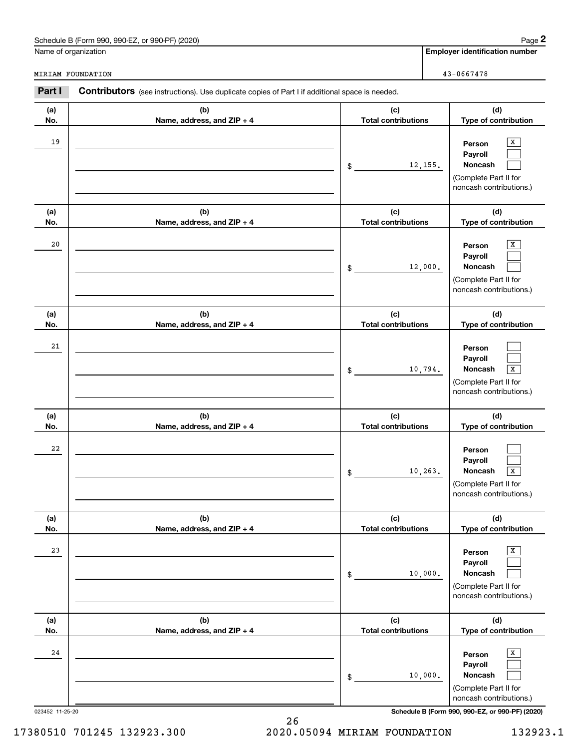Schedule B (Form 990, 990-EZ, or 990-PF) (2020)

Name of organization: MIRIAM FOUNDATION

Employer identification number: 43-0667478

**Part I** **Contributors** (see instructions). Use duplicate copies of Part I if additional space is needed.

| (a) No. | (b) Name, address, and ZIP + 4 | (c) Total contributions | (d) Type of contribution |
|---|---|---|---|
| 19 | | $ 12,155. | Person [X] Payroll [ ] Noncash [ ] (Complete Part II for noncash contributions.) |
| 20 | | $ 12,000. | Person [X] Payroll [ ] Noncash [ ] (Complete Part II for noncash contributions.) |
| 21 | | $ 10,794. | Person [ ] Payroll [ ] Noncash [X] (Complete Part II for noncash contributions.) |
| 22 | | $ 10,263. | Person [ ] Payroll [ ] Noncash [X] (Complete Part II for noncash contributions.) |
| 23 | | $ 10,000. | Person [X] Payroll [ ] Noncash [ ] (Complete Part II for noncash contributions.) |
| 24 | | $ 10,000. | Person [X] Payroll [ ] Noncash [ ] (Complete Part II for noncash contributions.) |

023452 11-25-20

Schedule B (Form 990, 990-EZ, or 990-PF) (2020)

17380510 701245 132923.300 2020.05094 MIRIAM FOUNDATION 132923.1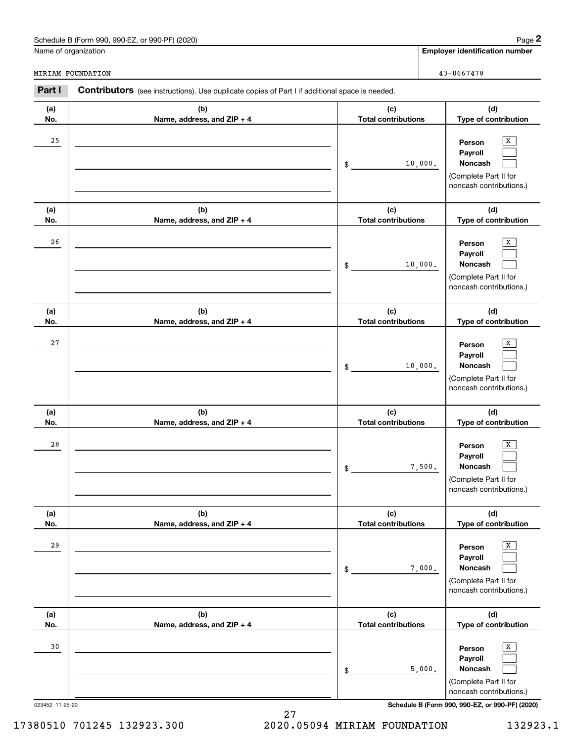Schedule B (Form 990, 990-EZ, or 990-PF) (2020) Page **2**

Name of organization: MIRIAM FOUNDATION

**Employer identification number**: 43-0667478

**Part I** **Contributors** (see instructions). Use duplicate copies of Part I if additional space is needed.

| (a) No. | (b) Name, address, and ZIP + 4 | (c) Total contributions | (d) Type of contribution |
|---|---|---|---|
| 25 | | $ 10,000. | Person [X] Payroll [ ] Noncash [ ] (Complete Part II for noncash contributions.) |
| 26 | | $ 10,000. | Person [X] Payroll [ ] Noncash [ ] (Complete Part II for noncash contributions.) |
| 27 | | $ 10,000. | Person [X] Payroll [ ] Noncash [ ] (Complete Part II for noncash contributions.) |
| 28 | | $ 7,500. | Person [X] Payroll [ ] Noncash [ ] (Complete Part II for noncash contributions.) |
| 29 | | $ 7,000. | Person [X] Payroll [ ] Noncash [ ] (Complete Part II for noncash contributions.) |
| 30 | | $ 5,000. | Person [X] Payroll [ ] Noncash [ ] (Complete Part II for noncash contributions.) |

023452 11-25-20 **Schedule B (Form 990, 990-EZ, or 990-PF) (2020)**

17380510 701245 132923.300 2020.05094 MIRIAM FOUNDATION 132923.1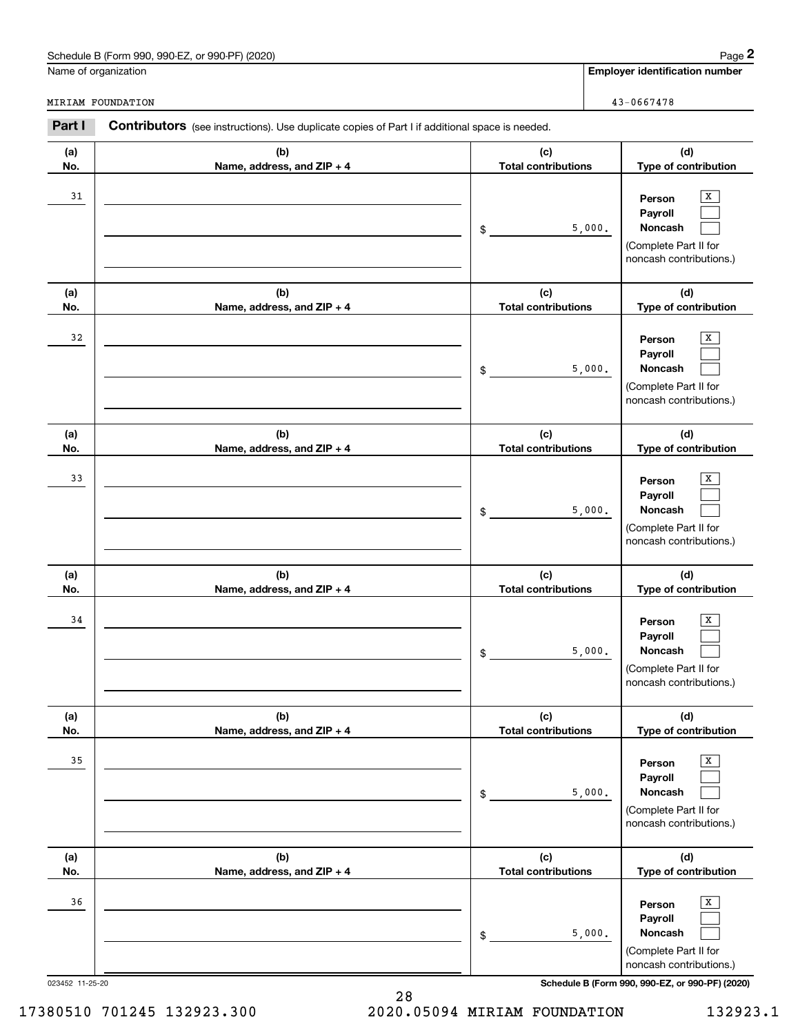Schedule B (Form 990, 990-EZ, or 990-PF) (2020)

Name of organization: MIRIAM FOUNDATION

Employer identification number: 43-0667478

**Part I** **Contributors** (see instructions). Use duplicate copies of Part I if additional space is needed.

| (a) No. | (b) Name, address, and ZIP + 4 | (c) Total contributions | (d) Type of contribution |
|---|---|---|---|
| 31 | | $ 5,000. | Person [X] Payroll [ ] Noncash [ ] (Complete Part II for noncash contributions.) |
| 32 | | $ 5,000. | Person [X] Payroll [ ] Noncash [ ] (Complete Part II for noncash contributions.) |
| 33 | | $ 5,000. | Person [X] Payroll [ ] Noncash [ ] (Complete Part II for noncash contributions.) |
| 34 | | $ 5,000. | Person [X] Payroll [ ] Noncash [ ] (Complete Part II for noncash contributions.) |
| 35 | | $ 5,000. | Person [X] Payroll [ ] Noncash [ ] (Complete Part II for noncash contributions.) |
| 36 | | $ 5,000. | Person [X] Payroll [ ] Noncash [ ] (Complete Part II for noncash contributions.) |

023452 11-25-20

Schedule B (Form 990, 990-EZ, or 990-PF) (2020)

17380510 701245 132923.300 2020.05094 MIRIAM FOUNDATION 132923.1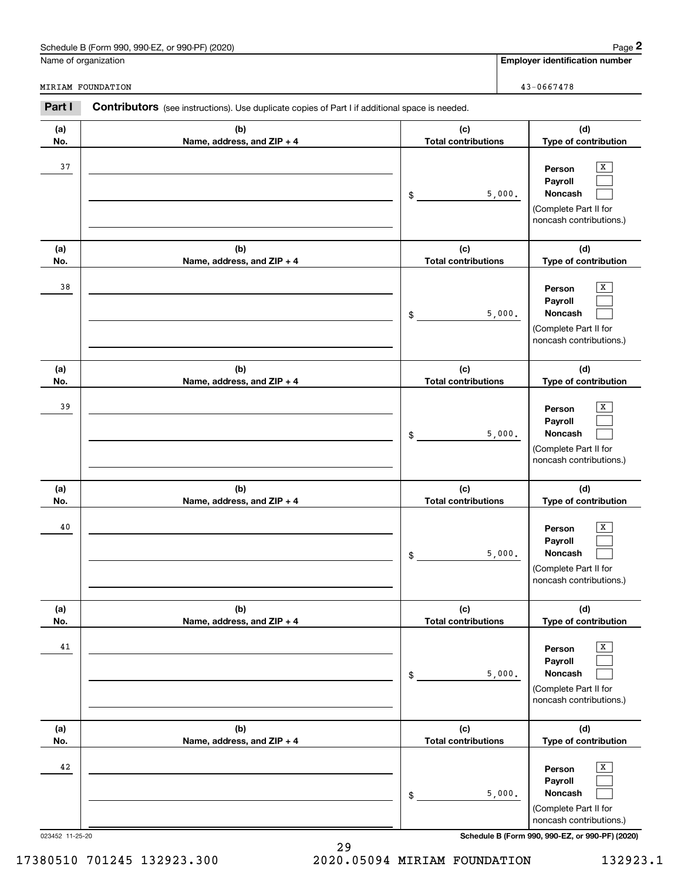Schedule B (Form 990, 990-EZ, or 990-PF) (2020)

Name of organization: MIRIAM FOUNDATION

**Employer identification number**: 43-0667478

## Part I **Contributors** (see instructions). Use duplicate copies of Part I if additional space is needed.

| (a) No. | (b) Name, address, and ZIP + 4 | (c) Total contributions | (d) Type of contribution |
|---|---|---|---|
| 37 | | $ 5,000. | Person [X] Payroll [ ] Noncash [ ] (Complete Part II for noncash contributions.) |
| 38 | | $ 5,000. | Person [X] Payroll [ ] Noncash [ ] (Complete Part II for noncash contributions.) |
| 39 | | $ 5,000. | Person [X] Payroll [ ] Noncash [ ] (Complete Part II for noncash contributions.) |
| 40 | | $ 5,000. | Person [X] Payroll [ ] Noncash [ ] (Complete Part II for noncash contributions.) |
| 41 | | $ 5,000. | Person [X] Payroll [ ] Noncash [ ] (Complete Part II for noncash contributions.) |
| 42 | | $ 5,000. | Person [X] Payroll [ ] Noncash [ ] (Complete Part II for noncash contributions.) |

023452 11-25-20

Schedule B (Form 990, 990-EZ, or 990-PF) (2020)

17380510 701245 132923.300 2020.05094 MIRIAM FOUNDATION 132923.1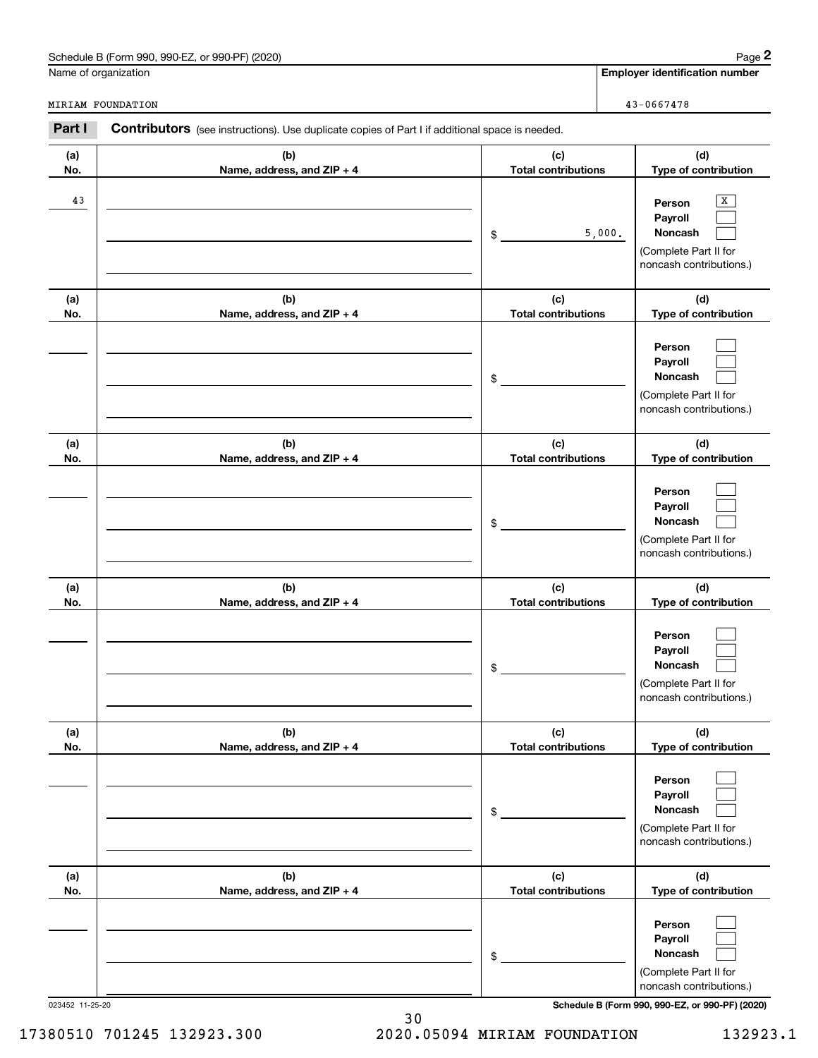Schedule B (Form 990, 990-EZ, or 990-PF) (2020)

| Name of organization | Employer identification number |
|---|---|
| MIRIAM FOUNDATION | 43-0667478 |

**Part I** **Contributors** (see instructions). Use duplicate copies of Part I if additional space is needed.

| (a) No. | (b) Name, address, and ZIP + 4 | (c) Total contributions | (d) Type of contribution |
|---|---|---|---|
| 43 | | $ 5,000. | Person [X] Payroll [ ] Noncash [ ] (Complete Part II for noncash contributions.) |
| | | $ | Person [ ] Payroll [ ] Noncash [ ] (Complete Part II for noncash contributions.) |
| | | $ | Person [ ] Payroll [ ] Noncash [ ] (Complete Part II for noncash contributions.) |
| | | $ | Person [ ] Payroll [ ] Noncash [ ] (Complete Part II for noncash contributions.) |
| | | $ | Person [ ] Payroll [ ] Noncash [ ] (Complete Part II for noncash contributions.) |
| | | $ | Person [ ] Payroll [ ] Noncash [ ] (Complete Part II for noncash contributions.) |

023452 11-25-20

Schedule B (Form 990, 990-EZ, or 990-PF) (2020)

17380510 701245 132923.300 2020.05094 MIRIAM FOUNDATION 132923.1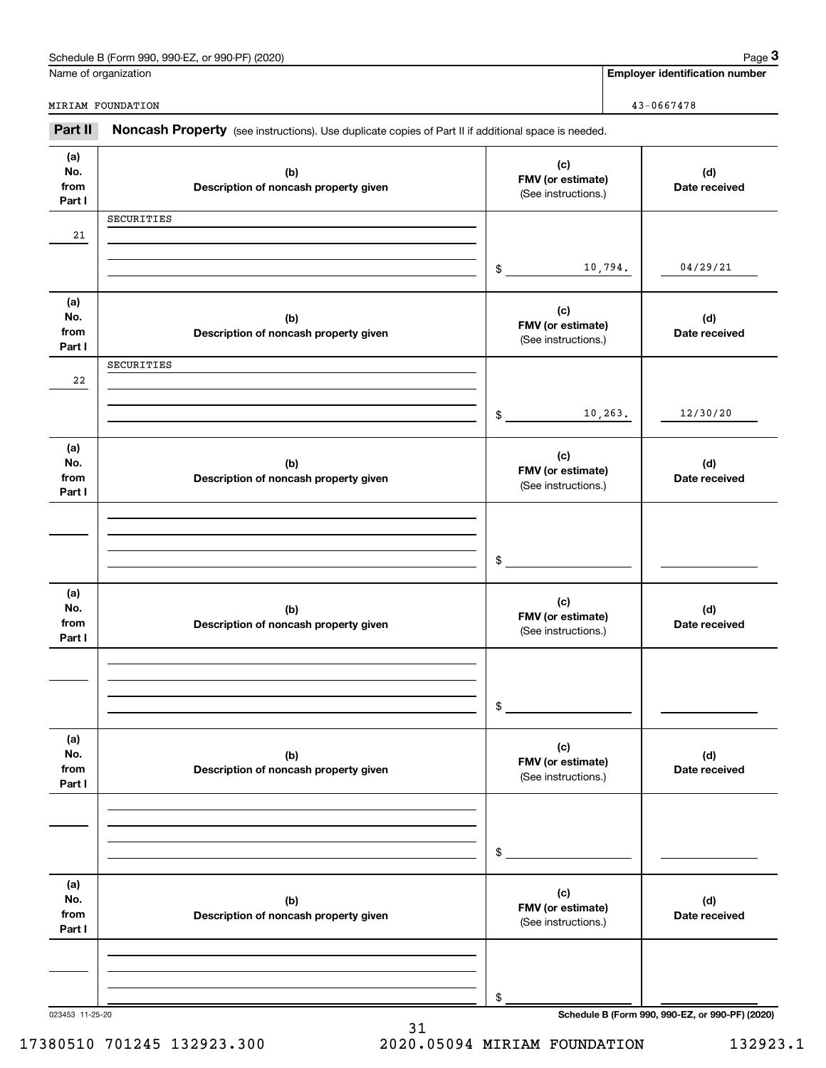Schedule B (Form 990, 990-EZ, or 990-PF) (2020)

Name of organization: MIRIAM FOUNDATION

**Employer identification number**: 43-0667478

**Part II** **Noncash Property** (see instructions). Use duplicate copies of Part II if additional space is needed.

| (a) No. from Part I | (b) Description of noncash property given | (c) FMV (or estimate) (See instructions.) | (d) Date received |
|---|---|---|---|
| 21 | SECURITIES | $ 10,794. | 04/29/21 |
| 22 | SECURITIES | $ 10,263. | 12/30/20 |
| | | $ | |
| | | $ | |
| | | $ | |
| | | $ | |

023453 11-25-20

Schedule B (Form 990, 990-EZ, or 990-PF) (2020)

17380510 701245 132923.300 2020.05094 MIRIAM FOUNDATION 132923.1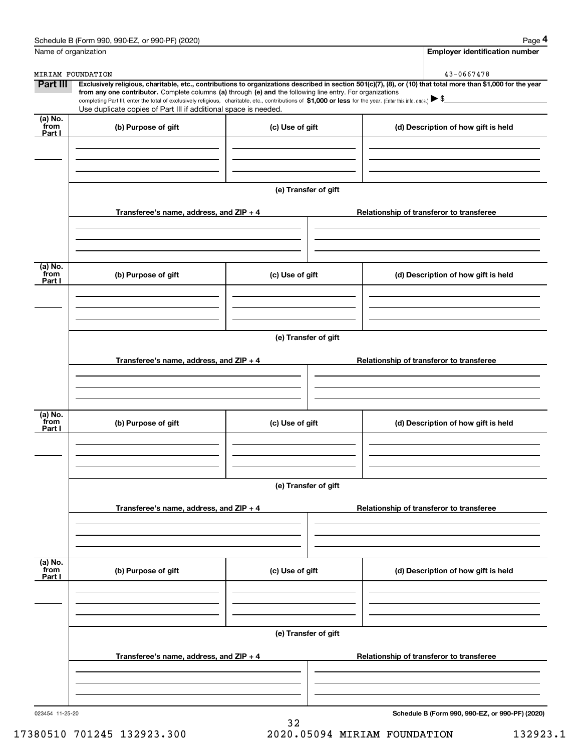Schedule B (Form 990, 990-EZ, or 990-PF) (2020) Page **4**

Name of organization: MIRIAM FOUNDATION

**Employer identification number**: 43-0667478

**Part III** **Exclusively religious, charitable, etc., contributions to organizations described in section 501(c)(7), (8), or (10) that total more than $1,000 for the year from any one contributor.** Complete columns **(a)** through **(e) and** the following line entry. For organizations completing Part III, enter the total of exclusively religious, charitable, etc., contributions of **$1,000 or less** for the year. (Enter this info. once.) ▶ $

Use duplicate copies of Part III if additional space is needed.

| (a) No. from Part I | (b) Purpose of gift | (c) Use of gift | (d) Description of how gift is held |
|---|---|---|---|
| | | | |

(e) Transfer of gift

| Transferee's name, address, and ZIP + 4 | Relationship of transferor to transferee |
|---|---|
| | |

| (a) No. from Part I | (b) Purpose of gift | (c) Use of gift | (d) Description of how gift is held |
|---|---|---|---|
| | | | |

(e) Transfer of gift

| Transferee's name, address, and ZIP + 4 | Relationship of transferor to transferee |
|---|---|
| | |

| (a) No. from Part I | (b) Purpose of gift | (c) Use of gift | (d) Description of how gift is held |
|---|---|---|---|
| | | | |

(e) Transfer of gift

| Transferee's name, address, and ZIP + 4 | Relationship of transferor to transferee |
|---|---|
| | |

| (a) No. from Part I | (b) Purpose of gift | (c) Use of gift | (d) Description of how gift is held |
|---|---|---|---|
| | | | |

(e) Transfer of gift

| Transferee's name, address, and ZIP + 4 | Relationship of transferor to transferee |
|---|---|
| | |

023454 11-25-20 **Schedule B (Form 990, 990-EZ, or 990-PF) (2020)**

17380510 701245 132923.300 2020.05094 MIRIAM FOUNDATION 132923.1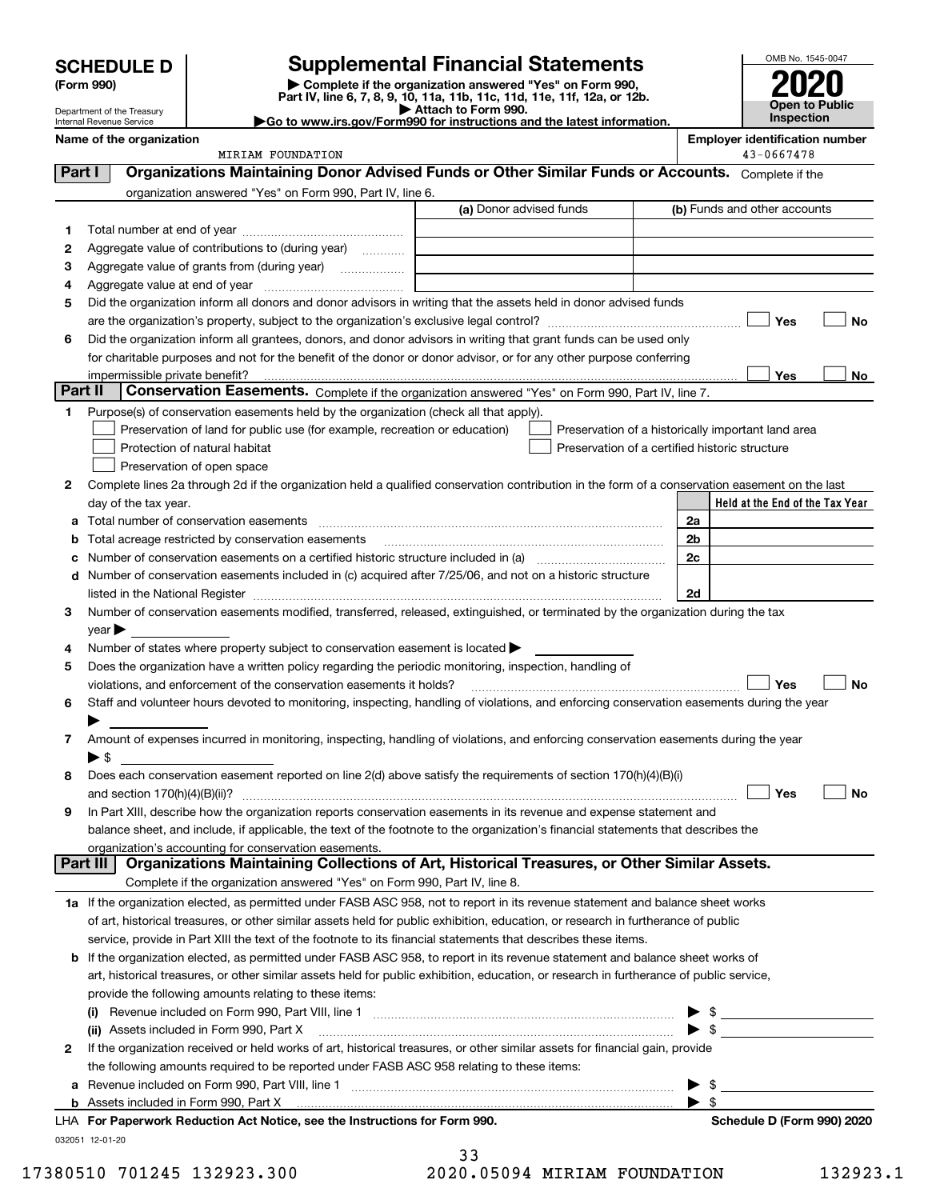# SCHEDULE D (Form 990)

Department of the Treasury
Internal Revenue Service

## Supplemental Financial Statements

▶ Complete if the organization answered "Yes" on Form 990, Part IV, line 6, 7, 8, 9, 10, 11a, 11b, 11c, 11d, 11e, 11f, 12a, or 12b.
▶ Attach to Form 990.
▶Go to www.irs.gov/Form990 for instructions and the latest information.

OMB No. 1545-0047

**2020**

**Open to Public Inspection**

**Name of the organization**
MIRIAM FOUNDATION

**Employer identification number**
43-0667478

## Part I — Organizations Maintaining Donor Advised Funds or Other Similar Funds or Accounts.

Complete if the organization answered "Yes" on Form 990, Part IV, line 6.

| | | (a) Donor advised funds | (b) Funds and other accounts |
|---|---|---|---|
| 1 | Total number at end of year | | |
| 2 | Aggregate value of contributions to (during year) | | |
| 3 | Aggregate value of grants from (during year) | | |
| 4 | Aggregate value at end of year | | |

5 Did the organization inform all donors and donor advisors in writing that the assets held in donor advised funds are the organization's property, subject to the organization's exclusive legal control? ☐ Yes ☐ No

6 Did the organization inform all grantees, donors, and donor advisors in writing that grant funds can be used only for charitable purposes and not for the benefit of the donor or donor advisor, or for any other purpose conferring impermissible private benefit? ☐ Yes ☐ No

## Part II — Conservation Easements.

Complete if the organization answered "Yes" on Form 990, Part IV, line 7.

1 Purpose(s) of conservation easements held by the organization (check all that apply).

- ☐ Preservation of land for public use (for example, recreation or education)
- ☐ Protection of natural habitat
- ☐ Preservation of open space
- ☐ Preservation of a historically important land area
- ☐ Preservation of a certified historic structure

2 Complete lines 2a through 2d if the organization held a qualified conservation contribution in the form of a conservation easement on the last day of the tax year.

| | | | Held at the End of the Tax Year |
|---|---|---|---|
| a | Total number of conservation easements | 2a | |
| b | Total acreage restricted by conservation easements | 2b | |
| c | Number of conservation easements on a certified historic structure included in (a) | 2c | |
| d | Number of conservation easements included in (c) acquired after 7/25/06, and not on a historic structure listed in the National Register | 2d | |

3 Number of conservation easements modified, transferred, released, extinguished, or terminated by the organization during the tax year ▶

4 Number of states where property subject to conservation easement is located ▶

5 Does the organization have a written policy regarding the periodic monitoring, inspection, handling of violations, and enforcement of the conservation easements it holds? ☐ Yes ☐ No

6 Staff and volunteer hours devoted to monitoring, inspecting, handling of violations, and enforcing conservation easements during the year ▶

7 Amount of expenses incurred in monitoring, inspecting, handling of violations, and enforcing conservation easements during the year ▶ $

8 Does each conservation easement reported on line 2(d) above satisfy the requirements of section 170(h)(4)(B)(i) and section 170(h)(4)(B)(ii)? ☐ Yes ☐ No

9 In Part XIII, describe how the organization reports conservation easements in its revenue and expense statement and balance sheet, and include, if applicable, the text of the footnote to the organization's financial statements that describes the organization's accounting for conservation easements.

## Part III — Organizations Maintaining Collections of Art, Historical Treasures, or Other Similar Assets.

Complete if the organization answered "Yes" on Form 990, Part IV, line 8.

1a If the organization elected, as permitted under FASB ASC 958, not to report in its revenue statement and balance sheet works of art, historical treasures, or other similar assets held for public exhibition, education, or research in furtherance of public service, provide in Part XIII the text of the footnote to its financial statements that describes these items.

b If the organization elected, as permitted under FASB ASC 958, to report in its revenue statement and balance sheet works of art, historical treasures, or other similar assets held for public exhibition, education, or research in furtherance of public service, provide the following amounts relating to these items:

(i) Revenue included on Form 990, Part VIII, line 1 ▶ $

(ii) Assets included in Form 990, Part X ▶ $

2 If the organization received or held works of art, historical treasures, or other similar assets for financial gain, provide the following amounts required to be reported under FASB ASC 958 relating to these items:

a Revenue included on Form 990, Part VIII, line 1 ▶ $

b Assets included in Form 990, Part X ▶ $

LHA **For Paperwork Reduction Act Notice, see the Instructions for Form 990.** **Schedule D (Form 990) 2020**

032051 12-01-20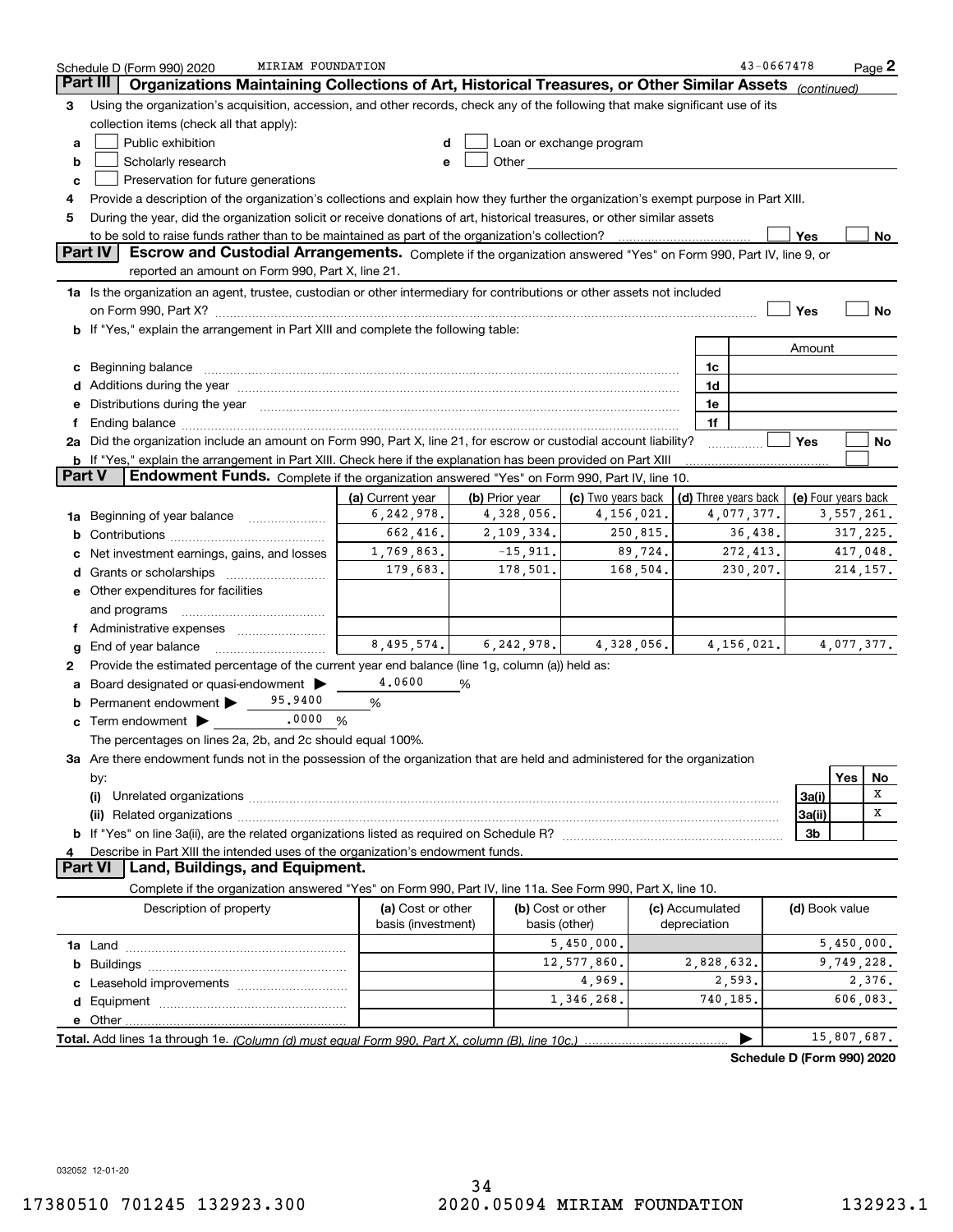Schedule D (Form 990) 2020 MIRIAM FOUNDATION 43-0667478 Page 2

## Part III Organizations Maintaining Collections of Art, Historical Treasures, or Other Similar Assets *(continued)*

3 Using the organization's acquisition, accession, and other records, check any of the following that make significant use of its collection items (check all that apply):

a ☐ Public exhibition
b ☐ Scholarly research
c ☐ Preservation for future generations
d ☐ Loan or exchange program
e ☐ Other

4 Provide a description of the organization's collections and explain how they further the organization's exempt purpose in Part XIII.

5 During the year, did the organization solicit or receive donations of art, historical treasures, or other similar assets to be sold to raise funds rather than to be maintained as part of the organization's collection? ☐ Yes ☐ No

## Part IV Escrow and Custodial Arrangements.

Complete if the organization answered "Yes" on Form 990, Part IV, line 9, or reported an amount on Form 990, Part X, line 21.

1a Is the organization an agent, trustee, custodian or other intermediary for contributions or other assets not included on Form 990, Part X? ☐ Yes ☐ No

b If "Yes," explain the arrangement in Part XIII and complete the following table:

| | | Amount |
|---|---|---|
| c Beginning balance | 1c | |
| d Additions during the year | 1d | |
| e Distributions during the year | 1e | |
| f Ending balance | 1f | |

2a Did the organization include an amount on Form 990, Part X, line 21, for escrow or custodial account liability? ☐ Yes ☐ No

b If "Yes," explain the arrangement in Part XIII. Check here if the explanation has been provided on Part XIII ☐

## Part V Endowment Funds.

Complete if the organization answered "Yes" on Form 990, Part IV, line 10.

| | (a) Current year | (b) Prior year | (c) Two years back | (d) Three years back | (e) Four years back |
|---|---|---|---|---|---|
| 1a Beginning of year balance | 6,242,978. | 4,328,056. | 4,156,021. | 4,077,377. | 3,557,261. |
| b Contributions | 662,416. | 2,109,334. | 250,815. | 36,438. | 317,225. |
| c Net investment earnings, gains, and losses | 1,769,863. | -15,911. | 89,724. | 272,413. | 417,048. |
| d Grants or scholarships | 179,683. | 178,501. | 168,504. | 230,207. | 214,157. |
| e Other expenditures for facilities and programs | | | | | |
| f Administrative expenses | | | | | |
| g End of year balance | 8,495,574. | 6,242,978. | 4,328,056. | 4,156,021. | 4,077,377. |

2 Provide the estimated percentage of the current year end balance (line 1g, column (a)) held as:

a Board designated or quasi-endowment ▶ 4.0600 %

b Permanent endowment ▶ 95.9400 %

c Term endowment ▶ .0000 %

The percentages on lines 2a, 2b, and 2c should equal 100%.

3a Are there endowment funds not in the possession of the organization that are held and administered for the organization by:

| | | Yes | No |
|---|---|---|---|
| (i) Unrelated organizations | 3a(i) | | X |
| (ii) Related organizations | 3a(ii) | | X |
| b If "Yes" on line 3a(ii), are the related organizations listed as required on Schedule R? | 3b | | |

4 Describe in Part XIII the intended uses of the organization's endowment funds.

## Part VI Land, Buildings, and Equipment.

Complete if the organization answered "Yes" on Form 990, Part IV, line 11a. See Form 990, Part X, line 10.

| Description of property | (a) Cost or other basis (investment) | (b) Cost or other basis (other) | (c) Accumulated depreciation | (d) Book value |
|---|---|---|---|---|
| 1a Land | | 5,450,000. | | 5,450,000. |
| b Buildings | | 12,577,860. | 2,828,632. | 9,749,228. |
| c Leasehold improvements | | 4,969. | 2,593. | 2,376. |
| d Equipment | | 1,346,268. | 740,185. | 606,083. |
| e Other | | | | |
| **Total.** Add lines 1a through 1e. *(Column (d) must equal Form 990, Part X, column (B), line 10c.)* ▶ | | | | 15,807,687. |

**Schedule D (Form 990) 2020**

032052 12-01-20

17380510 701245 132923.300 2020.05094 MIRIAM FOUNDATION 132923.1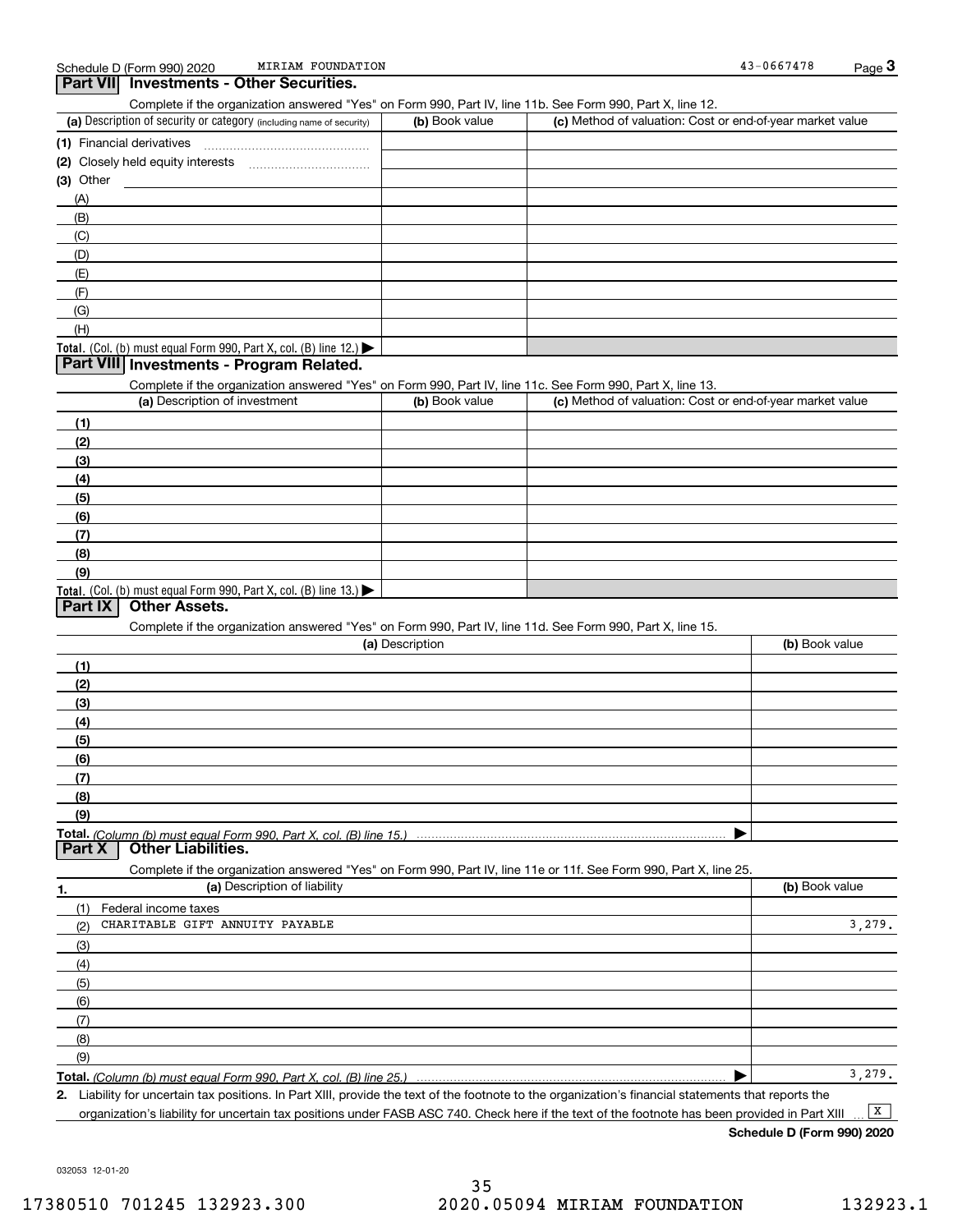Schedule D (Form 990) 2020 MIRIAM FOUNDATION 43-0667478

## Part VII Investments - Other Securities.

Complete if the organization answered "Yes" on Form 990, Part IV, line 11b. See Form 990, Part X, line 12.

| (a) Description of security or category (including name of security) | (b) Book value | (c) Method of valuation: Cost or end-of-year market value |
|---|---|---|
| (1) Financial derivatives | | |
| (2) Closely held equity interests | | |
| (3) Other | | |
| (A) | | |
| (B) | | |
| (C) | | |
| (D) | | |
| (E) | | |
| (F) | | |
| (G) | | |
| (H) | | |
| **Total.** (Col. (b) must equal Form 990, Part X, col. (B) line 12.) ▶ | | |

## Part VIII Investments - Program Related.

Complete if the organization answered "Yes" on Form 990, Part IV, line 11c. See Form 990, Part X, line 13.

| (a) Description of investment | (b) Book value | (c) Method of valuation: Cost or end-of-year market value |
|---|---|---|
| (1) | | |
| (2) | | |
| (3) | | |
| (4) | | |
| (5) | | |
| (6) | | |
| (7) | | |
| (8) | | |
| (9) | | |
| **Total.** (Col. (b) must equal Form 990, Part X, col. (B) line 13.) ▶ | | |

## Part IX Other Assets.

Complete if the organization answered "Yes" on Form 990, Part IV, line 11d. See Form 990, Part X, line 15.

| (a) Description | (b) Book value |
|---|---|
| (1) | |
| (2) | |
| (3) | |
| (4) | |
| (5) | |
| (6) | |
| (7) | |
| (8) | |
| (9) | |
| **Total.** *(Column (b) must equal Form 990, Part X, col. (B) line 15.)* ▶ | |

## Part X Other Liabilities.

Complete if the organization answered "Yes" on Form 990, Part IV, line 11e or 11f. See Form 990, Part X, line 25.

| 1. (a) Description of liability | (b) Book value |
|---|---|
| (1) Federal income taxes | |
| (2) CHARITABLE GIFT ANNUITY PAYABLE | 3,279. |
| (3) | |
| (4) | |
| (5) | |
| (6) | |
| (7) | |
| (8) | |
| (9) | |
| **Total.** *(Column (b) must equal Form 990, Part X, col. (B) line 25.)* ▶ | 3,279. |

2. Liability for uncertain tax positions. In Part XIII, provide the text of the footnote to the organization's financial statements that reports the organization's liability for uncertain tax positions under FASB ASC 740. Check here if the text of the footnote has been provided in Part XIII ... [X]

**Schedule D (Form 990) 2020**

032053 12-01-20

17380510 701245 132923.300 2020.05094 MIRIAM FOUNDATION 132923.1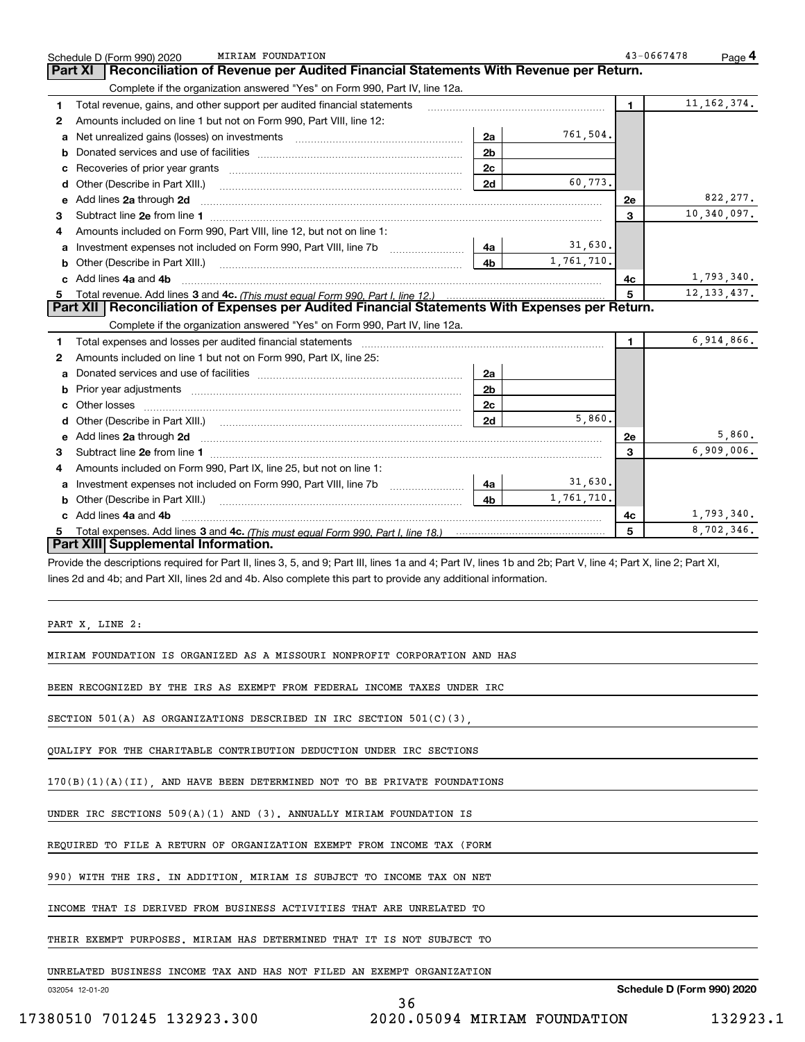Schedule D (Form 990) 2020 MIRIAM FOUNDATION 43-0667478 Page **4**

## Part XI Reconciliation of Revenue per Audited Financial Statements With Revenue per Return.

Complete if the organization answered "Yes" on Form 990, Part IV, line 12a.

| | | | | | |
|---|---|---|---|---|---|
| **1** | Total revenue, gains, and other support per audited financial statements | | | **1** | 11,162,374. |
| **2** | Amounts included on line 1 but not on Form 990, Part VIII, line 12: | | | | |
| **a** | Net unrealized gains (losses) on investments | **2a** | 761,504. | | |
| **b** | Donated services and use of facilities | **2b** | | | |
| **c** | Recoveries of prior year grants | **2c** | | | |
| **d** | Other (Describe in Part XIII.) | **2d** | 60,773. | | |
| **e** | Add lines **2a** through **2d** | | | **2e** | 822,277. |
| **3** | Subtract line **2e** from line **1** | | | **3** | 10,340,097. |
| **4** | Amounts included on Form 990, Part VIII, line 12, but not on line 1: | | | | |
| **a** | Investment expenses not included on Form 990, Part VIII, line 7b | **4a** | 31,630. | | |
| **b** | Other (Describe in Part XIII.) | **4b** | 1,761,710. | | |
| **c** | Add lines **4a** and **4b** | | | **4c** | 1,793,340. |
| **5** | Total revenue. Add lines **3** and **4c.** *(This must equal Form 990, Part I, line 12.)* | | | **5** | 12,133,437. |

## Part XII Reconciliation of Expenses per Audited Financial Statements With Expenses per Return.

Complete if the organization answered "Yes" on Form 990, Part IV, line 12a.

| | | | | | |
|---|---|---|---|---|---|
| **1** | Total expenses and losses per audited financial statements | | | **1** | 6,914,866. |
| **2** | Amounts included on line 1 but not on Form 990, Part IX, line 25: | | | | |
| **a** | Donated services and use of facilities | **2a** | | | |
| **b** | Prior year adjustments | **2b** | | | |
| **c** | Other losses | **2c** | | | |
| **d** | Other (Describe in Part XIII.) | **2d** | 5,860. | | |
| **e** | Add lines **2a** through **2d** | | | **2e** | 5,860. |
| **3** | Subtract line **2e** from line **1** | | | **3** | 6,909,006. |
| **4** | Amounts included on Form 990, Part IX, line 25, but not on line 1: | | | | |
| **a** | Investment expenses not included on Form 990, Part VIII, line 7b | **4a** | 31,630. | | |
| **b** | Other (Describe in Part XIII.) | **4b** | 1,761,710. | | |
| **c** | Add lines **4a** and **4b** | | | **4c** | 1,793,340. |
| **5** | Total expenses. Add lines **3** and **4c.** *(This must equal Form 990, Part I, line 18.)* | | | **5** | 8,702,346. |

## Part XIII Supplemental Information.

Provide the descriptions required for Part II, lines 3, 5, and 9; Part III, lines 1a and 4; Part IV, lines 1b and 2b; Part V, line 4; Part X, line 2; Part XI, lines 2d and 4b; and Part XII, lines 2d and 4b. Also complete this part to provide any additional information.

PART X, LINE 2:

MIRIAM FOUNDATION IS ORGANIZED AS A MISSOURI NONPROFIT CORPORATION AND HAS BEEN RECOGNIZED BY THE IRS AS EXEMPT FROM FEDERAL INCOME TAXES UNDER IRC SECTION 501(A) AS ORGANIZATIONS DESCRIBED IN IRC SECTION 501(C)(3), QUALIFY FOR THE CHARITABLE CONTRIBUTION DEDUCTION UNDER IRC SECTIONS 170(B)(1)(A)(II), AND HAVE BEEN DETERMINED NOT TO BE PRIVATE FOUNDATIONS UNDER IRC SECTIONS 509(A)(1) AND (3). ANNUALLY MIRIAM FOUNDATION IS REQUIRED TO FILE A RETURN OF ORGANIZATION EXEMPT FROM INCOME TAX (FORM 990) WITH THE IRS. IN ADDITION, MIRIAM IS SUBJECT TO INCOME TAX ON NET INCOME THAT IS DERIVED FROM BUSINESS ACTIVITIES THAT ARE UNRELATED TO THEIR EXEMPT PURPOSES. MIRIAM HAS DETERMINED THAT IT IS NOT SUBJECT TO UNRELATED BUSINESS INCOME TAX AND HAS NOT FILED AN EXEMPT ORGANIZATION

032054 12-01-20 **Schedule D (Form 990) 2020**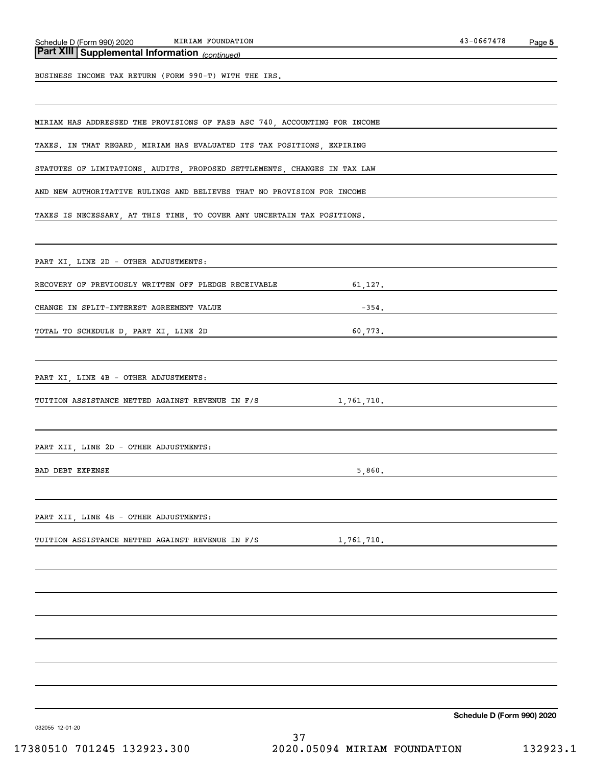## Part XIII Supplemental Information *(continued)*

BUSINESS INCOME TAX RETURN (FORM 990-T) WITH THE IRS.

MIRIAM HAS ADDRESSED THE PROVISIONS OF FASB ASC 740, ACCOUNTING FOR INCOME TAXES. IN THAT REGARD, MIRIAM HAS EVALUATED ITS TAX POSITIONS, EXPIRING STATUTES OF LIMITATIONS, AUDITS, PROPOSED SETTLEMENTS, CHANGES IN TAX LAW AND NEW AUTHORITATIVE RULINGS AND BELIEVES THAT NO PROVISION FOR INCOME TAXES IS NECESSARY, AT THIS TIME, TO COVER ANY UNCERTAIN TAX POSITIONS.

PART XI, LINE 2D - OTHER ADJUSTMENTS:

| | |
|---|---|
| RECOVERY OF PREVIOUSLY WRITTEN OFF PLEDGE RECEIVABLE | 61,127. |
| CHANGE IN SPLIT-INTEREST AGREEMENT VALUE | -354. |
| TOTAL TO SCHEDULE D, PART XI, LINE 2D | 60,773. |

PART XI, LINE 4B - OTHER ADJUSTMENTS:

| | |
|---|---|
| TUITION ASSISTANCE NETTED AGAINST REVENUE IN F/S | 1,761,710. |

PART XII, LINE 2D - OTHER ADJUSTMENTS:

| | |
|---|---|
| BAD DEBT EXPENSE | 5,860. |

PART XII, LINE 4B - OTHER ADJUSTMENTS:

| | |
|---|---|
| TUITION ASSISTANCE NETTED AGAINST REVENUE IN F/S | 1,761,710. |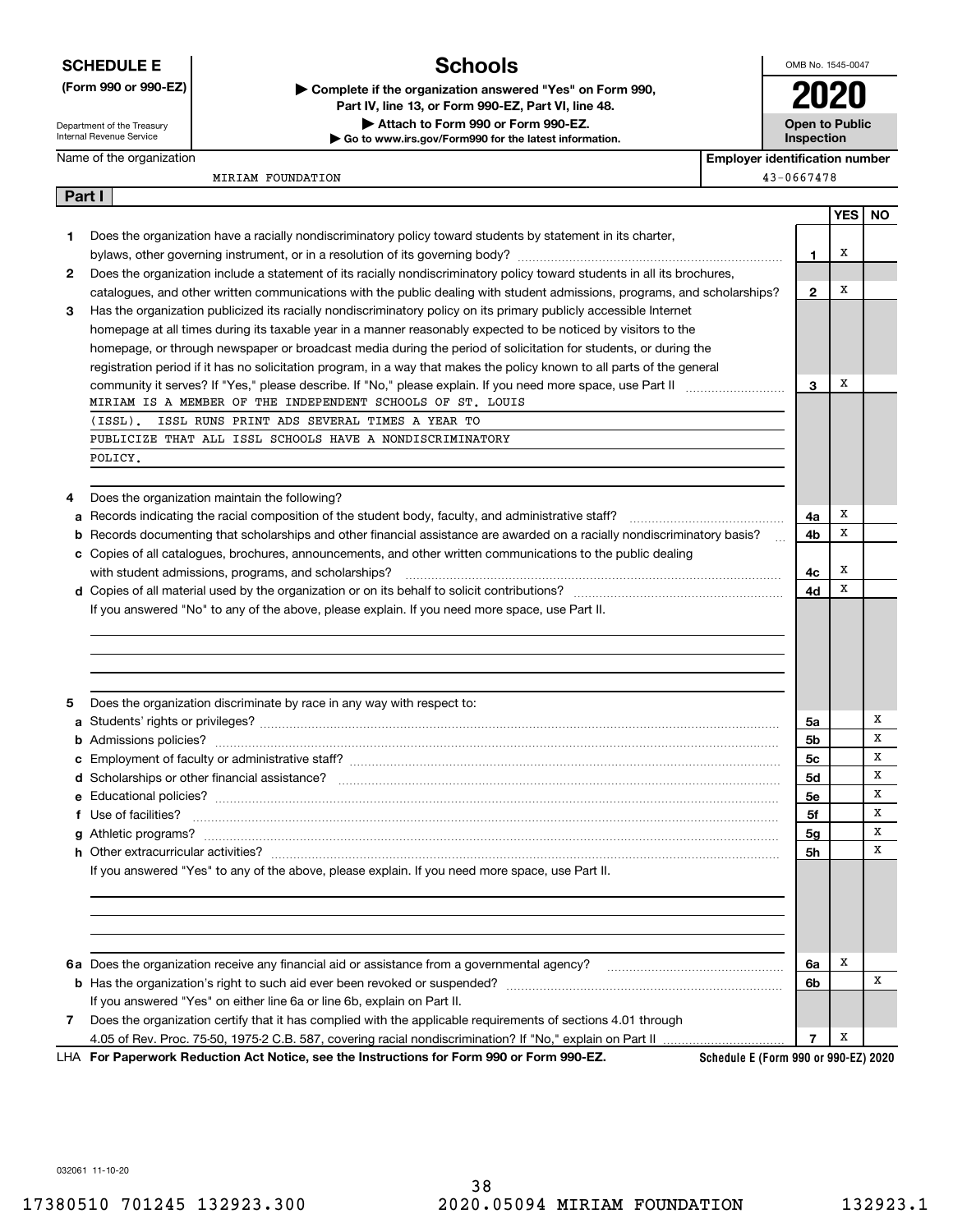**SCHEDULE E**
**(Form 990 or 990-EZ)**

Department of the Treasury
Internal Revenue Service

# Schools

▶ **Complete if the organization answered "Yes" on Form 990, Part IV, line 13, or Form 990-EZ, Part VI, line 48.**
▶ **Attach to Form 990 or Form 990-EZ.**
▶ **Go to www.irs.gov/Form990 for the latest information.**

OMB No. 1545-0047
**2020**
**Open to Public Inspection**

Name of the organization: MIRIAM FOUNDATION
**Employer identification number:** 43-0667478

## Part I

| | | | YES | NO |
|---|---|---|---|---|
| 1 | Does the organization have a racially nondiscriminatory policy toward students by statement in its charter, bylaws, other governing instrument, or in a resolution of its governing body? | 1 | X | |
| 2 | Does the organization include a statement of its racially nondiscriminatory policy toward students in all its brochures, catalogues, and other written communications with the public dealing with student admissions, programs, and scholarships? | 2 | X | |
| 3 | Has the organization publicized its racially nondiscriminatory policy on its primary publicly accessible Internet homepage at all times during its taxable year in a manner reasonably expected to be noticed by visitors to the homepage, or through newspaper or broadcast media during the period of solicitation for students, or during the registration period if it has no solicitation program, in a way that makes the policy known to all parts of the general community it serves? If "Yes," please describe. If "No," please explain. If you need more space, use Part II | 3 | X | |

MIRIAM IS A MEMBER OF THE INDEPENDENT SCHOOLS OF ST. LOUIS (ISSL). ISSL RUNS PRINT ADS SEVERAL TIMES A YEAR TO PUBLICIZE THAT ALL ISSL SCHOOLS HAVE A NONDISCRIMINATORY POLICY.

| | | | YES | NO |
|---|---|---|---|---|
| 4 | Does the organization maintain the following? | | | |
| a | Records indicating the racial composition of the student body, faculty, and administrative staff? | 4a | X | |
| b | Records documenting that scholarships and other financial assistance are awarded on a racially nondiscriminatory basis? | 4b | X | |
| c | Copies of all catalogues, brochures, announcements, and other written communications to the public dealing with student admissions, programs, and scholarships? | 4c | X | |
| d | Copies of all material used by the organization or on its behalf to solicit contributions? | 4d | X | |

If you answered "No" to any of the above, please explain. If you need more space, use Part II.

| | | | YES | NO |
|---|---|---|---|---|
| 5 | Does the organization discriminate by race in any way with respect to: | | | |
| a | Students' rights or privileges? | 5a | | X |
| b | Admissions policies? | 5b | | X |
| c | Employment of faculty or administrative staff? | 5c | | X |
| d | Scholarships or other financial assistance? | 5d | | X |
| e | Educational policies? | 5e | | X |
| f | Use of facilities? | 5f | | X |
| g | Athletic programs? | 5g | | X |
| h | Other extracurricular activities? | 5h | | X |

If you answered "Yes" to any of the above, please explain. If you need more space, use Part II.

| | | | YES | NO |
|---|---|---|---|---|
| 6a | Does the organization receive any financial aid or assistance from a governmental agency? | 6a | X | |
| b | Has the organization's right to such aid ever been revoked or suspended? | 6b | | X |
| | If you answered "Yes" on either line 6a or line 6b, explain on Part II. | | | |
| 7 | Does the organization certify that it has complied with the applicable requirements of sections 4.01 through 4.05 of Rev. Proc. 75-50, 1975-2 C.B. 587, covering racial nondiscrimination? If "No," explain on Part II | 7 | X | |

LHA **For Paperwork Reduction Act Notice, see the Instructions for Form 990 or Form 990-EZ.** **Schedule E (Form 990 or 990-EZ) 2020**

032061 11-10-20

17380510 701245 132923.300 2020.05094 MIRIAM FOUNDATION 132923.1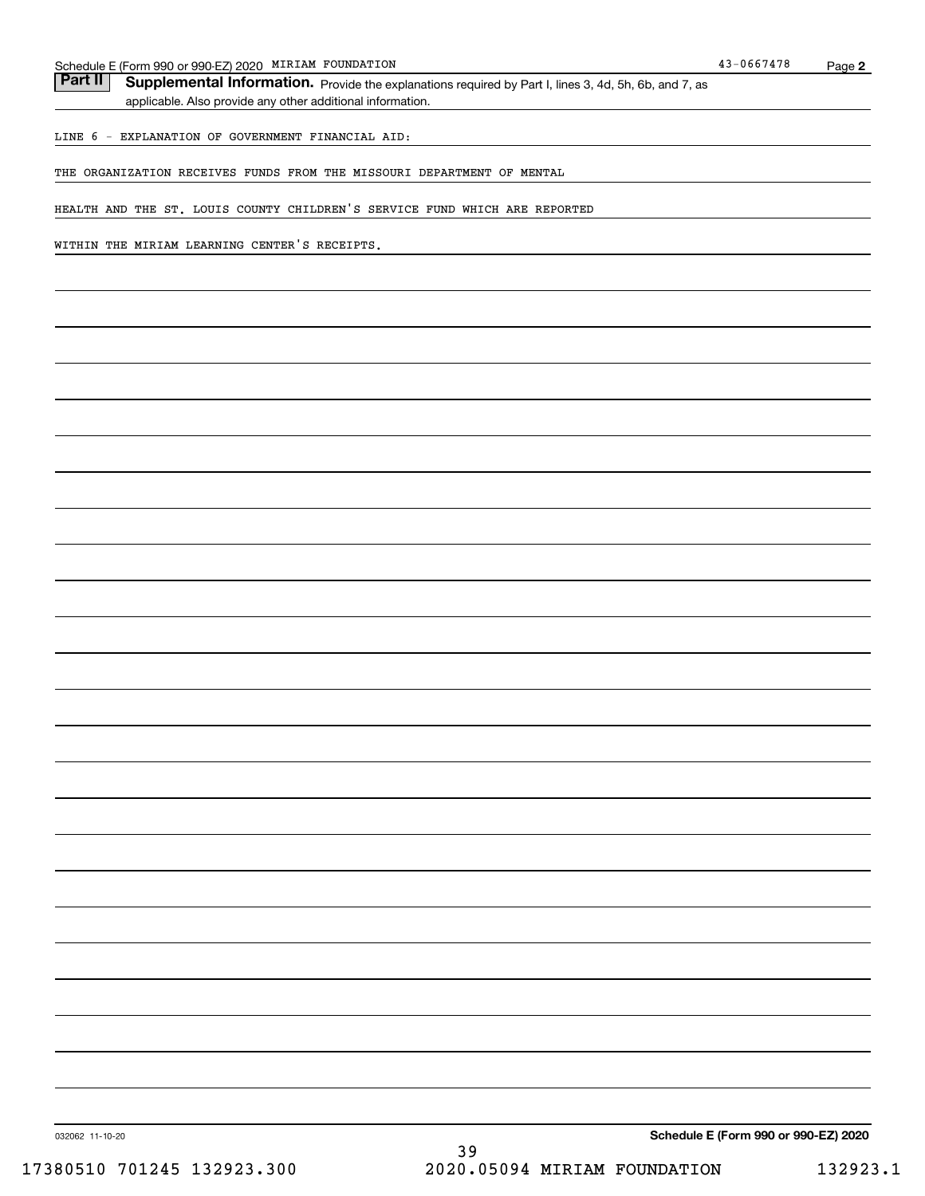Schedule E (Form 990 or 990-EZ) 2020 MIRIAM FOUNDATION 43-0667478 Page 2

**Part II** **Supplemental Information.** Provide the explanations required by Part I, lines 3, 4d, 5h, 6b, and 7, as applicable. Also provide any other additional information.

LINE 6 - EXPLANATION OF GOVERNMENT FINANCIAL AID:

THE ORGANIZATION RECEIVES FUNDS FROM THE MISSOURI DEPARTMENT OF MENTAL HEALTH AND THE ST. LOUIS COUNTY CHILDREN'S SERVICE FUND WHICH ARE REPORTED WITHIN THE MIRIAM LEARNING CENTER'S RECEIPTS.

032062 11-10-20 **Schedule E (Form 990 or 990-EZ) 2020**

17380510 701245 132923.300 2020.05094 MIRIAM FOUNDATION 132923.1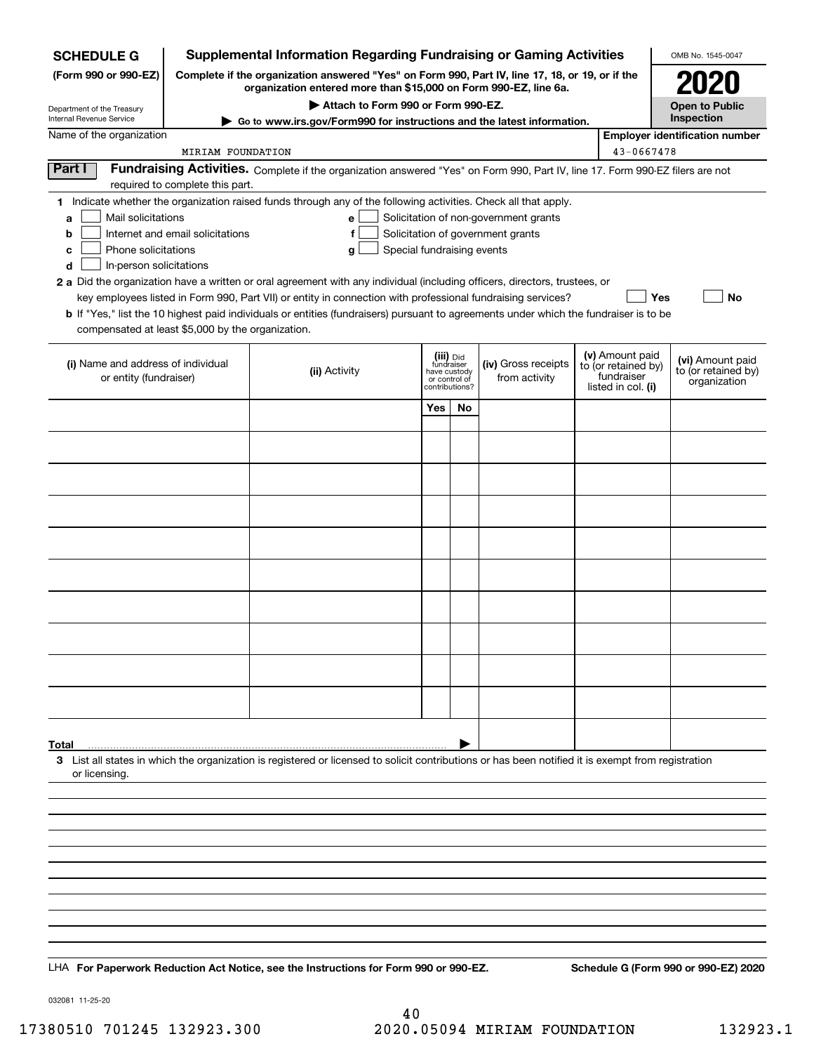**SCHEDULE G**
**(Form 990 or 990-EZ)**

Department of the Treasury
Internal Revenue Service

# Supplemental Information Regarding Fundraising or Gaming Activities

**Complete if the organization answered "Yes" on Form 990, Part IV, line 17, 18, or 19, or if the organization entered more than $15,000 on Form 990-EZ, line 6a.**

**▶ Attach to Form 990 or Form 990-EZ.**

**▶ Go to www.irs.gov/Form990 for instructions and the latest information.**

OMB No. 1545-0047

**2020**

**Open to Public Inspection**

Name of the organization: MIRIAM FOUNDATION

Employer identification number: 43-0667478

**Part I** **Fundraising Activities.** Complete if the organization answered "Yes" on Form 990, Part IV, line 17. Form 990-EZ filers are not required to complete this part.

**1** Indicate whether the organization raised funds through any of the following activities. Check all that apply.

- **a** ☐ Mail solicitations
- **b** ☐ Internet and email solicitations
- **c** ☐ Phone solicitations
- **d** ☐ In-person solicitations
- **e** ☐ Solicitation of non-government grants
- **f** ☐ Solicitation of government grants
- **g** ☐ Special fundraising events

**2 a** Did the organization have a written or oral agreement with any individual (including officers, directors, trustees, or key employees listed in Form 990, Part VII) or entity in connection with professional fundraising services? ☐ **Yes** ☐ **No**

**b** If "Yes," list the 10 highest paid individuals or entities (fundraisers) pursuant to agreements under which the fundraiser is to be compensated at least $5,000 by the organization.

| (i) Name and address of individual or entity (fundraiser) | (ii) Activity | (iii) Did fundraiser have custody or control of contributions? Yes | No | (iv) Gross receipts from activity | (v) Amount paid to (or retained by) fundraiser listed in col. (i) | (vi) Amount paid to (or retained by) organization |
|---|---|---|---|---|---|---|
| | | | | | | |
| | | | | | | |
| | | | | | | |
| | | | | | | |
| | | | | | | |
| | | | | | | |
| | | | | | | |
| | | | | | | |
| | | | | | | |
| | | | | | | |
| **Total** | | | ▶ | | | |

**3** List all states in which the organization is registered or licensed to solicit contributions or has been notified it is exempt from registration or licensing.

LHA **For Paperwork Reduction Act Notice, see the Instructions for Form 990 or 990-EZ.** **Schedule G (Form 990 or 990-EZ) 2020**

032081 11-25-20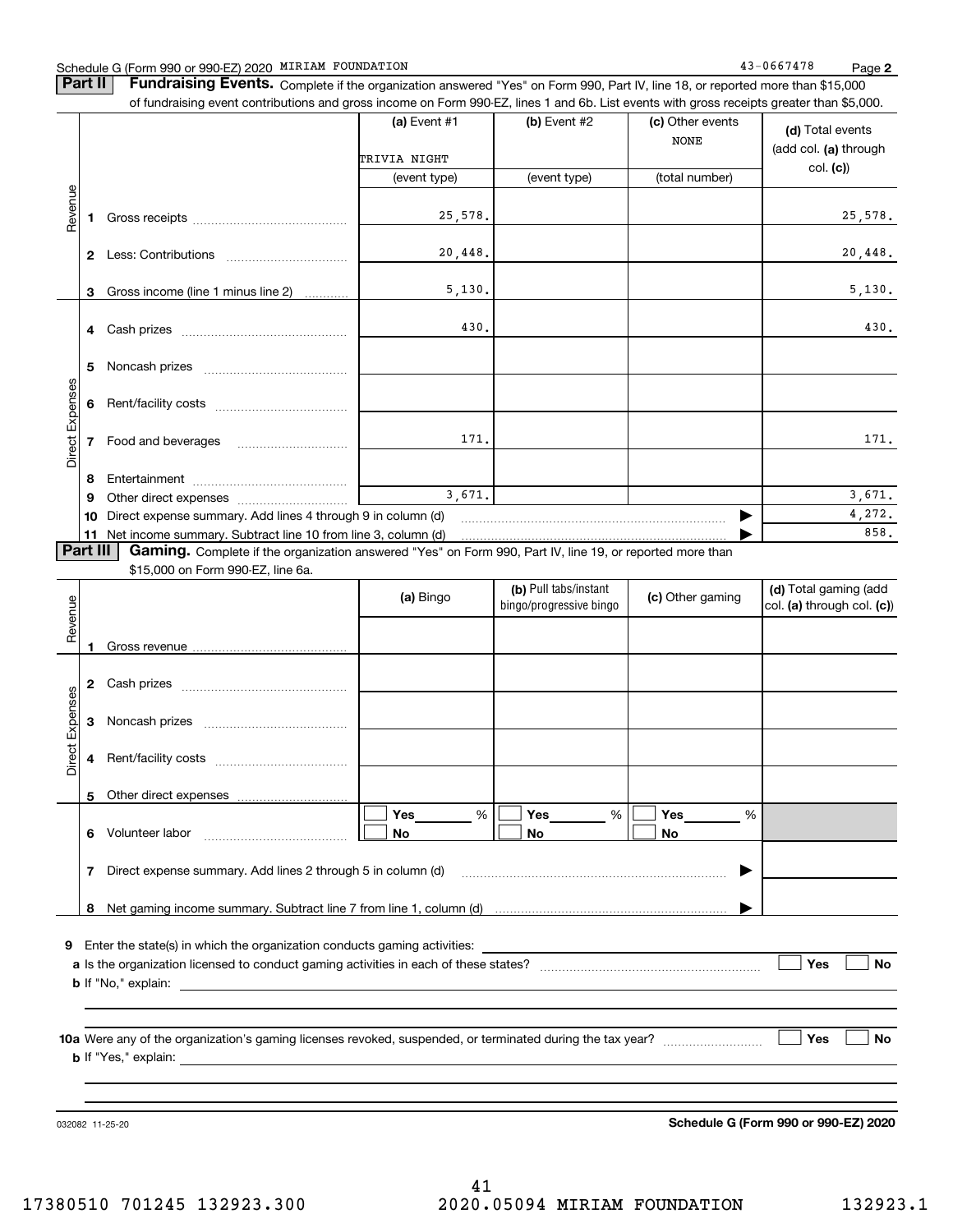Schedule G (Form 990 or 990-EZ) 2020 MIRIAM FOUNDATION 43-0667478 Page 2

## Part II Fundraising Events.

Complete if the organization answered "Yes" on Form 990, Part IV, line 18, or reported more than $15,000 of fundraising event contributions and gross income on Form 990-EZ, lines 1 and 6b. List events with gross receipts greater than $5,000.

| | | (a) Event #1 TRIVIA NIGHT (event type) | (b) Event #2 (event type) | (c) Other events NONE (total number) | (d) Total events (add col. (a) through col. (c)) |
|---|---|---|---|---|---|
| Revenue | 1 Gross receipts | 25,578. | | | 25,578. |
| | 2 Less: Contributions | 20,448. | | | 20,448. |
| | 3 Gross income (line 1 minus line 2) | 5,130. | | | 5,130. |
| Direct Expenses | 4 Cash prizes | 430. | | | 430. |
| | 5 Noncash prizes | | | | |
| | 6 Rent/facility costs | | | | |
| | 7 Food and beverages | 171. | | | 171. |
| | 8 Entertainment | | | | |
| | 9 Other direct expenses | 3,671. | | | 3,671. |
| | 10 Direct expense summary. Add lines 4 through 9 in column (d) | | | | 4,272. |
| | 11 Net income summary. Subtract line 10 from line 3, column (d) | | | | 858. |

## Part III Gaming.

Complete if the organization answered "Yes" on Form 990, Part IV, line 19, or reported more than $15,000 on Form 990-EZ, line 6a.

| | | (a) Bingo | (b) Pull tabs/instant bingo/progressive bingo | (c) Other gaming | (d) Total gaming (add col. (a) through col. (c)) |
|---|---|---|---|---|---|
| Revenue | 1 Gross revenue | | | | |
| Direct Expenses | 2 Cash prizes | | | | |
| | 3 Noncash prizes | | | | |
| | 4 Rent/facility costs | | | | |
| | 5 Other direct expenses | | | | |
| | 6 Volunteer labor | ☐ Yes ____ % ☐ No | ☐ Yes ____ % ☐ No | ☐ Yes ____ % ☐ No | |
| | 7 Direct expense summary. Add lines 2 through 5 in column (d) | | | | |
| | 8 Net gaming income summary. Subtract line 7 from line 1, column (d) | | | | |

9 Enter the state(s) in which the organization conducts gaming activities:

a Is the organization licensed to conduct gaming activities in each of these states? ☐ Yes ☐ No

b If "No," explain:

10a Were any of the organization's gaming licenses revoked, suspended, or terminated during the tax year? ☐ Yes ☐ No

b If "Yes," explain:

032082 11-25-20 **Schedule G (Form 990 or 990-EZ) 2020**

17380510 701245 132923.300 2020.05094 MIRIAM FOUNDATION 132923.1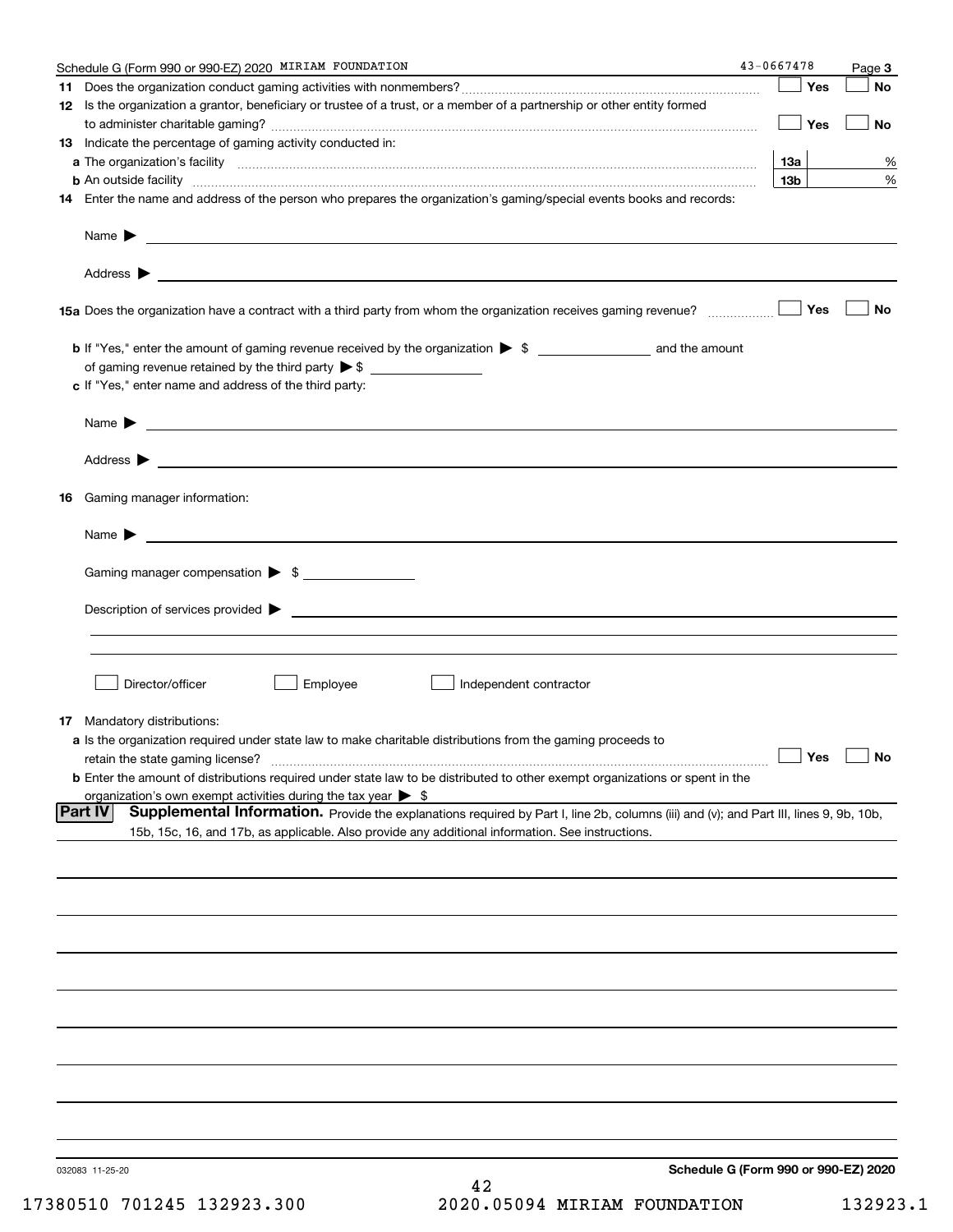Schedule G (Form 990 or 990-EZ) 2020 MIRIAM FOUNDATION 43-0667478 Page 3

**11** Does the organization conduct gaming activities with nonmembers? ☐ Yes ☐ No

**12** Is the organization a grantor, beneficiary or trustee of a trust, or a member of a partnership or other entity formed to administer charitable gaming? ☐ Yes ☐ No

**13** Indicate the percentage of gaming activity conducted in:

**a** The organization's facility **13a** %

**b** An outside facility **13b** %

**14** Enter the name and address of the person who prepares the organization's gaming/special events books and records:

Name ▶

Address ▶

**15a** Does the organization have a contract with a third party from whom the organization receives gaming revenue? ☐ Yes ☐ No

**b** If "Yes," enter the amount of gaming revenue received by the organization ▶ $ ______ and the amount of gaming revenue retained by the third party ▶ $ ______

**c** If "Yes," enter name and address of the third party:

Name ▶

Address ▶

**16** Gaming manager information:

Name ▶

Gaming manager compensation ▶ $

Description of services provided ▶

☐ Director/officer ☐ Employee ☐ Independent contractor

**17** Mandatory distributions:

**a** Is the organization required under state law to make charitable distributions from the gaming proceeds to retain the state gaming license? ☐ Yes ☐ No

**b** Enter the amount of distributions required under state law to be distributed to other exempt organizations or spent in the organization's own exempt activities during the tax year ▶ $

**Part IV** **Supplemental Information.** Provide the explanations required by Part I, line 2b, columns (iii) and (v); and Part III, lines 9, 9b, 10b, 15b, 15c, 16, and 17b, as applicable. Also provide any additional information. See instructions.

032083 11-25-20 **Schedule G (Form 990 or 990-EZ) 2020**

17380510 701245 132923.300 2020.05094 MIRIAM FOUNDATION 132923.1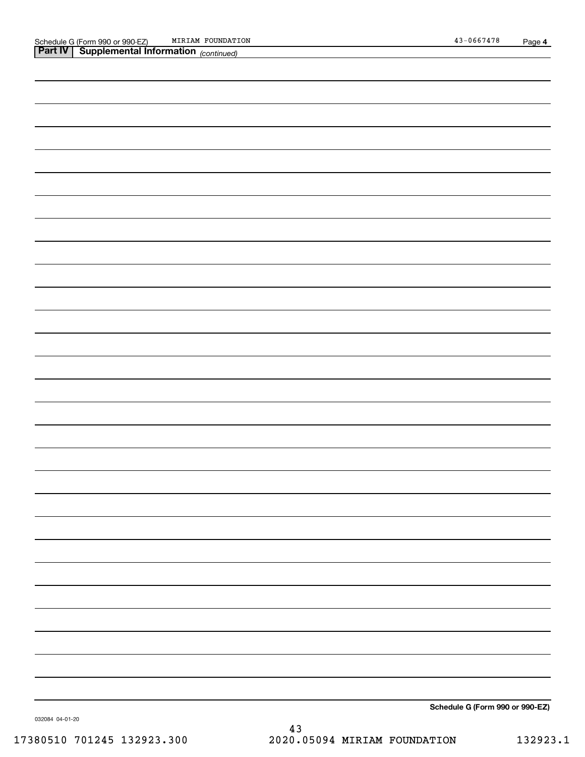Schedule G (Form 990 or 990-EZ) MIRIAM FOUNDATION 43-0667478

**Part IV | Supplemental Information** *(continued)*

**Schedule G (Form 990 or 990-EZ)**

032084 04-01-20

17380510 701245 132923.300 2020.05094 MIRIAM FOUNDATION 132923.1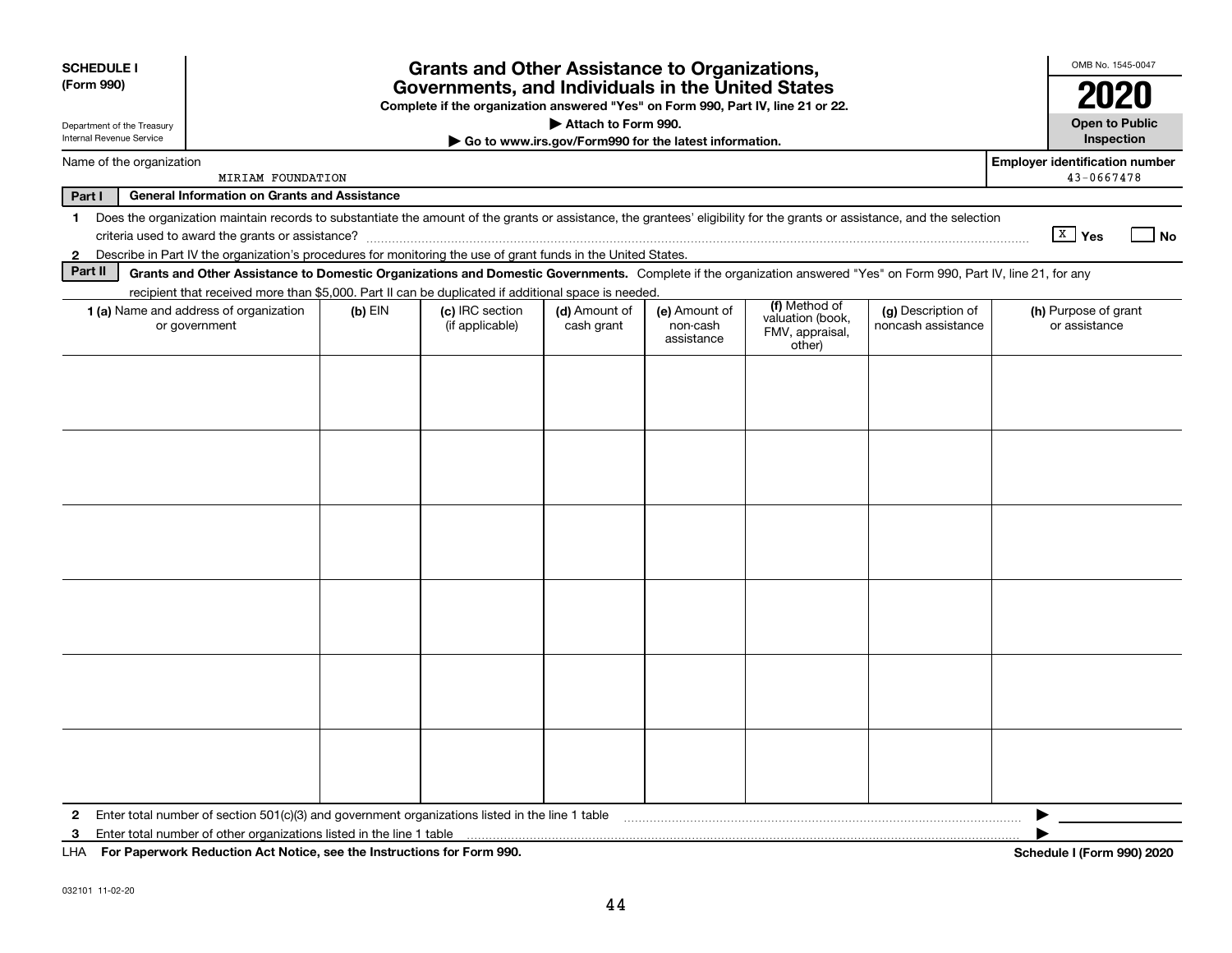**SCHEDULE I (Form 990)**

Department of the Treasury
Internal Revenue Service

# Grants and Other Assistance to Organizations, Governments, and Individuals in the United States

**Complete if the organization answered "Yes" on Form 990, Part IV, line 21 or 22.**

**▶ Attach to Form 990.**

**▶ Go to www.irs.gov/Form990 for the latest information.**

OMB No. 1545-0047

**2020**

**Open to Public Inspection**

Name of the organization: MIRIAM FOUNDATION

**Employer identification number** 43-0667478

**Part I — General Information on Grants and Assistance**

1 Does the organization maintain records to substantiate the amount of the grants or assistance, the grantees' eligibility for the grants or assistance, and the selection criteria used to award the grants or assistance? [X] Yes [ ] No

2 Describe in Part IV the organization's procedures for monitoring the use of grant funds in the United States.

**Part II — Grants and Other Assistance to Domestic Organizations and Domestic Governments.** Complete if the organization answered "Yes" on Form 990, Part IV, line 21, for any recipient that received more than $5,000. Part II can be duplicated if additional space is needed.

| 1 (a) Name and address of organization or government | (b) EIN | (c) IRC section (if applicable) | (d) Amount of cash grant | (e) Amount of non-cash assistance | (f) Method of valuation (book, FMV, appraisal, other) | (g) Description of noncash assistance | (h) Purpose of grant or assistance |
|---|---|---|---|---|---|---|---|
| | | | | | | | |
| | | | | | | | |
| | | | | | | | |
| | | | | | | | |
| | | | | | | | |
| | | | | | | | |

2 Enter total number of section 501(c)(3) and government organizations listed in the line 1 table ▶

3 Enter total number of other organizations listed in the line 1 table ▶

LHA **For Paperwork Reduction Act Notice, see the Instructions for Form 990.** **Schedule I (Form 990) 2020**

032101 11-02-20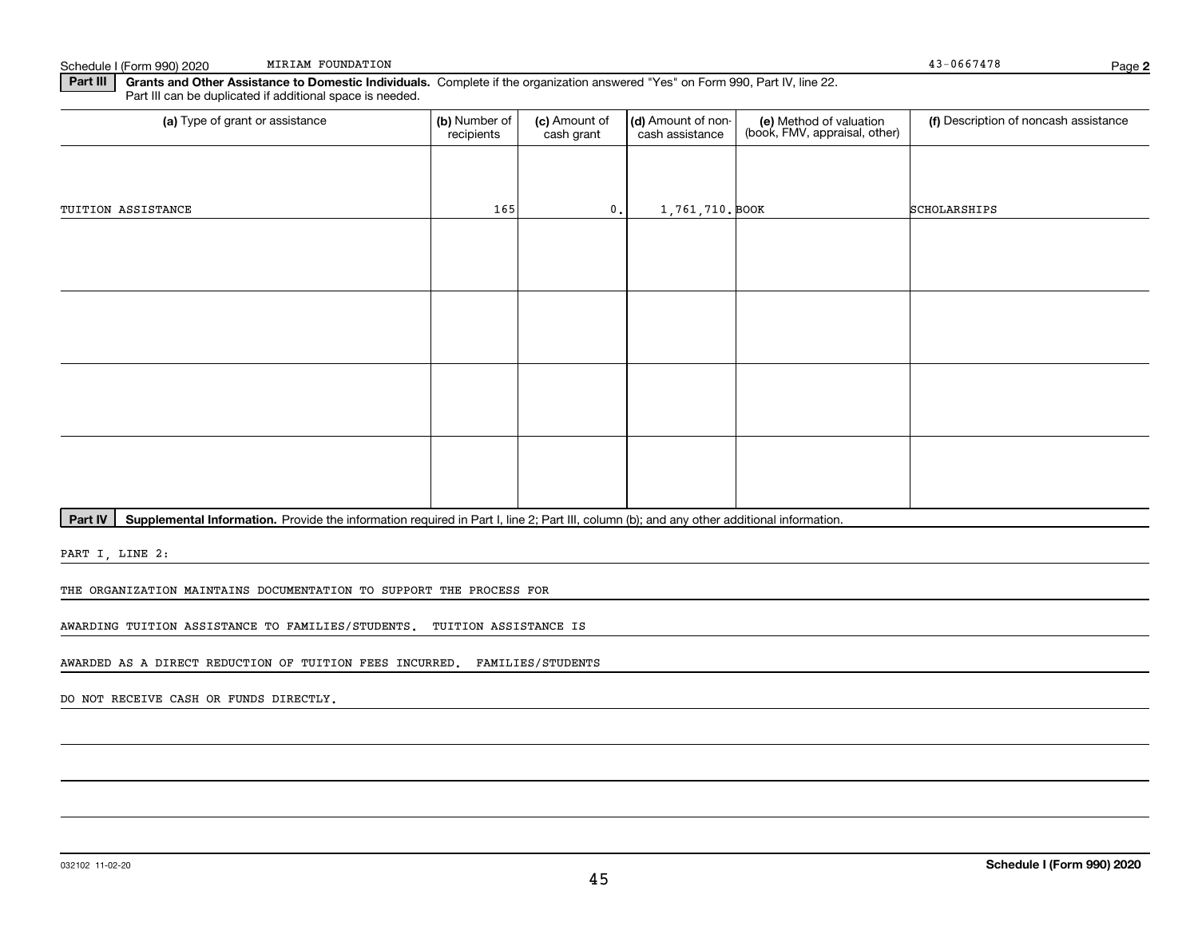Schedule I (Form 990) 2020 MIRIAM FOUNDATION 43-0667478

**Part III** **Grants and Other Assistance to Domestic Individuals.** Complete if the organization answered "Yes" on Form 990, Part IV, line 22. Part III can be duplicated if additional space is needed.

| (a) Type of grant or assistance | (b) Number of recipients | (c) Amount of cash grant | (d) Amount of non-cash assistance | (e) Method of valuation (book, FMV, appraisal, other) | (f) Description of noncash assistance |
|---|---|---|---|---|---|
| TUITION ASSISTANCE | 165 | 0. | 1,761,710. | BOOK | SCHOLARSHIPS |
| | | | | | |
| | | | | | |
| | | | | | |
| | | | | | |

**Part IV** **Supplemental Information.** Provide the information required in Part I, line 2; Part III, column (b); and any other additional information.

PART I, LINE 2:

THE ORGANIZATION MAINTAINS DOCUMENTATION TO SUPPORT THE PROCESS FOR AWARDING TUITION ASSISTANCE TO FAMILIES/STUDENTS. TUITION ASSISTANCE IS AWARDED AS A DIRECT REDUCTION OF TUITION FEES INCURRED. FAMILIES/STUDENTS DO NOT RECEIVE CASH OR FUNDS DIRECTLY.

032102 11-02-20 **Schedule I (Form 990) 2020**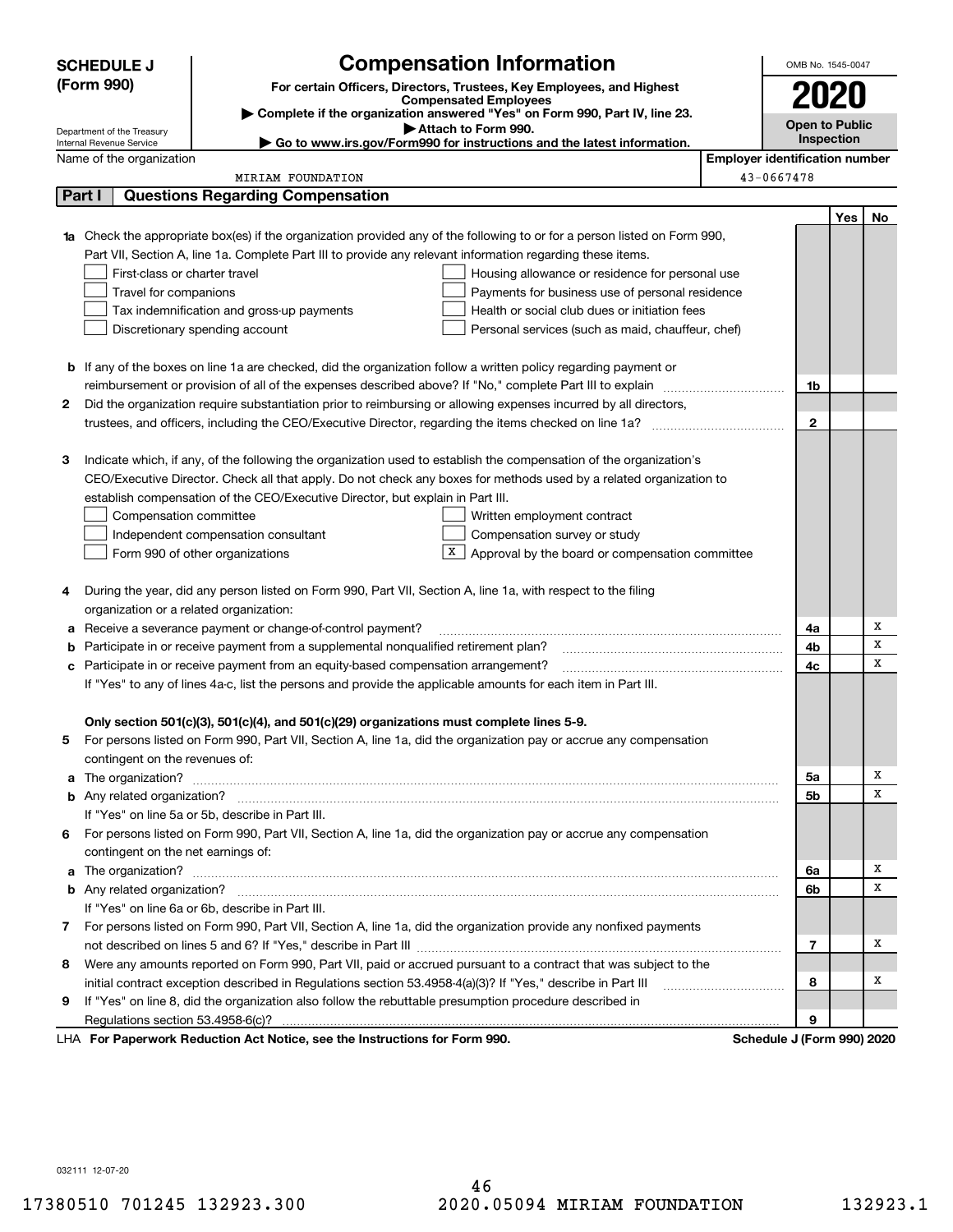**SCHEDULE J (Form 990)**

Department of the Treasury
Internal Revenue Service

# Compensation Information

**For certain Officers, Directors, Trustees, Key Employees, and Highest Compensated Employees**

▶ **Complete if the organization answered "Yes" on Form 990, Part IV, line 23.**

▶ **Attach to Form 990.**

▶ **Go to www.irs.gov/Form990 for instructions and the latest information.**

OMB No. 1545-0047

**2020**

**Open to Public Inspection**

Name of the organization: MIRIAM FOUNDATION

**Employer identification number** 43-0667478

## Part I — Questions Regarding Compensation

| | | | Yes | No |
|---|---|---|---|---|
| **1a** | Check the appropriate box(es) if the organization provided any of the following to or for a person listed on Form 990, Part VII, Section A, line 1a. Complete Part III to provide any relevant information regarding these items.<br>☐ First-class or charter travel ☐ Housing allowance or residence for personal use<br>☐ Travel for companions ☐ Payments for business use of personal residence<br>☐ Tax indemnification and gross-up payments ☐ Health or social club dues or initiation fees<br>☐ Discretionary spending account ☐ Personal services (such as maid, chauffeur, chef) | | | |
| **b** | If any of the boxes on line 1a are checked, did the organization follow a written policy regarding payment or reimbursement or provision of all of the expenses described above? If "No," complete Part III to explain | 1b | | |
| **2** | Did the organization require substantiation prior to reimbursing or allowing expenses incurred by all directors, trustees, and officers, including the CEO/Executive Director, regarding the items checked on line 1a? | 2 | | |
| **3** | Indicate which, if any, of the following the organization used to establish the compensation of the organization's CEO/Executive Director. Check all that apply. Do not check any boxes for methods used by a related organization to establish compensation of the CEO/Executive Director, but explain in Part III.<br>☐ Compensation committee ☐ Written employment contract<br>☐ Independent compensation consultant ☐ Compensation survey or study<br>☐ Form 990 of other organizations ☒ Approval by the board or compensation committee | | | |
| **4** | During the year, did any person listed on Form 990, Part VII, Section A, line 1a, with respect to the filing organization or a related organization: | | | |
| **a** | Receive a severance payment or change-of-control payment? | 4a | | X |
| **b** | Participate in or receive payment from a supplemental nonqualified retirement plan? | 4b | | X |
| **c** | Participate in or receive payment from an equity-based compensation arrangement? | 4c | | X |
| | If "Yes" to any of lines 4a-c, list the persons and provide the applicable amounts for each item in Part III. | | | |
| | **Only section 501(c)(3), 501(c)(4), and 501(c)(29) organizations must complete lines 5-9.** | | | |
| **5** | For persons listed on Form 990, Part VII, Section A, line 1a, did the organization pay or accrue any compensation contingent on the revenues of: | | | |
| **a** | The organization? | 5a | | X |
| **b** | Any related organization? | 5b | | X |
| | If "Yes" on line 5a or 5b, describe in Part III. | | | |
| **6** | For persons listed on Form 990, Part VII, Section A, line 1a, did the organization pay or accrue any compensation contingent on the net earnings of: | | | |
| **a** | The organization? | 6a | | X |
| **b** | Any related organization? | 6b | | X |
| | If "Yes" on line 6a or 6b, describe in Part III. | | | |
| **7** | For persons listed on Form 990, Part VII, Section A, line 1a, did the organization provide any nonfixed payments not described on lines 5 and 6? If "Yes," describe in Part III | 7 | | X |
| **8** | Were any amounts reported on Form 990, Part VII, paid or accrued pursuant to a contract that was subject to the initial contract exception described in Regulations section 53.4958-4(a)(3)? If "Yes," describe in Part III | 8 | | X |
| **9** | If "Yes" on line 8, did the organization also follow the rebuttable presumption procedure described in Regulations section 53.4958-6(c)? | 9 | | |

LHA **For Paperwork Reduction Act Notice, see the Instructions for Form 990.** **Schedule J (Form 990) 2020**

032111 12-07-20

17380510 701245 132923.300 2020.05094 MIRIAM FOUNDATION 132923.1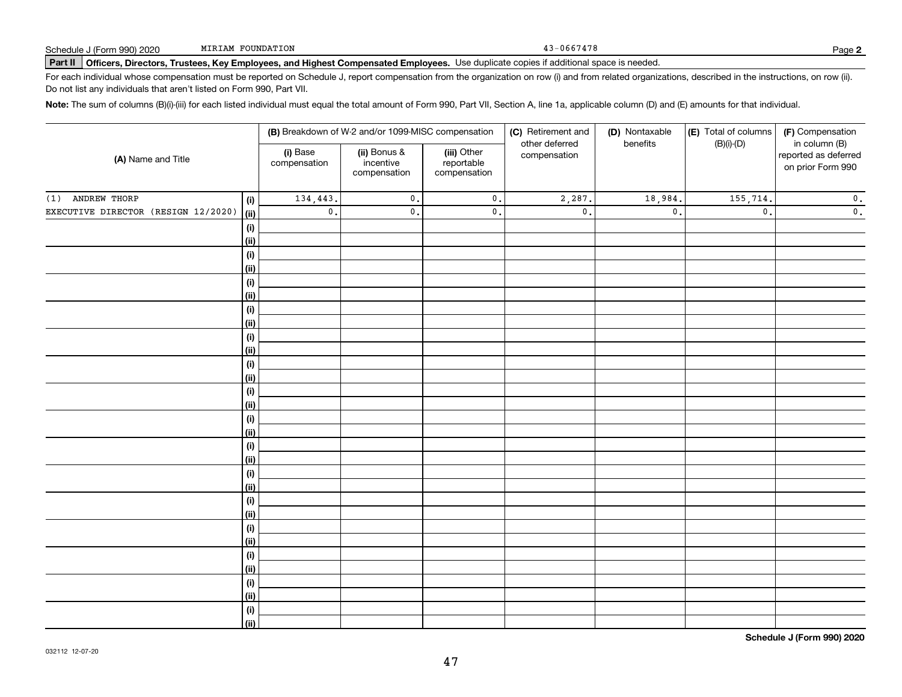Schedule J (Form 990) 2020 MIRIAM FOUNDATION 43-0667478 Page **2**

**Part II** **Officers, Directors, Trustees, Key Employees, and Highest Compensated Employees.** Use duplicate copies if additional space is needed.

For each individual whose compensation must be reported on Schedule J, report compensation from the organization on row (i) and from related organizations, described in the instructions, on row (ii). Do not list any individuals that aren't listed on Form 990, Part VII.

**Note:** The sum of columns (B)(i)-(iii) for each listed individual must equal the total amount of Form 990, Part VII, Section A, line 1a, applicable column (D) and (E) amounts for that individual.

| (A) Name and Title | | (B) Breakdown of W-2 and/or 1099-MISC compensation | | | (C) Retirement and other deferred compensation | (D) Nontaxable benefits | (E) Total of columns (B)(i)-(D) | (F) Compensation in column (B) reported as deferred on prior Form 990 |
|---|---|---|---|---|---|---|---|---|
| | | (i) Base compensation | (ii) Bonus & incentive compensation | (iii) Other reportable compensation | | | | |
| (1) ANDREW THORP | (i) | 134,443. | 0. | 0. | 2,287. | 18,984. | 155,714. | 0. |
| EXECUTIVE DIRECTOR (RESIGN 12/2020) | (ii) | 0. | 0. | 0. | 0. | 0. | 0. | 0. |
| | (i) | | | | | | | |
| | (ii) | | | | | | | |
| | (i) | | | | | | | |
| | (ii) | | | | | | | |
| | (i) | | | | | | | |
| | (ii) | | | | | | | |
| | (i) | | | | | | | |
| | (ii) | | | | | | | |
| | (i) | | | | | | | |
| | (ii) | | | | | | | |
| | (i) | | | | | | | |
| | (ii) | | | | | | | |
| | (i) | | | | | | | |
| | (ii) | | | | | | | |
| | (i) | | | | | | | |
| | (ii) | | | | | | | |
| | (i) | | | | | | | |
| | (ii) | | | | | | | |
| | (i) | | | | | | | |
| | (ii) | | | | | | | |
| | (i) | | | | | | | |
| | (ii) | | | | | | | |
| | (i) | | | | | | | |
| | (ii) | | | | | | | |
| | (i) | | | | | | | |
| | (ii) | | | | | | | |
| | (i) | | | | | | | |
| | (ii) | | | | | | | |
| | (i) | | | | | | | |
| | (ii) | | | | | | | |

**Schedule J (Form 990) 2020**

032112 12-07-20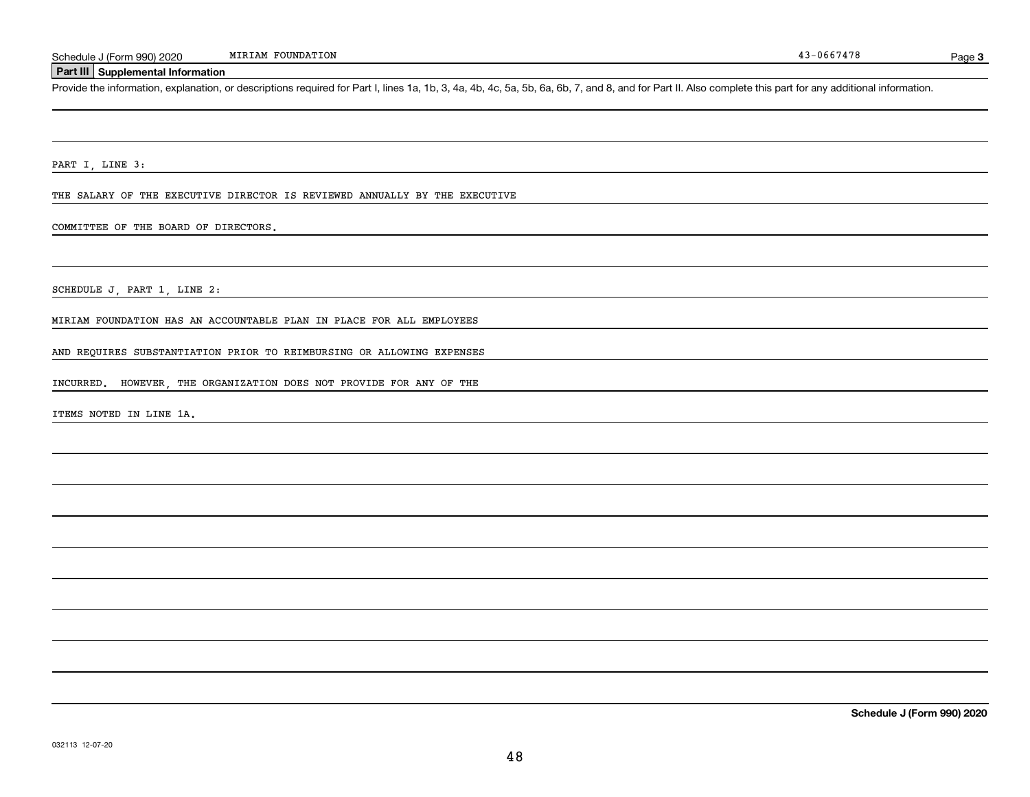Schedule J (Form 990) 2020 MIRIAM FOUNDATION 43-0667478 Page **3**

## Part III Supplemental Information

Provide the information, explanation, or descriptions required for Part I, lines 1a, 1b, 3, 4a, 4b, 4c, 5a, 5b, 6a, 6b, 7, and 8, and for Part II. Also complete this part for any additional information.

PART I, LINE 3:

THE SALARY OF THE EXECUTIVE DIRECTOR IS REVIEWED ANNUALLY BY THE EXECUTIVE COMMITTEE OF THE BOARD OF DIRECTORS.

SCHEDULE J, PART 1, LINE 2:

MIRIAM FOUNDATION HAS AN ACCOUNTABLE PLAN IN PLACE FOR ALL EMPLOYEES AND REQUIRES SUBSTANTIATION PRIOR TO REIMBURSING OR ALLOWING EXPENSES INCURRED. HOWEVER, THE ORGANIZATION DOES NOT PROVIDE FOR ANY OF THE ITEMS NOTED IN LINE 1A.

**Schedule J (Form 990) 2020**

032113 12-07-20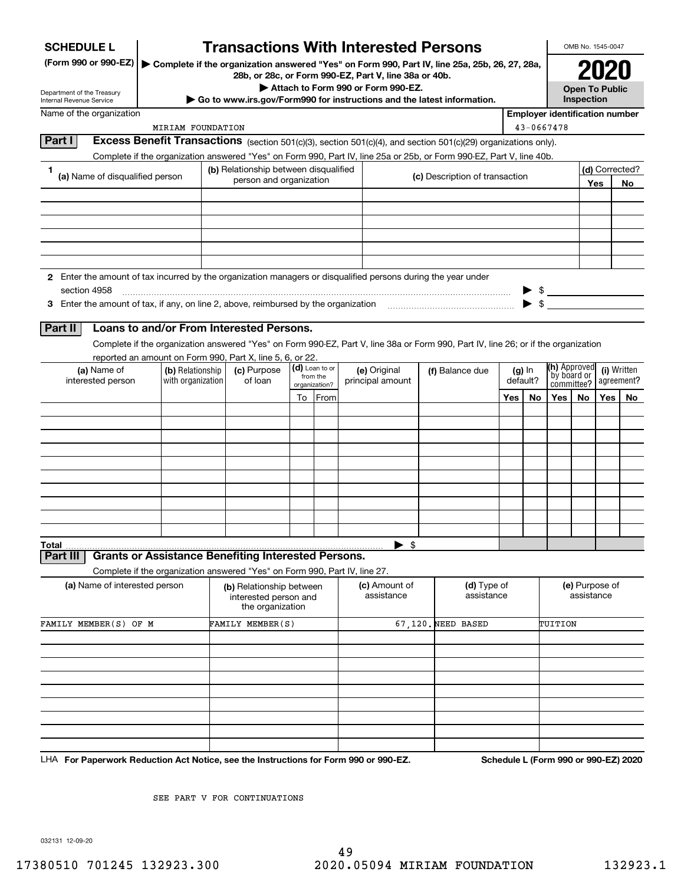**SCHEDULE L** (Form 990 or 990-EZ)

Department of the Treasury Internal Revenue Service

# Transactions With Interested Persons

▶ Complete if the organization answered "Yes" on Form 990, Part IV, line 25a, 25b, 26, 27, 28a, 28b, or 28c, or Form 990-EZ, Part V, line 38a or 40b.
▶ Attach to Form 990 or Form 990-EZ.
▶ Go to www.irs.gov/Form990 for instructions and the latest information.

OMB No. 1545-0047

**2020**

**Open To Public Inspection**

Name of the organization: MIRIAM FOUNDATION

Employer identification number: 43-0667478

## Part I Excess Benefit Transactions (section 501(c)(3), section 501(c)(4), and section 501(c)(29) organizations only).

Complete if the organization answered "Yes" on Form 990, Part IV, line 25a or 25b, or Form 990-EZ, Part V, line 40b.

| 1 (a) Name of disqualified person | (b) Relationship between disqualified person and organization | (c) Description of transaction | (d) Corrected? Yes | No |
|---|---|---|---|---|
| | | | | |
| | | | | |
| | | | | |
| | | | | |
| | | | | |
| | | | | |

2 Enter the amount of tax incurred by the organization managers or disqualified persons during the year under section 4958 ▶ $

3 Enter the amount of tax, if any, on line 2, above, reimbursed by the organization ▶ $

## Part II Loans to and/or From Interested Persons.

Complete if the organization answered "Yes" on Form 990-EZ, Part V, line 38a or Form 990, Part IV, line 26; or if the organization reported an amount on Form 990, Part X, line 5, 6, or 22.

| (a) Name of interested person | (b) Relationship with organization | (c) Purpose of loan | (d) Loan to or from the organization? | | (e) Original principal amount | (f) Balance due | (g) In default? | | (h) Approved by board or committee? | | (i) Written agreement? | |
|---|---|---|---|---|---|---|---|---|---|---|---|---|
| | | | To | From | | | Yes | No | Yes | No | Yes | No |
| | | | | | | | | | | | | |
| | | | | | | | | | | | | |
| | | | | | | | | | | | | |
| | | | | | | | | | | | | |
| | | | | | | | | | | | | |
| | | | | | | | | | | | | |
| | | | | | | | | | | | | |
| | | | | | | | | | | | | |
| | | | | | | | | | | | | |
| | | | | | | | | | | | | |
| **Total** | | | | | ▶ $ | | | | | | | |

## Part III Grants or Assistance Benefiting Interested Persons.

Complete if the organization answered "Yes" on Form 990, Part IV, line 27.

| (a) Name of interested person | (b) Relationship between interested person and the organization | (c) Amount of assistance | (d) Type of assistance | (e) Purpose of assistance |
|---|---|---|---|---|
| FAMILY MEMBER(S) OF M | FAMILY MEMBER(S) | 67,120. | NEED BASED | TUITION |
| | | | | |
| | | | | |
| | | | | |
| | | | | |
| | | | | |
| | | | | |
| | | | | |
| | | | | |

LHA **For Paperwork Reduction Act Notice, see the Instructions for Form 990 or 990-EZ.** **Schedule L (Form 990 or 990-EZ) 2020**

SEE PART V FOR CONTINUATIONS

032131 12-09-20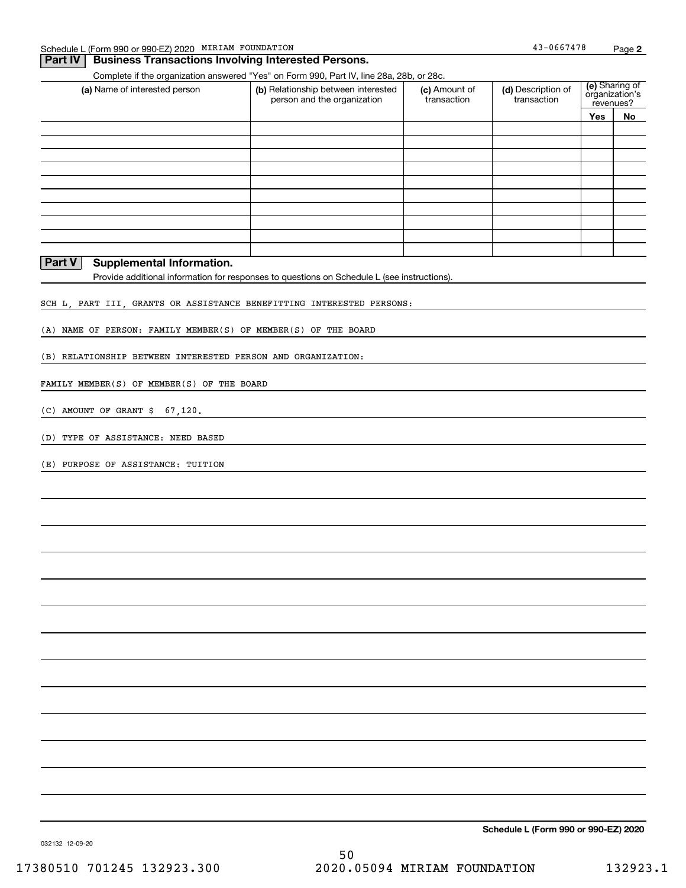Schedule L (Form 990 or 990-EZ) 2020 MIRIAM FOUNDATION 43-0667478 Page **2**

## Part IV Business Transactions Involving Interested Persons.

Complete if the organization answered "Yes" on Form 990, Part IV, line 28a, 28b, or 28c.

| (a) Name of interested person | (b) Relationship between interested person and the organization | (c) Amount of transaction | (d) Description of transaction | (e) Sharing of organization's revenues? | |
|---|---|---|---|---|---|
| | | | | Yes | No |
| | | | | | |
| | | | | | |
| | | | | | |
| | | | | | |
| | | | | | |
| | | | | | |
| | | | | | |
| | | | | | |
| | | | | | |
| | | | | | |

## Part V Supplemental Information.

Provide additional information for responses to questions on Schedule L (see instructions).

SCH L, PART III, GRANTS OR ASSISTANCE BENEFITTING INTERESTED PERSONS:

(A) NAME OF PERSON: FAMILY MEMBER(S) OF MEMBER(S) OF THE BOARD

(B) RELATIONSHIP BETWEEN INTERESTED PERSON AND ORGANIZATION:

FAMILY MEMBER(S) OF MEMBER(S) OF THE BOARD

(C) AMOUNT OF GRANT $ 67,120.

(D) TYPE OF ASSISTANCE: NEED BASED

(E) PURPOSE OF ASSISTANCE: TUITION

**Schedule L (Form 990 or 990-EZ) 2020**

032132 12-09-20

17380510 701245 132923.300 2020.05094 MIRIAM FOUNDATION 132923.1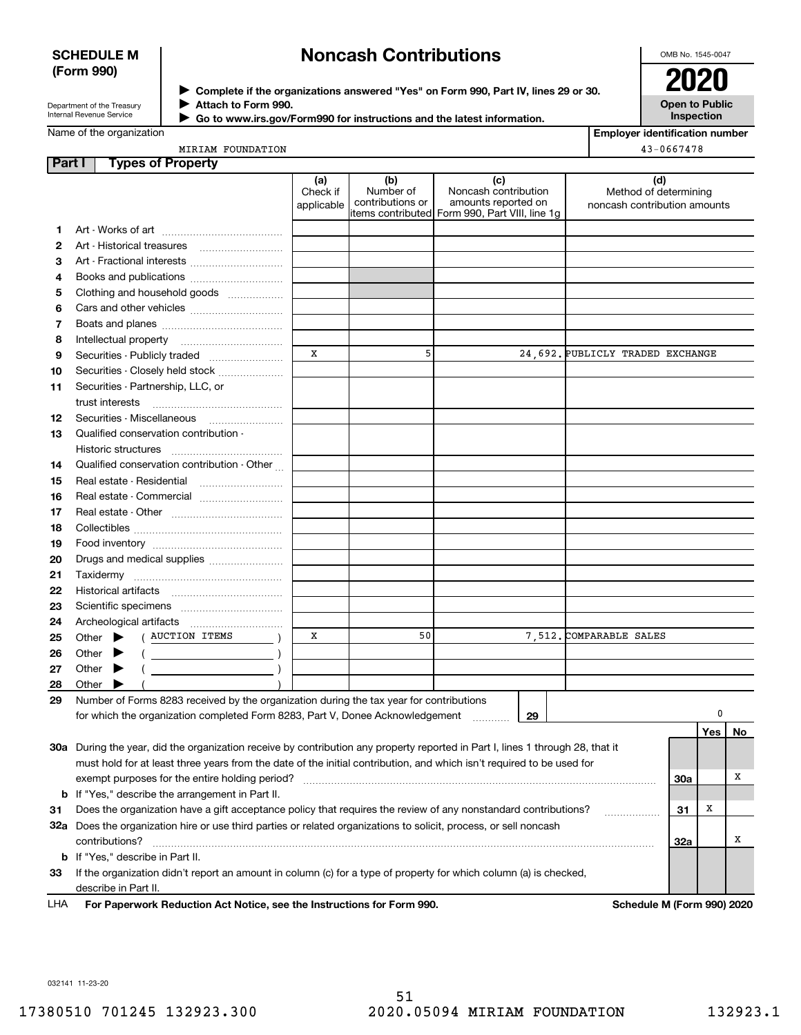**SCHEDULE M (Form 990)**

Department of the Treasury
Internal Revenue Service

# Noncash Contributions

▶ Complete if the organizations answered "Yes" on Form 990, Part IV, lines 29 or 30.
▶ Attach to Form 990.
▶ Go to www.irs.gov/Form990 for instructions and the latest information.

OMB No. 1545-0047

**2020**

**Open to Public Inspection**

Name of the organization: MIRIAM FOUNDATION

Employer identification number: 43-0667478

**Part I Types of Property**

| | | (a) Check if applicable | (b) Number of contributions or items contributed | (c) Noncash contribution amounts reported on Form 990, Part VIII, line 1g | (d) Method of determining noncash contribution amounts |
|---|---|---|---|---|---|
| 1 | Art - Works of art | | | | |
| 2 | Art - Historical treasures | | | | |
| 3 | Art - Fractional interests | | | | |
| 4 | Books and publications | | | | |
| 5 | Clothing and household goods | | | | |
| 6 | Cars and other vehicles | | | | |
| 7 | Boats and planes | | | | |
| 8 | Intellectual property | | | | |
| 9 | Securities - Publicly traded | X | 5 | 24,692. | PUBLICLY TRADED EXCHANGE |
| 10 | Securities - Closely held stock | | | | |
| 11 | Securities - Partnership, LLC, or trust interests | | | | |
| 12 | Securities - Miscellaneous | | | | |
| 13 | Qualified conservation contribution - Historic structures | | | | |
| 14 | Qualified conservation contribution - Other | | | | |
| 15 | Real estate - Residential | | | | |
| 16 | Real estate - Commercial | | | | |
| 17 | Real estate - Other | | | | |
| 18 | Collectibles | | | | |
| 19 | Food inventory | | | | |
| 20 | Drugs and medical supplies | | | | |
| 21 | Taxidermy | | | | |
| 22 | Historical artifacts | | | | |
| 23 | Scientific specimens | | | | |
| 24 | Archeological artifacts | | | | |
| 25 | Other ▶ ( AUCTION ITEMS ) | X | 50 | 7,512. | COMPARABLE SALES |
| 26 | Other ▶ ( ) | | | | |
| 27 | Other ▶ ( ) | | | | |
| 28 | Other ▶ ( ) | | | | |

**29** Number of Forms 8283 received by the organization during the tax year for contributions for which the organization completed Form 8283, Part V, Donee Acknowledgement ..... **29** 0

| | | | Yes | No |
|---|---|---|---|---|
| **30a** | During the year, did the organization receive by contribution any property reported in Part I, lines 1 through 28, that it must hold for at least three years from the date of the initial contribution, and which isn't required to be used for exempt purposes for the entire holding period? | 30a | | X |
| **b** | If "Yes," describe the arrangement in Part II. | | | |
| **31** | Does the organization have a gift acceptance policy that requires the review of any nonstandard contributions? | 31 | X | |
| **32a** | Does the organization hire or use third parties or related organizations to solicit, process, or sell noncash contributions? | 32a | | X |
| **b** | If "Yes," describe in Part II. | | | |
| **33** | If the organization didn't report an amount in column (c) for a type of property for which column (a) is checked, describe in Part II. | | | |

LHA **For Paperwork Reduction Act Notice, see the Instructions for Form 990.** **Schedule M (Form 990) 2020**

032141 11-23-20

17380510 701245 132923.300 2020.05094 MIRIAM FOUNDATION 132923.1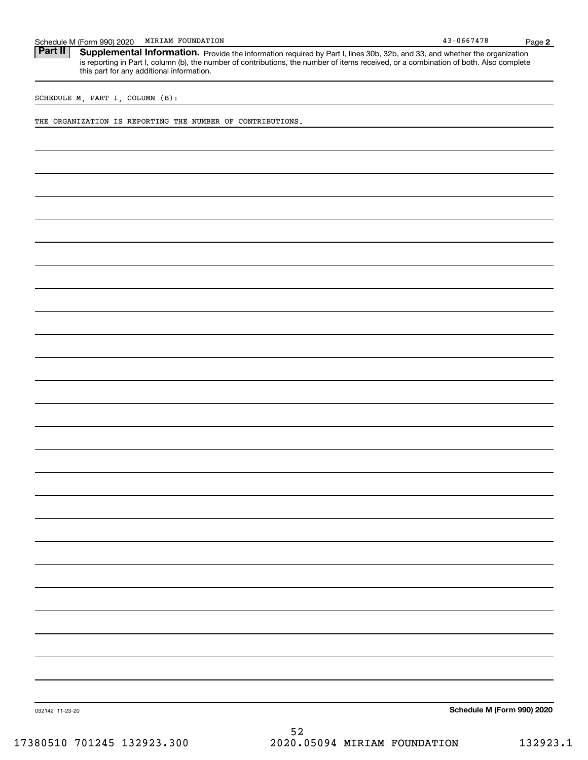Schedule M (Form 990) 2020 MIRIAM FOUNDATION 43-0667478 Page **2**

**Part II** **Supplemental Information.** Provide the information required by Part I, lines 30b, 32b, and 33, and whether the organization is reporting in Part I, column (b), the number of contributions, the number of items received, or a combination of both. Also complete this part for any additional information.

SCHEDULE M, PART I, COLUMN (B):

THE ORGANIZATION IS REPORTING THE NUMBER OF CONTRIBUTIONS.

032142 11-23-20 **Schedule M (Form 990) 2020**

17380510 701245 132923.300 2020.05094 MIRIAM FOUNDATION 132923.1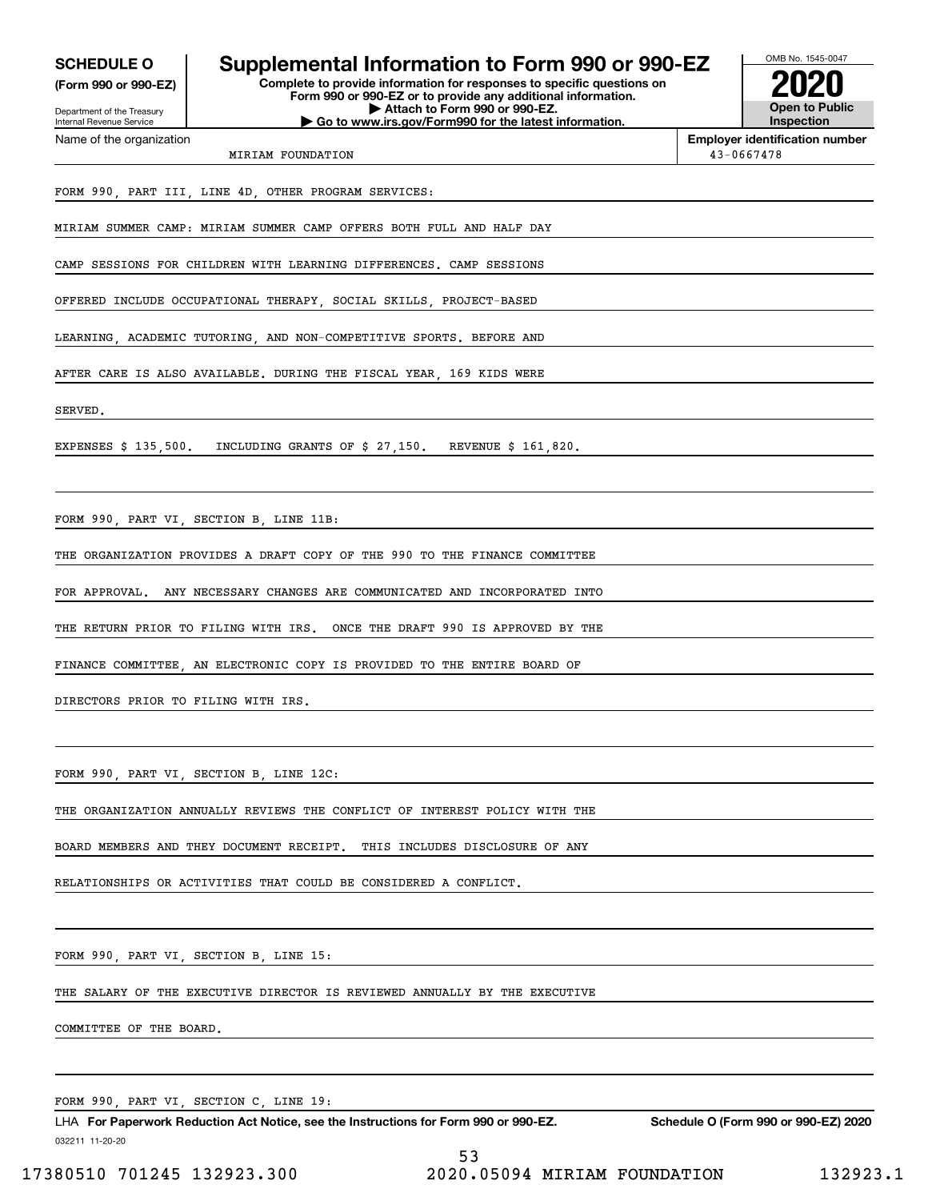**SCHEDULE O (Form 990 or 990-EZ)**

Department of the Treasury
Internal Revenue Service

# Supplemental Information to Form 990 or 990-EZ

**Complete to provide information for responses to specific questions on Form 990 or 990-EZ or to provide any additional information.**
**▶ Attach to Form 990 or 990-EZ.**
**▶ Go to www.irs.gov/Form990 for the latest information.**

OMB No. 1545-0047
**2020**
**Open to Public Inspection**

Name of the organization: MIRIAM FOUNDATION

**Employer identification number:** 43-0667478

FORM 990, PART III, LINE 4D, OTHER PROGRAM SERVICES:

MIRIAM SUMMER CAMP: MIRIAM SUMMER CAMP OFFERS BOTH FULL AND HALF DAY CAMP SESSIONS FOR CHILDREN WITH LEARNING DIFFERENCES. CAMP SESSIONS OFFERED INCLUDE OCCUPATIONAL THERAPY, SOCIAL SKILLS, PROJECT-BASED LEARNING, ACADEMIC TUTORING, AND NON-COMPETITIVE SPORTS. BEFORE AND AFTER CARE IS ALSO AVAILABLE. DURING THE FISCAL YEAR, 169 KIDS WERE SERVED.

EXPENSES $ 135,500. INCLUDING GRANTS OF $ 27,150. REVENUE $ 161,820.

FORM 990, PART VI, SECTION B, LINE 11B:

THE ORGANIZATION PROVIDES A DRAFT COPY OF THE 990 TO THE FINANCE COMMITTEE FOR APPROVAL. ANY NECESSARY CHANGES ARE COMMUNICATED AND INCORPORATED INTO THE RETURN PRIOR TO FILING WITH IRS. ONCE THE DRAFT 990 IS APPROVED BY THE FINANCE COMMITTEE, AN ELECTRONIC COPY IS PROVIDED TO THE ENTIRE BOARD OF DIRECTORS PRIOR TO FILING WITH IRS.

FORM 990, PART VI, SECTION B, LINE 12C:

THE ORGANIZATION ANNUALLY REVIEWS THE CONFLICT OF INTEREST POLICY WITH THE BOARD MEMBERS AND THEY DOCUMENT RECEIPT. THIS INCLUDES DISCLOSURE OF ANY RELATIONSHIPS OR ACTIVITIES THAT COULD BE CONSIDERED A CONFLICT.

FORM 990, PART VI, SECTION B, LINE 15:

THE SALARY OF THE EXECUTIVE DIRECTOR IS REVIEWED ANNUALLY BY THE EXECUTIVE COMMITTEE OF THE BOARD.

FORM 990, PART VI, SECTION C, LINE 19:

LHA **For Paperwork Reduction Act Notice, see the Instructions for Form 990 or 990-EZ.** **Schedule O (Form 990 or 990-EZ) 2020**

032211 11-20-20

17380510 701245 132923.300 2020.05094 MIRIAM FOUNDATION 132923.1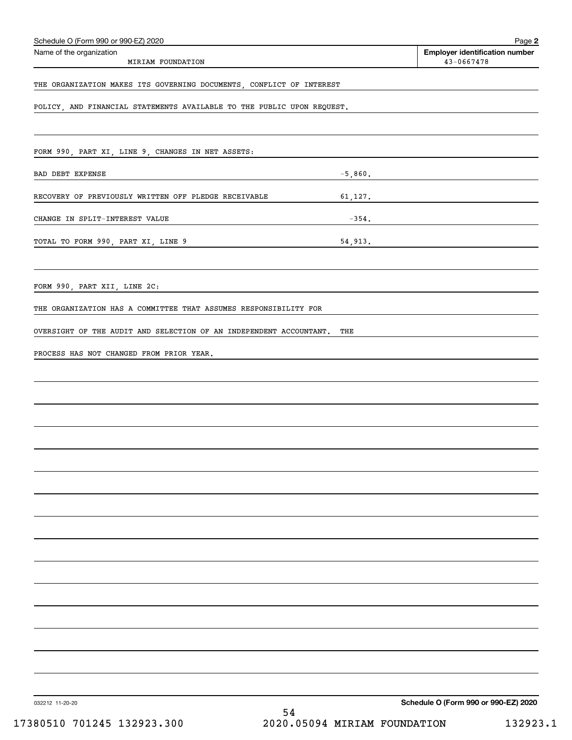Schedule O (Form 990 or 990-EZ) 2020

Name of the organization: MIRIAM FOUNDATION

Employer identification number: 43-0667478

THE ORGANIZATION MAKES ITS GOVERNING DOCUMENTS, CONFLICT OF INTEREST POLICY, AND FINANCIAL STATEMENTS AVAILABLE TO THE PUBLIC UPON REQUEST.

FORM 990, PART XI, LINE 9, CHANGES IN NET ASSETS:

| | |
|---|---|
| BAD DEBT EXPENSE | -5,860. |
| RECOVERY OF PREVIOUSLY WRITTEN OFF PLEDGE RECEIVABLE | 61,127. |
| CHANGE IN SPLIT-INTEREST VALUE | -354. |
| TOTAL TO FORM 990, PART XI, LINE 9 | 54,913. |

FORM 990, PART XII, LINE 2C:

THE ORGANIZATION HAS A COMMITTEE THAT ASSUMES RESPONSIBILITY FOR OVERSIGHT OF THE AUDIT AND SELECTION OF AN INDEPENDENT ACCOUNTANT. THE PROCESS HAS NOT CHANGED FROM PRIOR YEAR.

032212 11-20-20

Schedule O (Form 990 or 990-EZ) 2020

17380510 701245 132923.300 2020.05094 MIRIAM FOUNDATION 132923.1